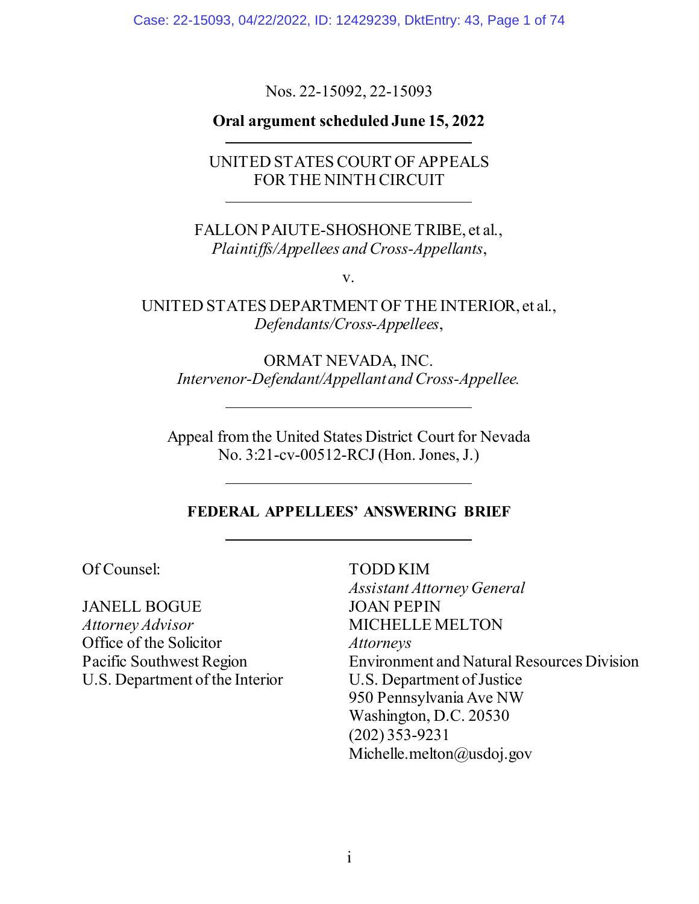Nos. 22-15092, 22-15093

**Oral argument scheduled June 15, 2022**

---

UNITED STATES COURT OF APPEALS
FOR THE NINTH CIRCUIT

---

FALLON PAIUTE-SHOSHONE TRIBE, et al.,
*Plaintiffs/Appellees and Cross-Appellants*,

v.

UNITED STATES DEPARTMENT OF THE INTERIOR, et al.,
*Defendants/Cross-Appellees*,

ORMAT NEVADA, INC.
*Intervenor-Defendant/Appellant and Cross-Appellee.*

---

Appeal from the United States District Court for Nevada
No. 3:21-cv-00512-RCJ (Hon. Jones, J.)

---

**FEDERAL APPELLEES' ANSWERING BRIEF**

---

Of Counsel:

JANELL BOGUE
*Attorney Advisor*
Office of the Solicitor
Pacific Southwest Region
U.S. Department of the Interior

TODD KIM
*Assistant Attorney General*
JOAN PEPIN
MICHELLE MELTON
*Attorneys*
Environment and Natural Resources Division
U.S. Department of Justice
950 Pennsylvania Ave NW
Washington, D.C. 20530
(202) 353-9231
Michelle.melton@usdoj.gov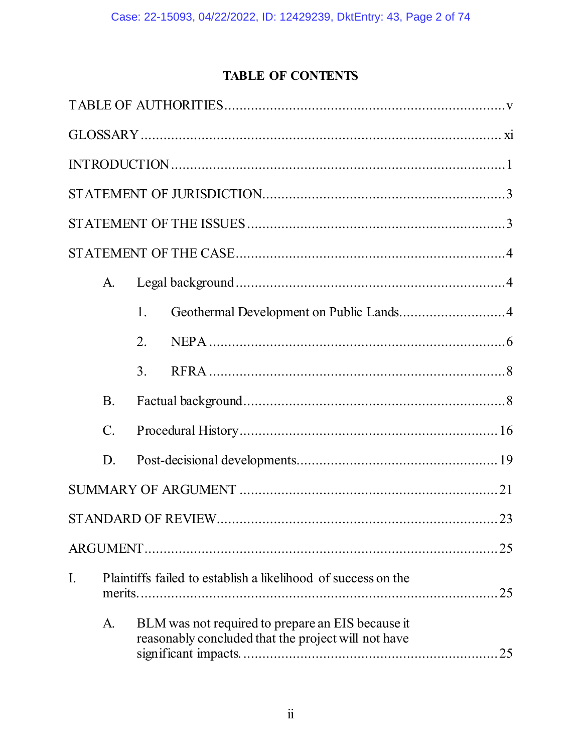## TABLE OF CONTENTS

TABLE OF AUTHORITIES ........................................................................ v

GLOSSARY ............................................................................................ xi

INTRODUCTION ...................................................................................... 1

STATEMENT OF JURISDICTION............................................................... 3

STATEMENT OF THE ISSUES .................................................................. 3

STATEMENT OF THE CASE ..................................................................... 4

- A. Legal background ........................................................................ 4
  - 1. Geothermal Development on Public Lands............................ 4
  - 2. NEPA ........................................................................................ 6
  - 3. RFRA ........................................................................................ 8
- B. Factual background ...................................................................... 8
- C. Procedural History ...................................................................... 16
- D. Post-decisional developments..................................................... 19

SUMMARY OF ARGUMENT .................................................................. 21

STANDARD OF REVIEW......................................................................... 23

ARGUMENT ............................................................................................ 25

I. Plaintiffs failed to establish a likelihood of success on the merits. ........................................................................................... 25

- A. BLM was not required to prepare an EIS because it reasonably concluded that the project will not have significant impacts. ............................................................... 25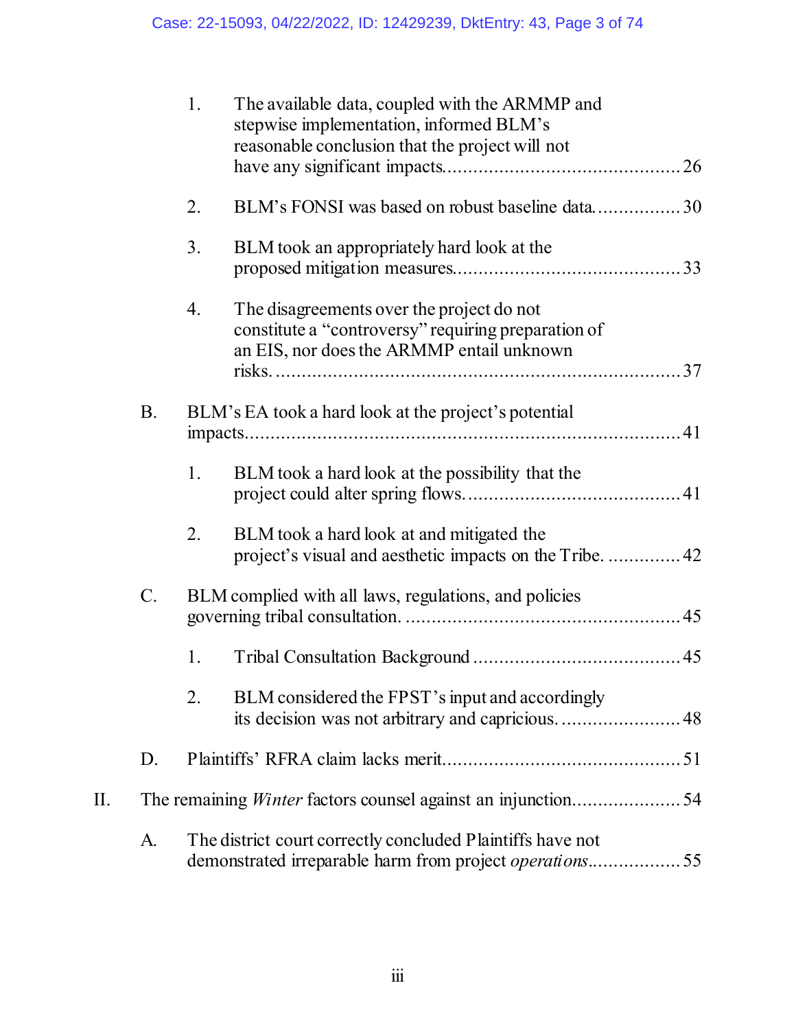1. The available data, coupled with the ARMMP and stepwise implementation, informed BLM's reasonable conclusion that the project will not have any significant impacts. .......... 26

2. BLM's FONSI was based on robust baseline data. .......... 30

3. BLM took an appropriately hard look at the proposed mitigation measures. .......... 33

4. The disagreements over the project do not constitute a "controversy" requiring preparation of an EIS, nor does the ARMMP entail unknown risks. .......... 37

B. BLM's EA took a hard look at the project's potential impacts. .......... 41

1. BLM took a hard look at the possibility that the project could alter spring flows. .......... 41

2. BLM took a hard look at and mitigated the project's visual and aesthetic impacts on the Tribe. .......... 42

C. BLM complied with all laws, regulations, and policies governing tribal consultation. .......... 45

1. Tribal Consultation Background .......... 45

2. BLM considered the FPST's input and accordingly its decision was not arbitrary and capricious. .......... 48

D. Plaintiffs' RFRA claim lacks merit. .......... 51

II. The remaining *Winter* factors counsel against an injunction. .......... 54

A. The district court correctly concluded Plaintiffs have not demonstrated irreparable harm from project *operations*. .......... 55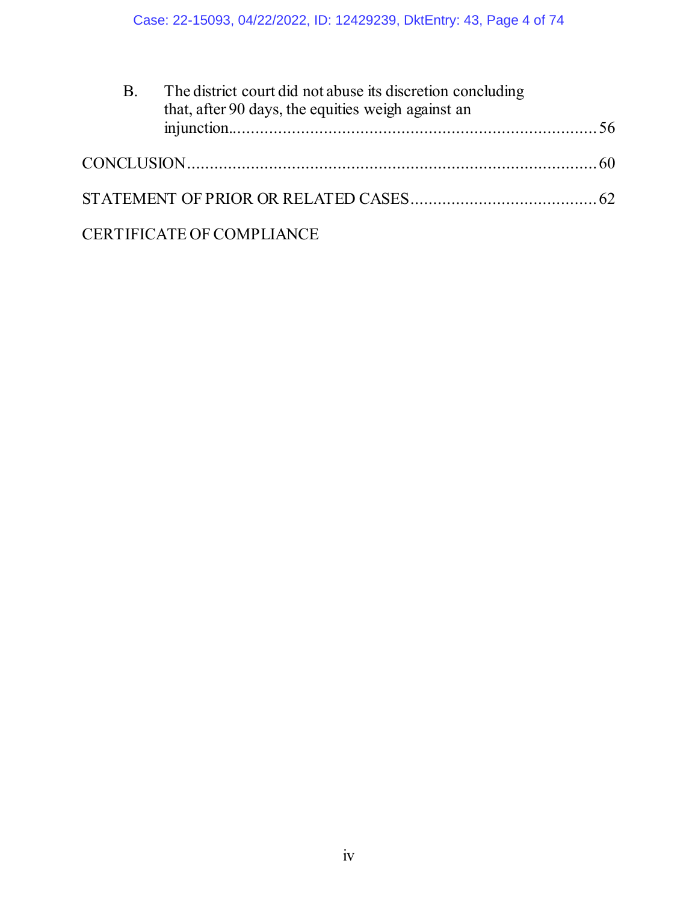B. The district court did not abuse its discretion concluding that, after 90 days, the equities weigh against an injunction.......................................................................... 56

CONCLUSION.......................................................................................... 60

STATEMENT OF PRIOR OR RELATED CASES........................................ 62

CERTIFICATE OF COMPLIANCE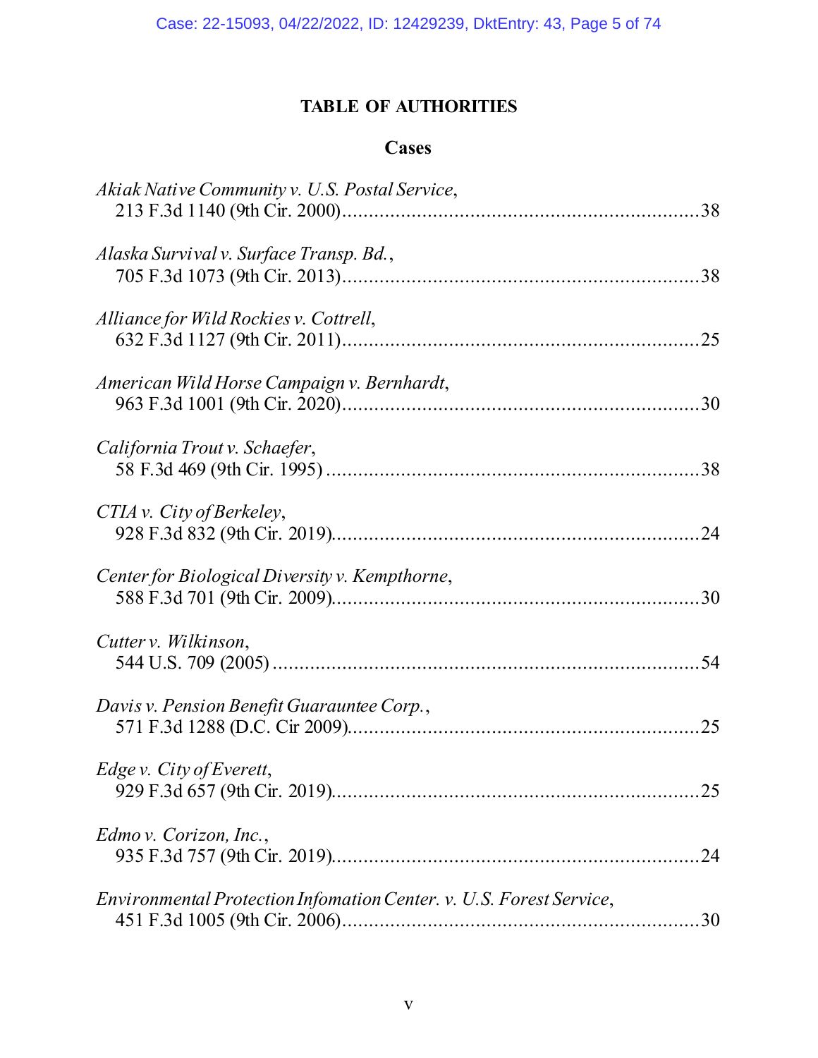## TABLE OF AUTHORITIES

### Cases

*Akiak Native Community v. U.S. Postal Service*,
213 F.3d 1140 (9th Cir. 2000)....................................................................38

*Alaska Survival v. Surface Transp. Bd.*,
705 F.3d 1073 (9th Cir. 2013)....................................................................38

*Alliance for Wild Rockies v. Cottrell*,
632 F.3d 1127 (9th Cir. 2011)....................................................................25

*American Wild Horse Campaign v. Bernhardt*,
963 F.3d 1001 (9th Cir. 2020)....................................................................30

*California Trout v. Schaefer*,
58 F.3d 469 (9th Cir. 1995) .......................................................................38

*CTIA v. City of Berkeley*,
928 F.3d 832 (9th Cir. 2019).....................................................................24

*Center for Biological Diversity v. Kempthorne*,
588 F.3d 701 (9th Cir. 2009).....................................................................30

*Cutter v. Wilkinson*,
544 U.S. 709 (2005) .................................................................................54

*Davis v. Pension Benefit Guarauntee Corp.*,
571 F.3d 1288 (D.C. Cir 2009)..................................................................25

*Edge v. City of Everett*,
929 F.3d 657 (9th Cir. 2019).....................................................................25

*Edmo v. Corizon, Inc.*,
935 F.3d 757 (9th Cir. 2019).....................................................................24

*Environmental Protection Infomation Center. v. U.S. Forest Service*,
451 F.3d 1005 (9th Cir. 2006)....................................................................30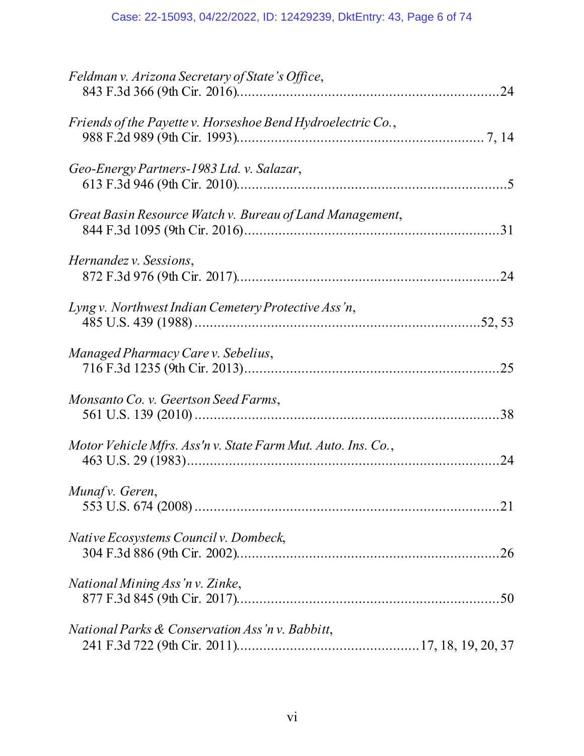*Feldman v. Arizona Secretary of State's Office*,
843 F.3d 366 (9th Cir. 2016)....................................................................24

*Friends of the Payette v. Horseshoe Bend Hydroelectric Co.*,
988 F.2d 989 (9th Cir. 1993)................................................................ 7, 14

*Geo-Energy Partners-1983 Ltd. v. Salazar*,
613 F.3d 946 (9th Cir. 2010)......................................................................5

*Great Basin Resource Watch v. Bureau of Land Management*,
844 F.3d 1095 (9th Cir. 2016)..................................................................31

*Hernandez v. Sessions*,
872 F.3d 976 (9th Cir. 2017)....................................................................24

*Lyng v. Northwest Indian Cemetery Protective Ass'n*,
485 U.S. 439 (1988) ...........................................................................52, 53

*Managed Pharmacy Care v. Sebelius*,
716 F.3d 1235 (9th Cir. 2013)..................................................................25

*Monsanto Co. v. Geertson Seed Farms*,
561 U.S. 139 (2010) .................................................................................38

*Motor Vehicle Mfrs. Ass'n v. State Farm Mut. Auto. Ins. Co.*,
463 U.S. 29 (1983)....................................................................................24

*Munaf v. Geren*,
553 U.S. 674 (2008) .................................................................................21

*Native Ecosystems Council v. Dombeck*,
304 F.3d 886 (9th Cir. 2002)....................................................................26

*National Mining Ass'n v. Zinke*,
877 F.3d 845 (9th Cir. 2017)....................................................................50

*National Parks & Conservation Ass'n v. Babbitt*,
241 F.3d 722 (9th Cir. 2011)...............................................17, 18, 19, 20, 37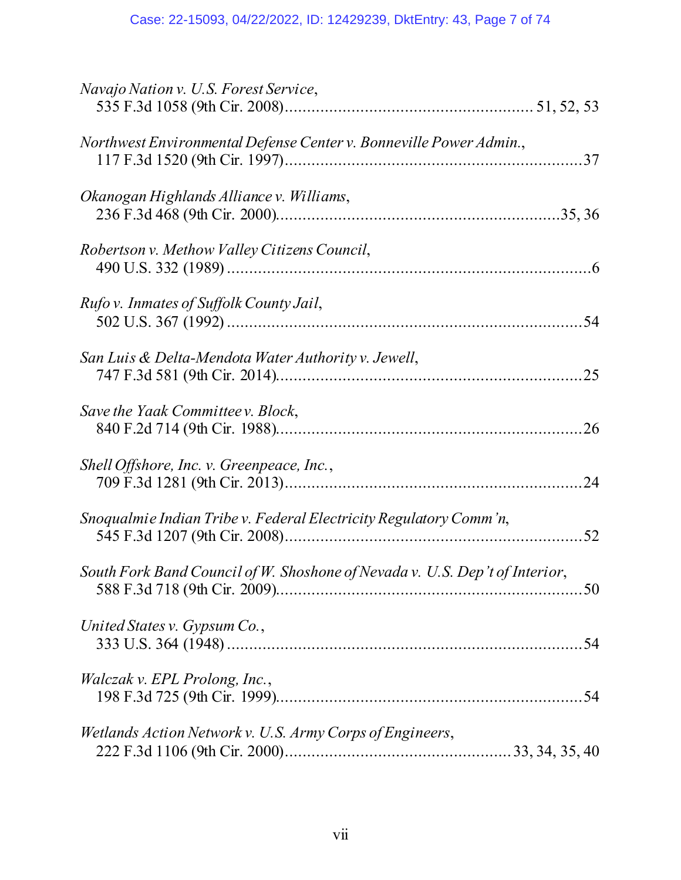*Navajo Nation v. U.S. Forest Service*,
535 F.3d 1058 (9th Cir. 2008)....................................................... 51, 52, 53

*Northwest Environmental Defense Center v. Bonneville Power Admin.*,
117 F.3d 1520 (9th Cir. 1997)...................................................................37

*Okanogan Highlands Alliance v. Williams*,
236 F.3d 468 (9th Cir. 2000)...............................................................35, 36

*Robertson v. Methow Valley Citizens Council*,
490 U.S. 332 (1989) ....................................................................................6

*Rufo v. Inmates of Suffolk County Jail*,
502 U.S. 367 (1992) ..................................................................................54

*San Luis & Delta-Mendota Water Authority v. Jewell*,
747 F.3d 581 (9th Cir. 2014).....................................................................25

*Save the Yaak Committee v. Block*,
840 F.2d 714 (9th Cir. 1988).....................................................................26

*Shell Offshore, Inc. v. Greenpeace, Inc.*,
709 F.3d 1281 (9th Cir. 2013)...................................................................24

*Snoqualmie Indian Tribe v. Federal Electricity Regulatory Comm'n*,
545 F.3d 1207 (9th Cir. 2008)...................................................................52

*South Fork Band Council of W. Shoshone of Nevada v. U.S. Dep't of Interior*,
588 F.3d 718 (9th Cir. 2009).....................................................................50

*United States v. Gypsum Co.*,
333 U.S. 364 (1948) ..................................................................................54

*Walczak v. EPL Prolong, Inc.*,
198 F.3d 725 (9th Cir. 1999).....................................................................54

*Wetlands Action Network v. U.S. Army Corps of Engineers*,
222 F.3d 1106 (9th Cir. 2000)................................................... 33, 34, 35, 40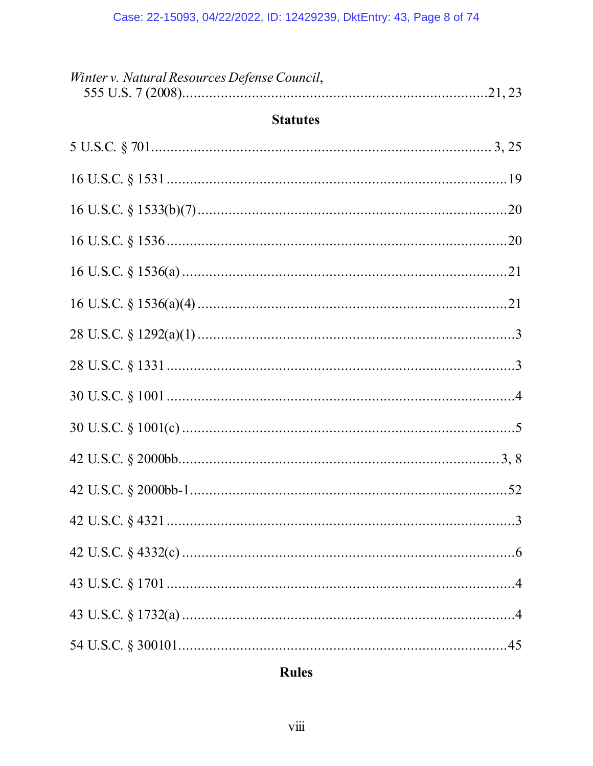*Winter v. Natural Resources Defense Council*,
555 U.S. 7 (2008)..............................................................................21, 23

## Statutes

5 U.S.C. § 701........................................................................................ 3, 25

16 U.S.C. § 1531 .......................................................................................19

16 U.S.C. § 1533(b)(7).................................................................................20

16 U.S.C. § 1536 .......................................................................................20

16 U.S.C. § 1536(a) ...................................................................................21

16 U.S.C. § 1536(a)(4) ................................................................................21

28 U.S.C. § 1292(a)(1) ..................................................................................3

28 U.S.C. § 1331 .........................................................................................3

30 U.S.C. § 1001 .........................................................................................4

30 U.S.C. § 1001(c) .....................................................................................5

42 U.S.C. § 2000bb.................................................................................. 3, 8

42 U.S.C. § 2000bb-1..................................................................................52

42 U.S.C. § 4321 .........................................................................................3

42 U.S.C. § 4332(c) .....................................................................................6

43 U.S.C. § 1701 .........................................................................................4

43 U.S.C. § 1732(a) .....................................................................................4

54 U.S.C. § 300101.....................................................................................45

## Rules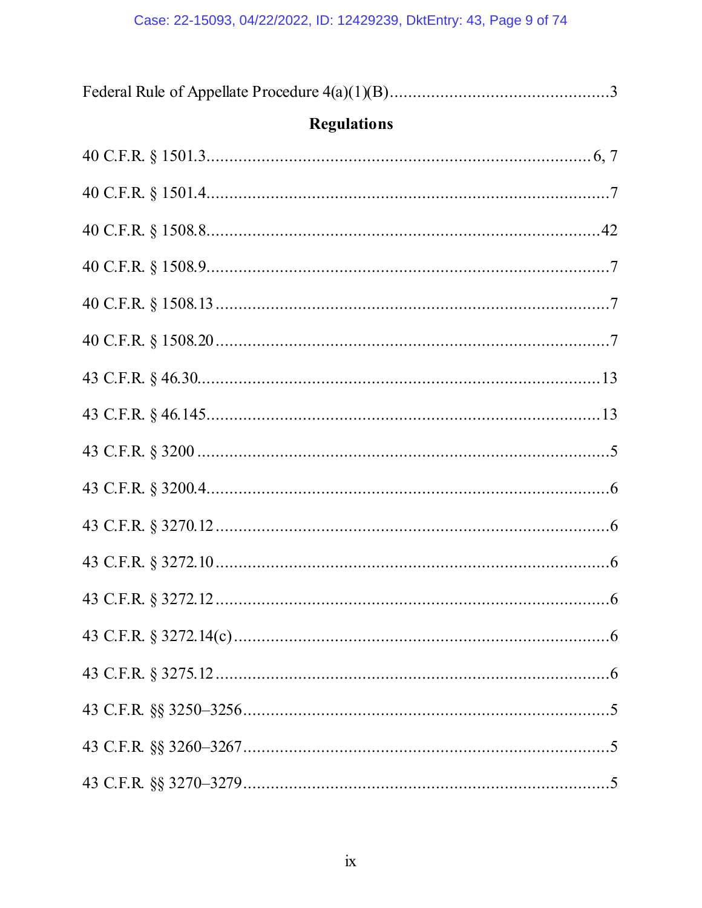Federal Rule of Appellate Procedure 4(a)(1)(B)................................................3

## Regulations

40 C.F.R. § 1501.3....................................................................................6, 7

40 C.F.R. § 1501.4.........................................................................................7

40 C.F.R. § 1508.8.......................................................................................42

40 C.F.R. § 1508.9.........................................................................................7

40 C.F.R. § 1508.13.......................................................................................7

40 C.F.R. § 1508.20.......................................................................................7

43 C.F.R. § 46.30.........................................................................................13

43 C.F.R. § 46.145.......................................................................................13

43 C.F.R. § 3200...........................................................................................5

43 C.F.R. § 3200.4.........................................................................................6

43 C.F.R. § 3270.12.......................................................................................6

43 C.F.R. § 3272.10.......................................................................................6

43 C.F.R. § 3272.12.......................................................................................6

43 C.F.R. § 3272.14(c)...................................................................................6

43 C.F.R. § 3275.12.......................................................................................6

43 C.F.R. §§ 3250–3256.................................................................................5

43 C.F.R. §§ 3260–3267.................................................................................5

43 C.F.R. §§ 3270–3279.................................................................................5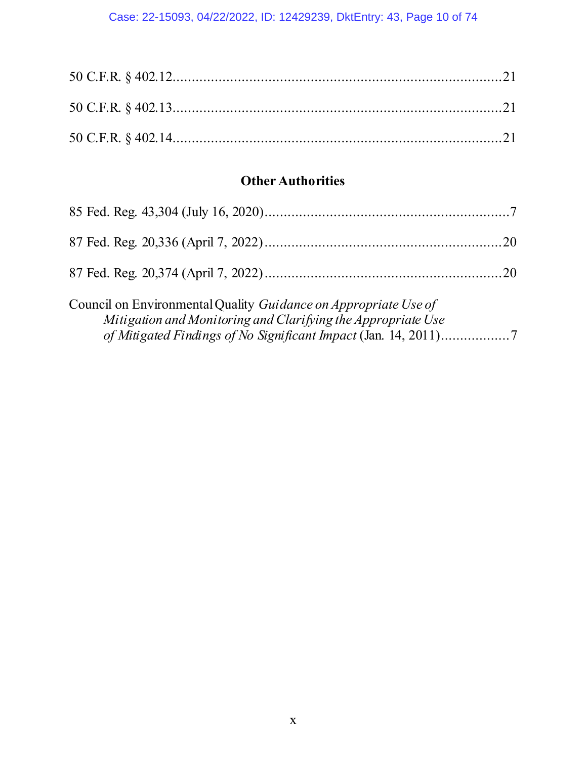50 C.F.R. § 402.12........................................................................................21

50 C.F.R. § 402.13........................................................................................21

50 C.F.R. § 402.14........................................................................................21

## Other Authorities

85 Fed. Reg. 43,304 (July 16, 2020).................................................................7

87 Fed. Reg. 20,336 (April 7, 2022)...............................................................20

87 Fed. Reg. 20,374 (April 7, 2022)...............................................................20

Council on Environmental Quality *Guidance on Appropriate Use of Mitigation and Monitoring and Clarifying the Appropriate Use of Mitigated Findings of No Significant Impact* (Jan. 14, 2011)..................7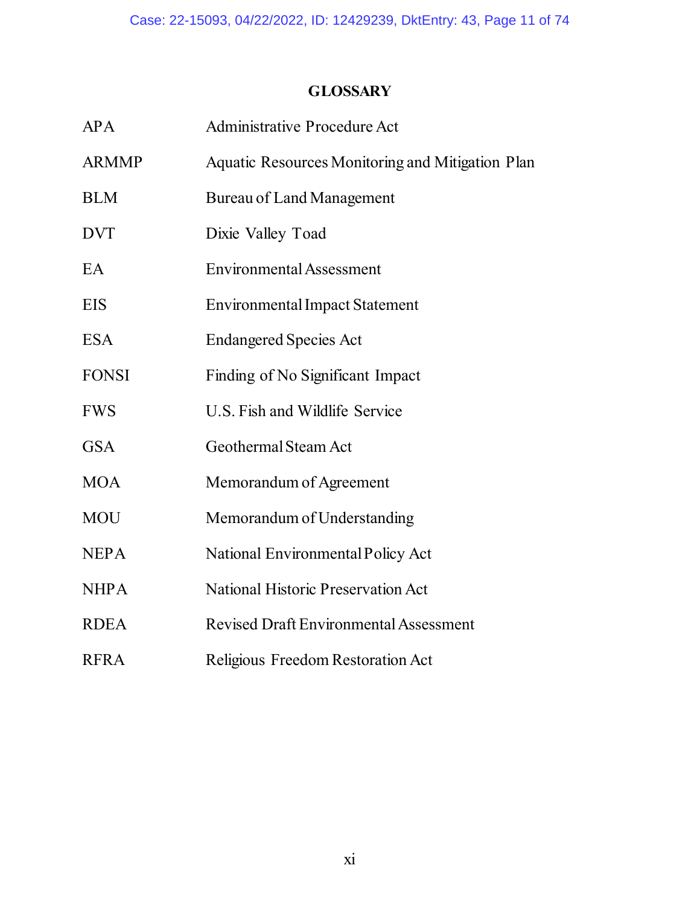# GLOSSARY

| | |
|---|---|
| APA | Administrative Procedure Act |
| ARMMP | Aquatic Resources Monitoring and Mitigation Plan |
| BLM | Bureau of Land Management |
| DVT | Dixie Valley Toad |
| EA | Environmental Assessment |
| EIS | Environmental Impact Statement |
| ESA | Endangered Species Act |
| FONSI | Finding of No Significant Impact |
| FWS | U.S. Fish and Wildlife Service |
| GSA | Geothermal Steam Act |
| MOA | Memorandum of Agreement |
| MOU | Memorandum of Understanding |
| NEPA | National Environmental Policy Act |
| NHPA | National Historic Preservation Act |
| RDEA | Revised Draft Environmental Assessment |
| RFRA | Religious Freedom Restoration Act |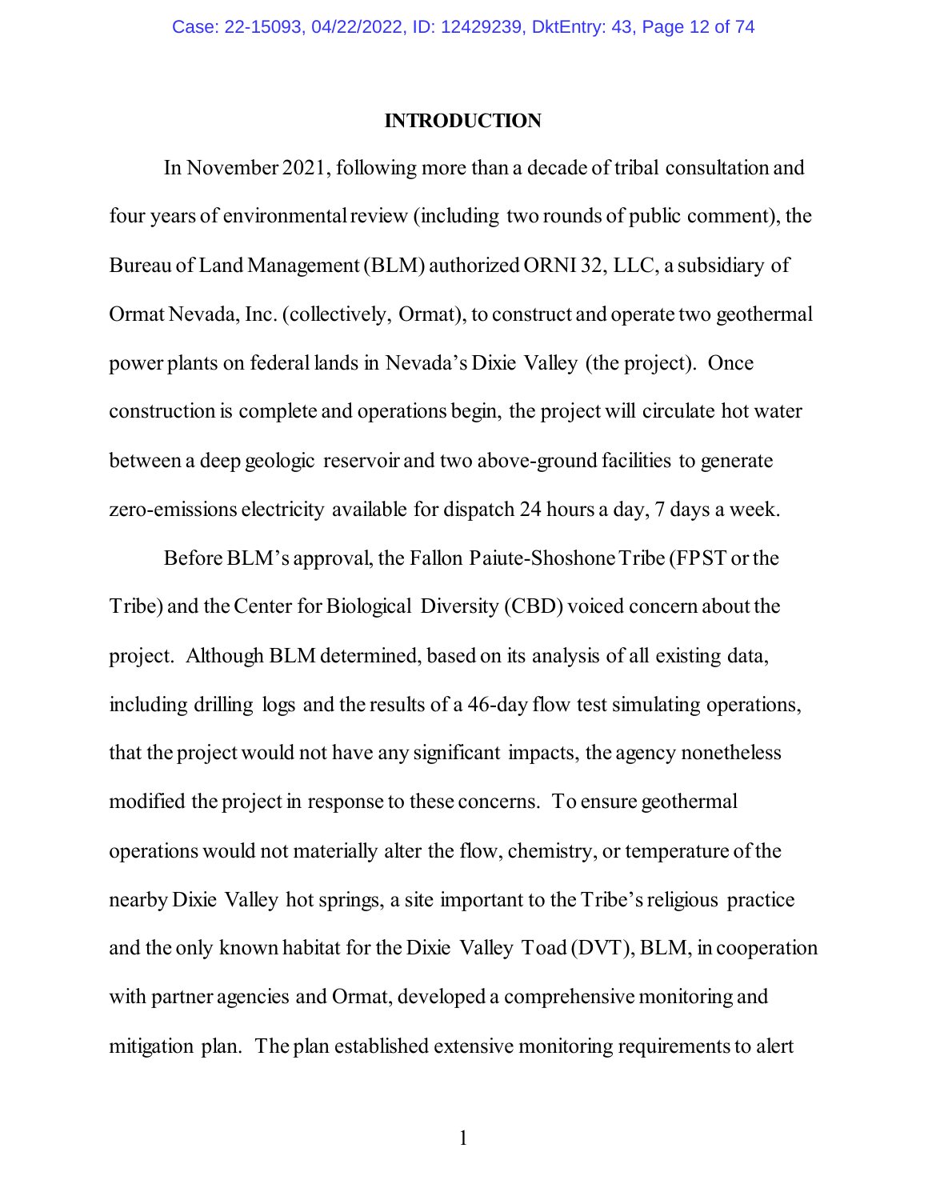## INTRODUCTION

In November 2021, following more than a decade of tribal consultation and four years of environmental review (including two rounds of public comment), the Bureau of Land Management (BLM) authorized ORNI 32, LLC, a subsidiary of Ormat Nevada, Inc. (collectively, Ormat), to construct and operate two geothermal power plants on federal lands in Nevada's Dixie Valley (the project). Once construction is complete and operations begin, the project will circulate hot water between a deep geologic reservoir and two above-ground facilities to generate zero-emissions electricity available for dispatch 24 hours a day, 7 days a week.

Before BLM's approval, the Fallon Paiute-Shoshone Tribe (FPST or the Tribe) and the Center for Biological Diversity (CBD) voiced concern about the project. Although BLM determined, based on its analysis of all existing data, including drilling logs and the results of a 46-day flow test simulating operations, that the project would not have any significant impacts, the agency nonetheless modified the project in response to these concerns. To ensure geothermal operations would not materially alter the flow, chemistry, or temperature of the nearby Dixie Valley hot springs, a site important to the Tribe's religious practice and the only known habitat for the Dixie Valley Toad (DVT), BLM, in cooperation with partner agencies and Ormat, developed a comprehensive monitoring and mitigation plan. The plan established extensive monitoring requirements to alert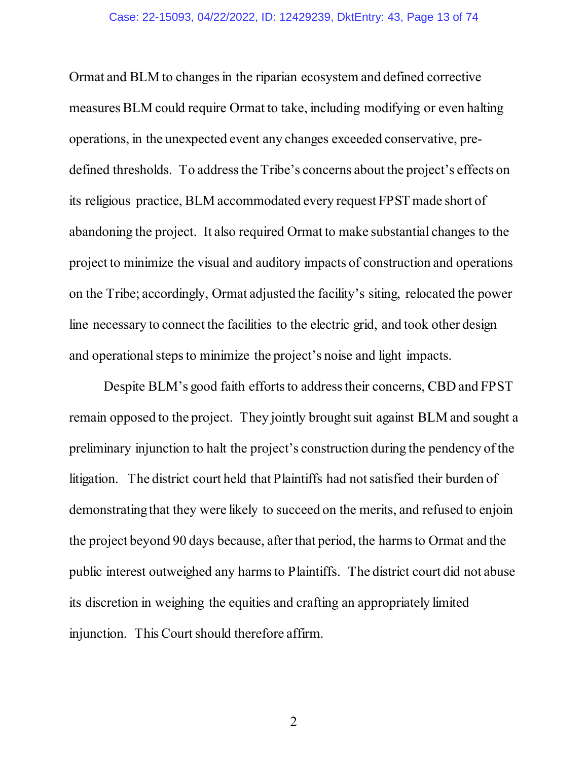Ormat and BLM to changes in the riparian ecosystem and defined corrective measures BLM could require Ormat to take, including modifying or even halting operations, in the unexpected event any changes exceeded conservative, pre-defined thresholds. To address the Tribe's concerns about the project's effects on its religious practice, BLM accommodated every request FPST made short of abandoning the project. It also required Ormat to make substantial changes to the project to minimize the visual and auditory impacts of construction and operations on the Tribe; accordingly, Ormat adjusted the facility's siting, relocated the power line necessary to connect the facilities to the electric grid, and took other design and operational steps to minimize the project's noise and light impacts.

Despite BLM's good faith efforts to address their concerns, CBD and FPST remain opposed to the project. They jointly brought suit against BLM and sought a preliminary injunction to halt the project's construction during the pendency of the litigation. The district court held that Plaintiffs had not satisfied their burden of demonstrating that they were likely to succeed on the merits, and refused to enjoin the project beyond 90 days because, after that period, the harms to Ormat and the public interest outweighed any harms to Plaintiffs. The district court did not abuse its discretion in weighing the equities and crafting an appropriately limited injunction. This Court should therefore affirm.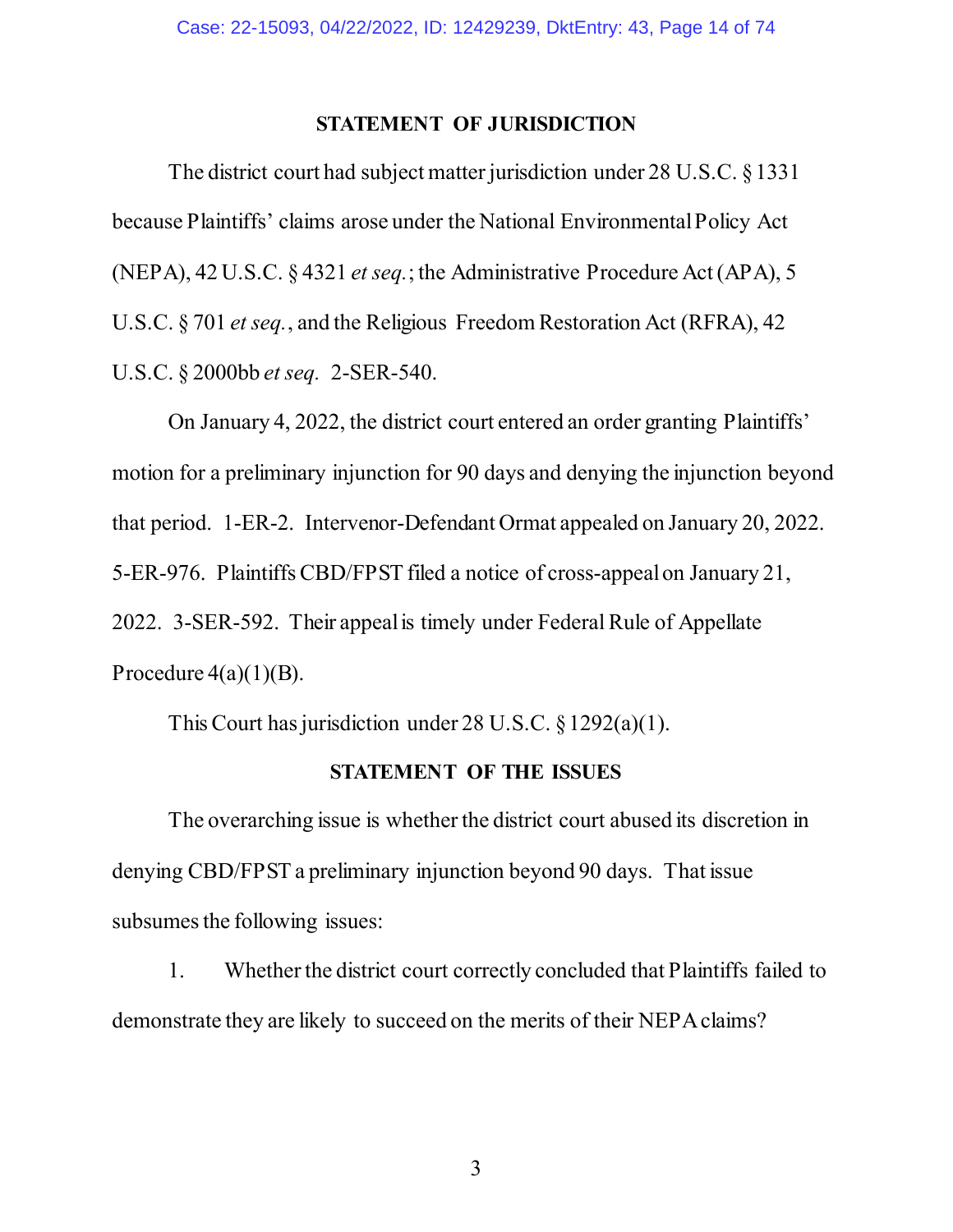## STATEMENT OF JURISDICTION

The district court had subject matter jurisdiction under 28 U.S.C. § 1331 because Plaintiffs' claims arose under the National Environmental Policy Act (NEPA), 42 U.S.C. § 4321 *et seq.*; the Administrative Procedure Act (APA), 5 U.S.C. § 701 *et seq.*, and the Religious Freedom Restoration Act (RFRA), 42 U.S.C. § 2000bb *et seq.* 2-SER-540.

On January 4, 2022, the district court entered an order granting Plaintiffs' motion for a preliminary injunction for 90 days and denying the injunction beyond that period. 1-ER-2. Intervenor-Defendant Ormat appealed on January 20, 2022. 5-ER-976. Plaintiffs CBD/FPST filed a notice of cross-appeal on January 21, 2022. 3-SER-592. Their appeal is timely under Federal Rule of Appellate Procedure 4(a)(1)(B).

This Court has jurisdiction under 28 U.S.C. § 1292(a)(1).

## STATEMENT OF THE ISSUES

The overarching issue is whether the district court abused its discretion in denying CBD/FPST a preliminary injunction beyond 90 days. That issue subsumes the following issues:

1. Whether the district court correctly concluded that Plaintiffs failed to demonstrate they are likely to succeed on the merits of their NEPA claims?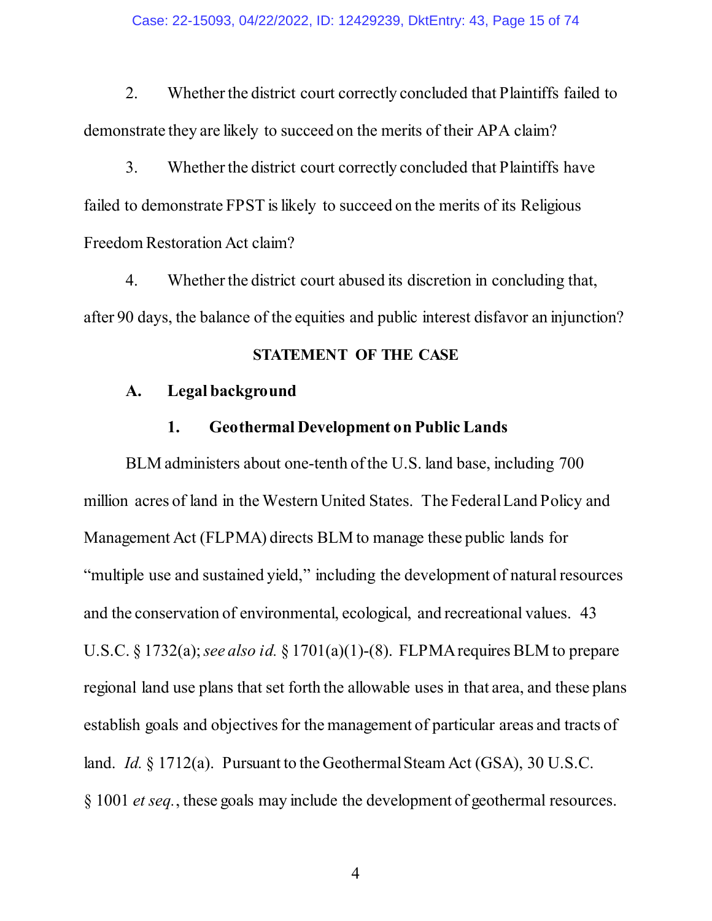2. Whether the district court correctly concluded that Plaintiffs failed to demonstrate they are likely to succeed on the merits of their APA claim?

3. Whether the district court correctly concluded that Plaintiffs have failed to demonstrate FPST is likely to succeed on the merits of its Religious Freedom Restoration Act claim?

4. Whether the district court abused its discretion in concluding that, after 90 days, the balance of the equities and public interest disfavor an injunction?

## STATEMENT OF THE CASE

### A. Legal background

#### 1. Geothermal Development on Public Lands

BLM administers about one-tenth of the U.S. land base, including 700 million acres of land in the Western United States. The Federal Land Policy and Management Act (FLPMA) directs BLM to manage these public lands for "multiple use and sustained yield," including the development of natural resources and the conservation of environmental, ecological, and recreational values. 43 U.S.C. § 1732(a); *see also id.* § 1701(a)(1)-(8). FLPMA requires BLM to prepare regional land use plans that set forth the allowable uses in that area, and these plans establish goals and objectives for the management of particular areas and tracts of land. *Id.* § 1712(a). Pursuant to the Geothermal Steam Act (GSA), 30 U.S.C. § 1001 *et seq.*, these goals may include the development of geothermal resources.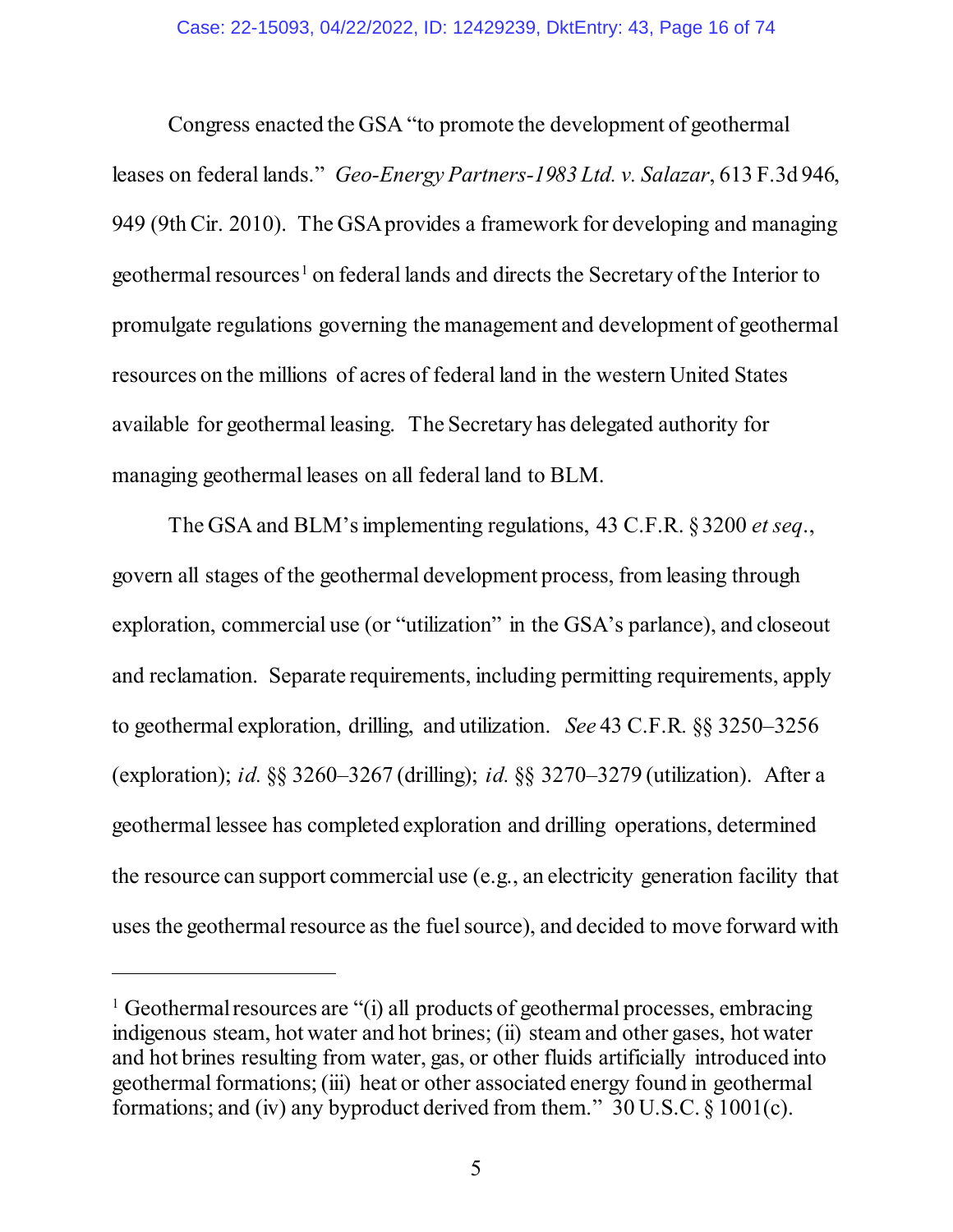Congress enacted the GSA "to promote the development of geothermal leases on federal lands." *Geo-Energy Partners-1983 Ltd. v. Salazar*, 613 F.3d 946, 949 (9th Cir. 2010). The GSA provides a framework for developing and managing geothermal resources[1] on federal lands and directs the Secretary of the Interior to promulgate regulations governing the management and development of geothermal resources on the millions of acres of federal land in the western United States available for geothermal leasing. The Secretary has delegated authority for managing geothermal leases on all federal land to BLM.

The GSA and BLM's implementing regulations, 43 C.F.R. § 3200 *et seq*., govern all stages of the geothermal development process, from leasing through exploration, commercial use (or "utilization" in the GSA's parlance), and closeout and reclamation. Separate requirements, including permitting requirements, apply to geothermal exploration, drilling, and utilization. *See* 43 C.F.R. §§ 3250–3256 (exploration); *id.* §§ 3260–3267 (drilling); *id.* §§ 3270–3279 (utilization). After a geothermal lessee has completed exploration and drilling operations, determined the resource can support commercial use (e.g., an electricity generation facility that uses the geothermal resource as the fuel source), and decided to move forward with

---

[1] Geothermal resources are "(i) all products of geothermal processes, embracing indigenous steam, hot water and hot brines; (ii) steam and other gases, hot water and hot brines resulting from water, gas, or other fluids artificially introduced into geothermal formations; (iii) heat or other associated energy found in geothermal formations; and (iv) any byproduct derived from them." 30 U.S.C. § 1001(c).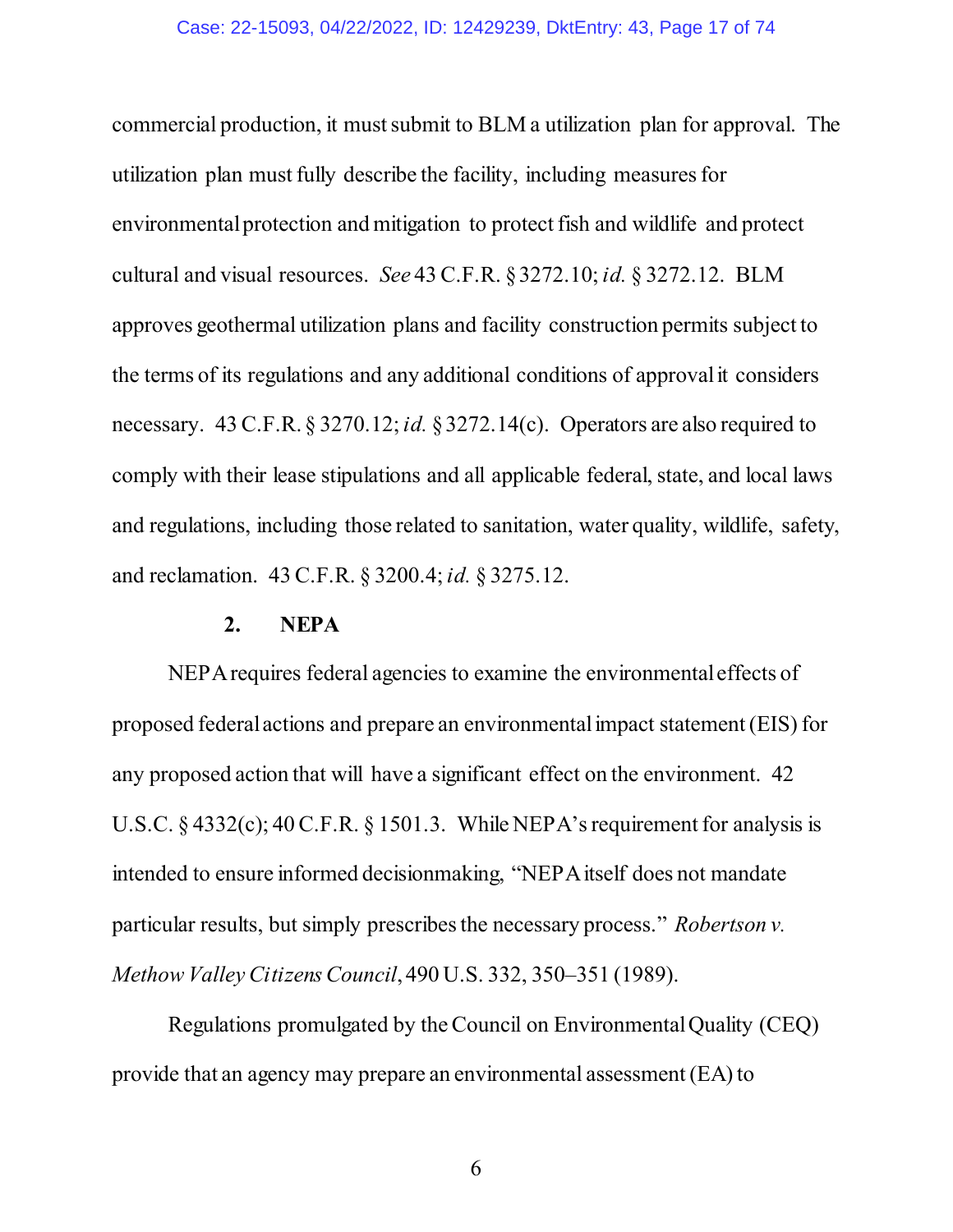commercial production, it must submit to BLM a utilization plan for approval. The utilization plan must fully describe the facility, including measures for environmental protection and mitigation to protect fish and wildlife and protect cultural and visual resources. *See* 43 C.F.R. § 3272.10; *id.* § 3272.12. BLM approves geothermal utilization plans and facility construction permits subject to the terms of its regulations and any additional conditions of approval it considers necessary. 43 C.F.R. § 3270.12; *id.* § 3272.14(c). Operators are also required to comply with their lease stipulations and all applicable federal, state, and local laws and regulations, including those related to sanitation, water quality, wildlife, safety, and reclamation. 43 C.F.R. § 3200.4; *id.* § 3275.12.

#### 2. NEPA

NEPA requires federal agencies to examine the environmental effects of proposed federal actions and prepare an environmental impact statement (EIS) for any proposed action that will have a significant effect on the environment. 42 U.S.C. § 4332(c); 40 C.F.R. § 1501.3. While NEPA's requirement for analysis is intended to ensure informed decisionmaking, "NEPA itself does not mandate particular results, but simply prescribes the necessary process." *Robertson v. Methow Valley Citizens Council*, 490 U.S. 332, 350–351 (1989).

Regulations promulgated by the Council on Environmental Quality (CEQ) provide that an agency may prepare an environmental assessment (EA) to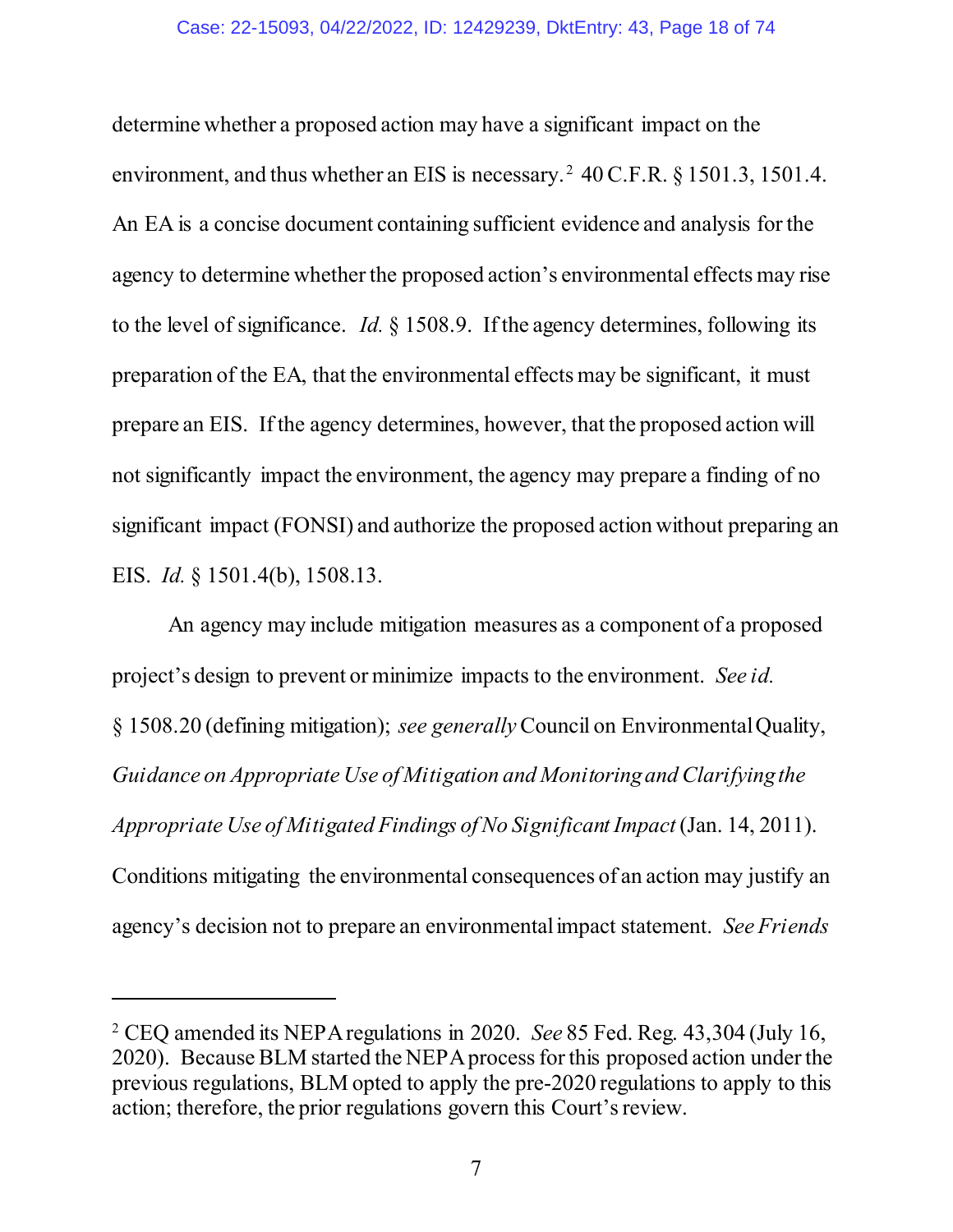determine whether a proposed action may have a significant impact on the environment, and thus whether an EIS is necessary.[2] 40 C.F.R. § 1501.3, 1501.4. An EA is a concise document containing sufficient evidence and analysis for the agency to determine whether the proposed action's environmental effects may rise to the level of significance. *Id.* § 1508.9. If the agency determines, following its preparation of the EA, that the environmental effects may be significant, it must prepare an EIS. If the agency determines, however, that the proposed action will not significantly impact the environment, the agency may prepare a finding of no significant impact (FONSI) and authorize the proposed action without preparing an EIS. *Id.* § 1501.4(b), 1508.13.

An agency may include mitigation measures as a component of a proposed project's design to prevent or minimize impacts to the environment. *See id.* § 1508.20 (defining mitigation); *see generally* Council on Environmental Quality, *Guidance on Appropriate Use of Mitigation and Monitoring and Clarifying the Appropriate Use of Mitigated Findings of No Significant Impact* (Jan. 14, 2011). Conditions mitigating the environmental consequences of an action may justify an agency's decision not to prepare an environmental impact statement. *See Friends*

---

[2] CEQ amended its NEPA regulations in 2020. *See* 85 Fed. Reg. 43,304 (July 16, 2020). Because BLM started the NEPA process for this proposed action under the previous regulations, BLM opted to apply the pre-2020 regulations to apply to this action; therefore, the prior regulations govern this Court's review.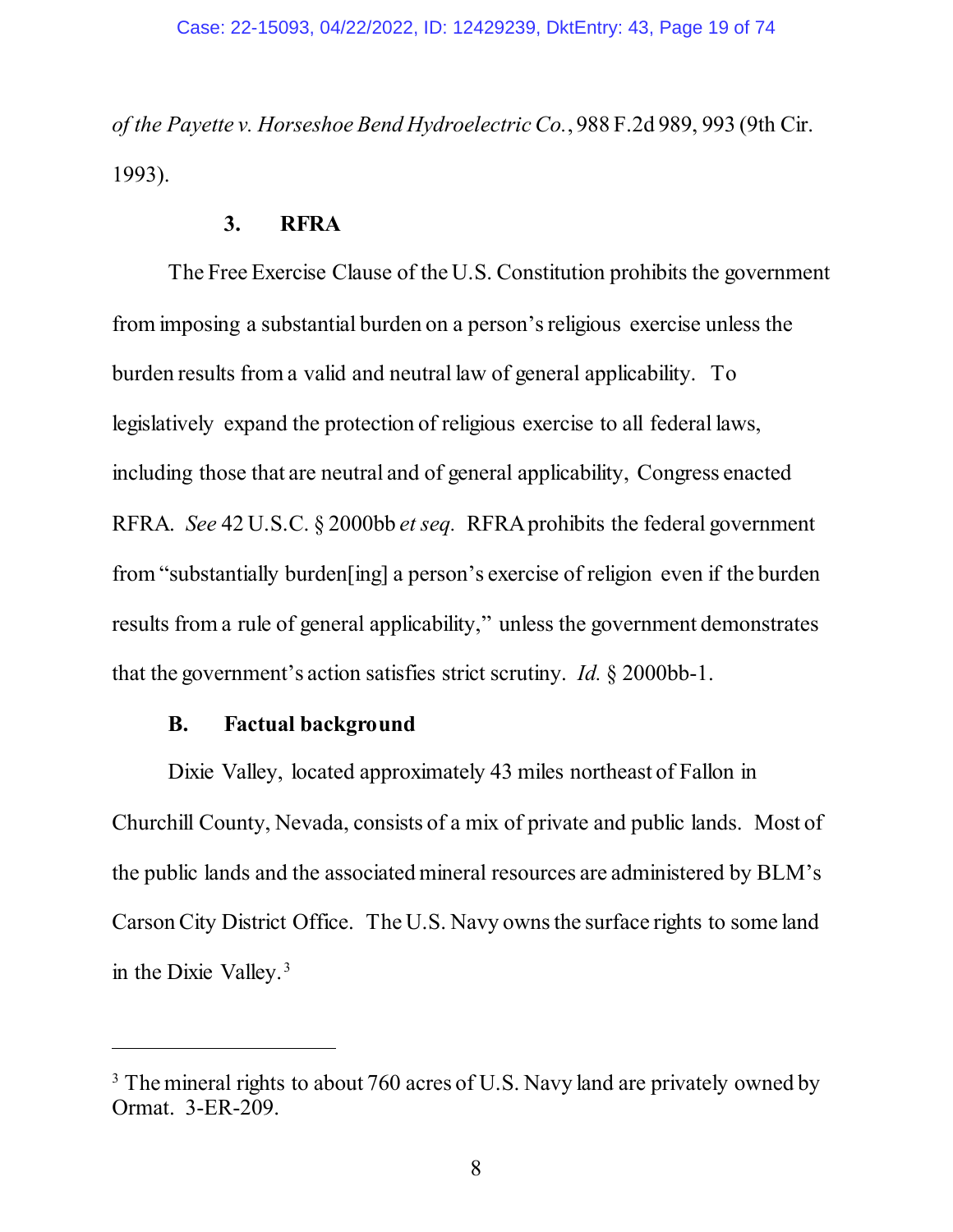*of the Payette v. Horseshoe Bend Hydroelectric Co.*, 988 F.2d 989, 993 (9th Cir. 1993).

### 3. RFRA

The Free Exercise Clause of the U.S. Constitution prohibits the government from imposing a substantial burden on a person's religious exercise unless the burden results from a valid and neutral law of general applicability. To legislatively expand the protection of religious exercise to all federal laws, including those that are neutral and of general applicability, Congress enacted RFRA. *See* 42 U.S.C. § 2000bb *et seq.* RFRA prohibits the federal government from "substantially burden[ing] a person's exercise of religion even if the burden results from a rule of general applicability," unless the government demonstrates that the government's action satisfies strict scrutiny. *Id.* § 2000bb-1.

## B. Factual background

Dixie Valley, located approximately 43 miles northeast of Fallon in Churchill County, Nevada, consists of a mix of private and public lands. Most of the public lands and the associated mineral resources are administered by BLM's Carson City District Office. The U.S. Navy owns the surface rights to some land in the Dixie Valley.[3]

---

[3] The mineral rights to about 760 acres of U.S. Navy land are privately owned by Ormat. 3-ER-209.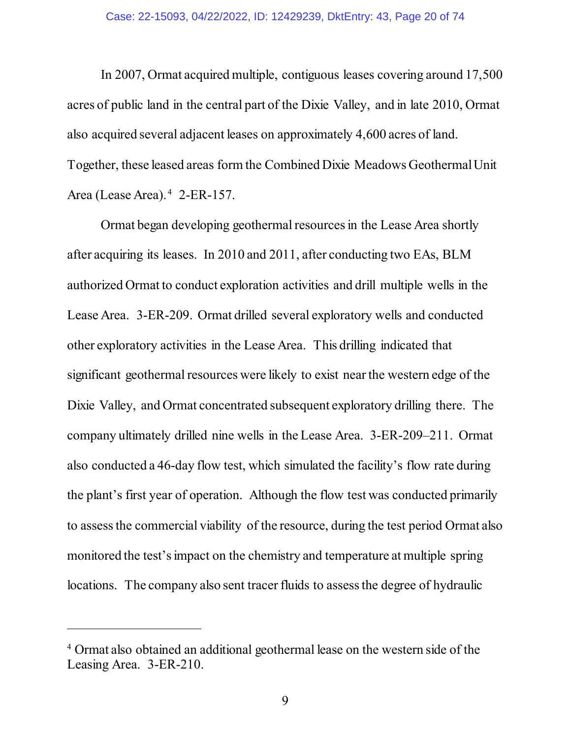In 2007, Ormat acquired multiple, contiguous leases covering around 17,500 acres of public land in the central part of the Dixie Valley, and in late 2010, Ormat also acquired several adjacent leases on approximately 4,600 acres of land. Together, these leased areas form the Combined Dixie Meadows Geothermal Unit Area (Lease Area).[4] 2-ER-157.

Ormat began developing geothermal resources in the Lease Area shortly after acquiring its leases. In 2010 and 2011, after conducting two EAs, BLM authorized Ormat to conduct exploration activities and drill multiple wells in the Lease Area. 3-ER-209. Ormat drilled several exploratory wells and conducted other exploratory activities in the Lease Area. This drilling indicated that significant geothermal resources were likely to exist near the western edge of the Dixie Valley, and Ormat concentrated subsequent exploratory drilling there. The company ultimately drilled nine wells in the Lease Area. 3-ER-209–211. Ormat also conducted a 46-day flow test, which simulated the facility's flow rate during the plant's first year of operation. Although the flow test was conducted primarily to assess the commercial viability of the resource, during the test period Ormat also monitored the test's impact on the chemistry and temperature at multiple spring locations. The company also sent tracer fluids to assess the degree of hydraulic

---

[4] Ormat also obtained an additional geothermal lease on the western side of the Leasing Area. 3-ER-210.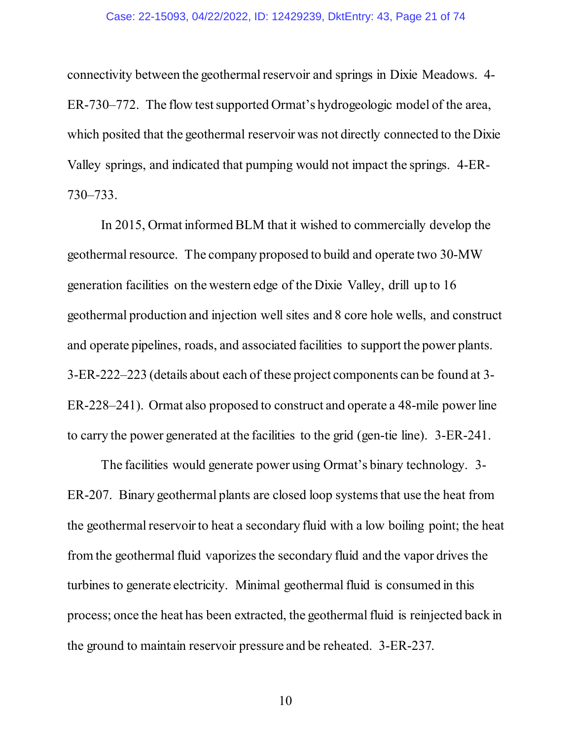connectivity between the geothermal reservoir and springs in Dixie Meadows. 4-ER-730–772. The flow test supported Ormat's hydrogeologic model of the area, which posited that the geothermal reservoir was not directly connected to the Dixie Valley springs, and indicated that pumping would not impact the springs. 4-ER-730–733.

In 2015, Ormat informed BLM that it wished to commercially develop the geothermal resource. The company proposed to build and operate two 30-MW generation facilities on the western edge of the Dixie Valley, drill up to 16 geothermal production and injection well sites and 8 core hole wells, and construct and operate pipelines, roads, and associated facilities to support the power plants. 3-ER-222–223 (details about each of these project components can be found at 3-ER-228–241). Ormat also proposed to construct and operate a 48-mile power line to carry the power generated at the facilities to the grid (gen-tie line). 3-ER-241.

The facilities would generate power using Ormat's binary technology. 3-ER-207. Binary geothermal plants are closed loop systems that use the heat from the geothermal reservoir to heat a secondary fluid with a low boiling point; the heat from the geothermal fluid vaporizes the secondary fluid and the vapor drives the turbines to generate electricity. Minimal geothermal fluid is consumed in this process; once the heat has been extracted, the geothermal fluid is reinjected back in the ground to maintain reservoir pressure and be reheated. 3-ER-237.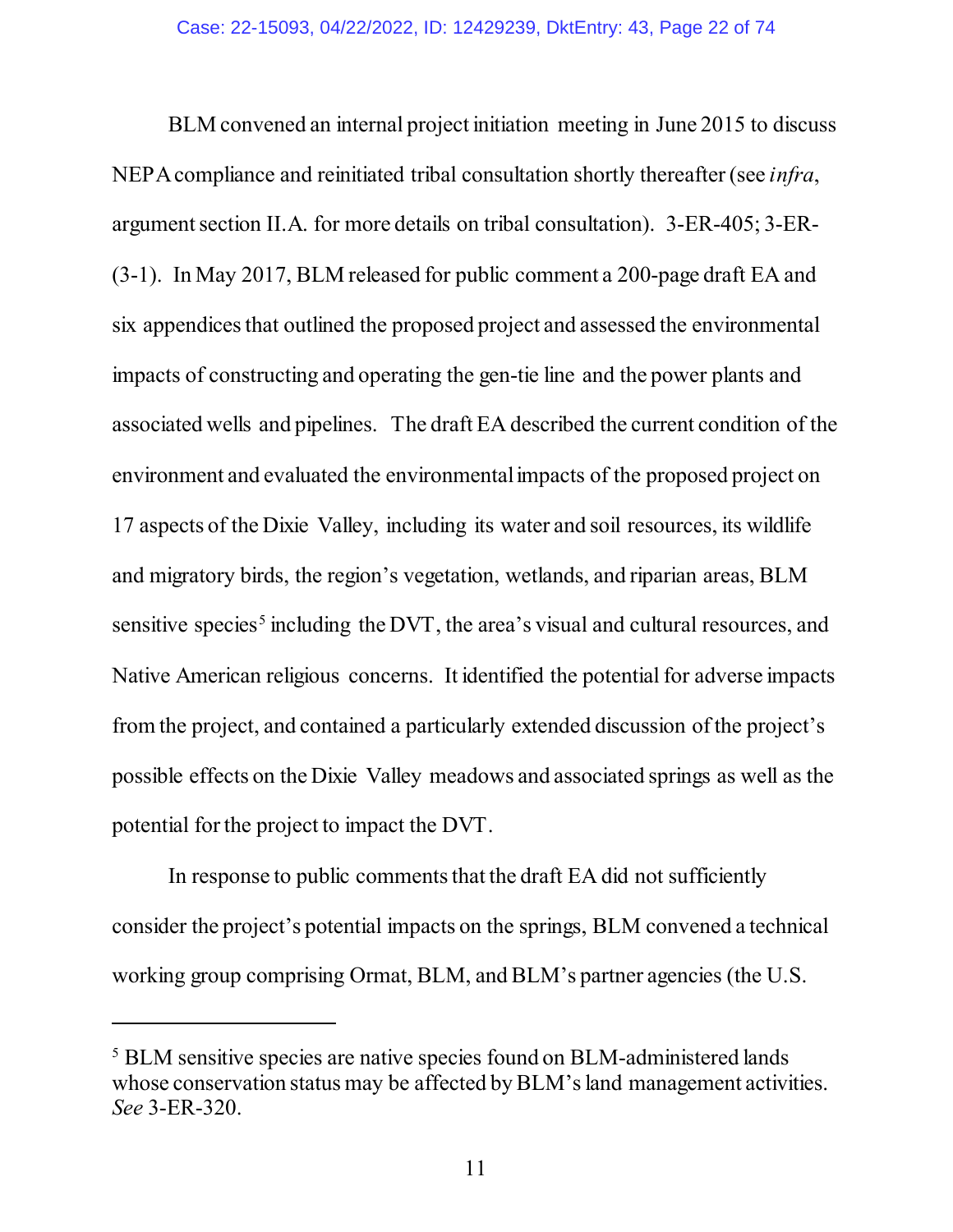BLM convened an internal project initiation meeting in June 2015 to discuss NEPA compliance and reinitiated tribal consultation shortly thereafter (see *infra*, argument section II.A. for more details on tribal consultation). 3-ER-405; 3-ER-(3-1). In May 2017, BLM released for public comment a 200-page draft EA and six appendices that outlined the proposed project and assessed the environmental impacts of constructing and operating the gen-tie line and the power plants and associated wells and pipelines. The draft EA described the current condition of the environment and evaluated the environmental impacts of the proposed project on 17 aspects of the Dixie Valley, including its water and soil resources, its wildlife and migratory birds, the region's vegetation, wetlands, and riparian areas, BLM sensitive species[5] including the DVT, the area's visual and cultural resources, and Native American religious concerns. It identified the potential for adverse impacts from the project, and contained a particularly extended discussion of the project's possible effects on the Dixie Valley meadows and associated springs as well as the potential for the project to impact the DVT.

In response to public comments that the draft EA did not sufficiently consider the project's potential impacts on the springs, BLM convened a technical working group comprising Ormat, BLM, and BLM's partner agencies (the U.S.

---

[5] BLM sensitive species are native species found on BLM-administered lands whose conservation status may be affected by BLM's land management activities. *See* 3-ER-320.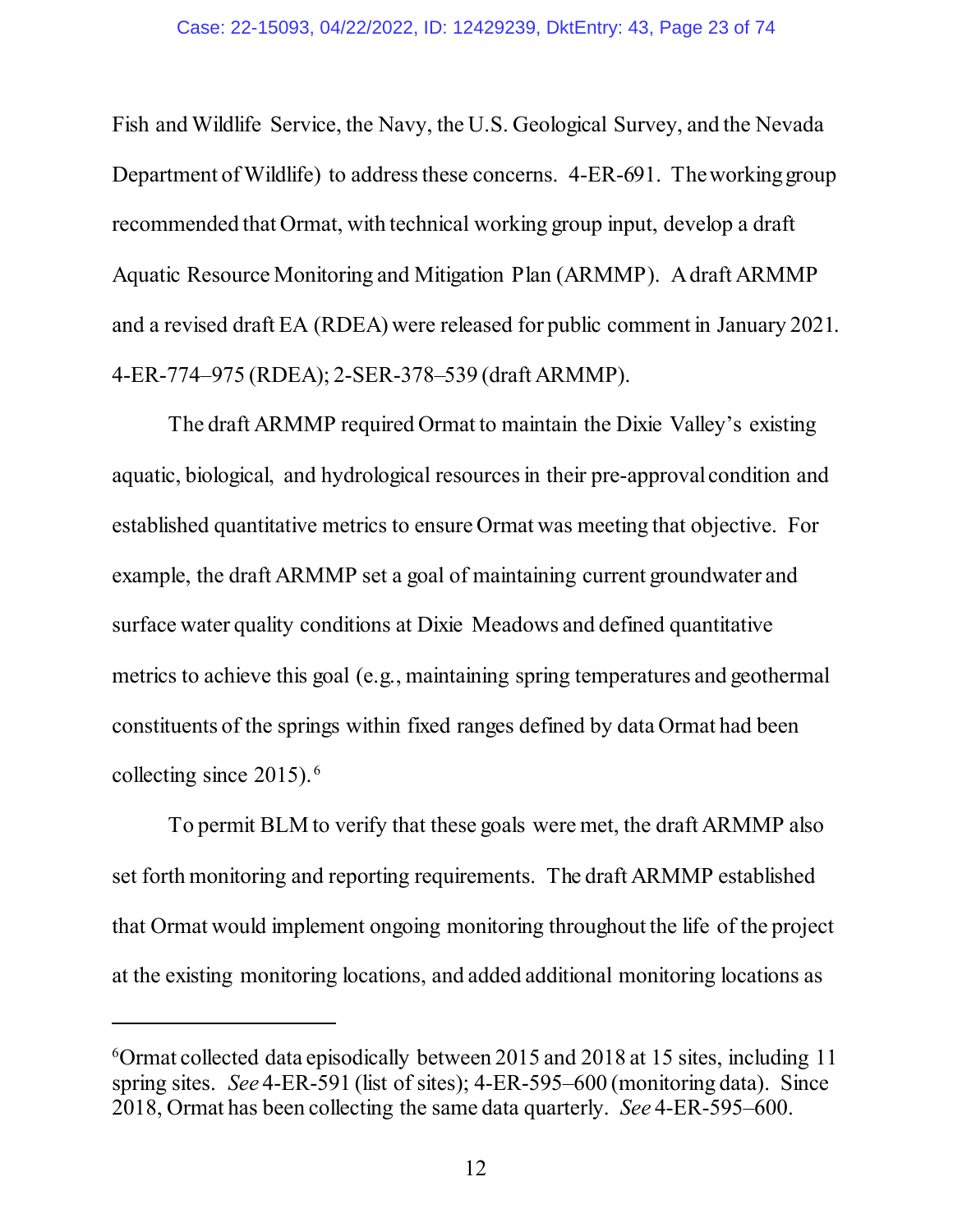Fish and Wildlife Service, the Navy, the U.S. Geological Survey, and the Nevada Department of Wildlife) to address these concerns. 4-ER-691. The working group recommended that Ormat, with technical working group input, develop a draft Aquatic Resource Monitoring and Mitigation Plan (ARMMP). A draft ARMMP and a revised draft EA (RDEA) were released for public comment in January 2021. 4-ER-774–975 (RDEA); 2-SER-378–539 (draft ARMMP).

The draft ARMMP required Ormat to maintain the Dixie Valley's existing aquatic, biological, and hydrological resources in their pre-approval condition and established quantitative metrics to ensure Ormat was meeting that objective. For example, the draft ARMMP set a goal of maintaining current groundwater and surface water quality conditions at Dixie Meadows and defined quantitative metrics to achieve this goal (e.g., maintaining spring temperatures and geothermal constituents of the springs within fixed ranges defined by data Ormat had been collecting since 2015).[6]

To permit BLM to verify that these goals were met, the draft ARMMP also set forth monitoring and reporting requirements. The draft ARMMP established that Ormat would implement ongoing monitoring throughout the life of the project at the existing monitoring locations, and added additional monitoring locations as

---

[6] Ormat collected data episodically between 2015 and 2018 at 15 sites, including 11 spring sites. *See* 4-ER-591 (list of sites); 4-ER-595–600 (monitoring data). Since 2018, Ormat has been collecting the same data quarterly. *See* 4-ER-595–600.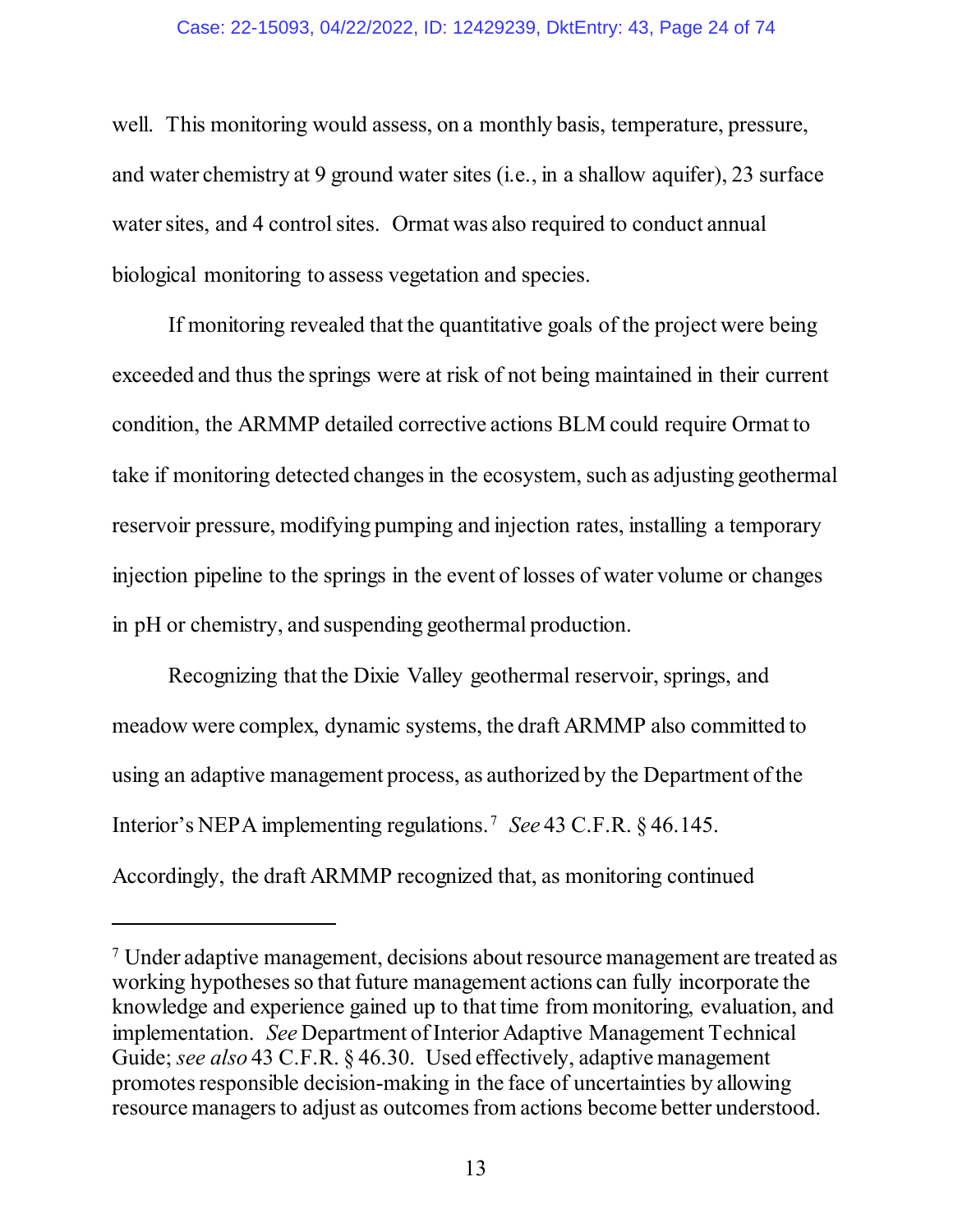well. This monitoring would assess, on a monthly basis, temperature, pressure, and water chemistry at 9 ground water sites (i.e., in a shallow aquifer), 23 surface water sites, and 4 control sites. Ormat was also required to conduct annual biological monitoring to assess vegetation and species.

If monitoring revealed that the quantitative goals of the project were being exceeded and thus the springs were at risk of not being maintained in their current condition, the ARMMP detailed corrective actions BLM could require Ormat to take if monitoring detected changes in the ecosystem, such as adjusting geothermal reservoir pressure, modifying pumping and injection rates, installing a temporary injection pipeline to the springs in the event of losses of water volume or changes in pH or chemistry, and suspending geothermal production.

Recognizing that the Dixie Valley geothermal reservoir, springs, and meadow were complex, dynamic systems, the draft ARMMP also committed to using an adaptive management process, as authorized by the Department of the Interior's NEPA implementing regulations.[7] *See* 43 C.F.R. § 46.145. Accordingly, the draft ARMMP recognized that, as monitoring continued

---

[7] Under adaptive management, decisions about resource management are treated as working hypotheses so that future management actions can fully incorporate the knowledge and experience gained up to that time from monitoring, evaluation, and implementation. *See* Department of Interior Adaptive Management Technical Guide; *see also* 43 C.F.R. § 46.30. Used effectively, adaptive management promotes responsible decision-making in the face of uncertainties by allowing resource managers to adjust as outcomes from actions become better understood.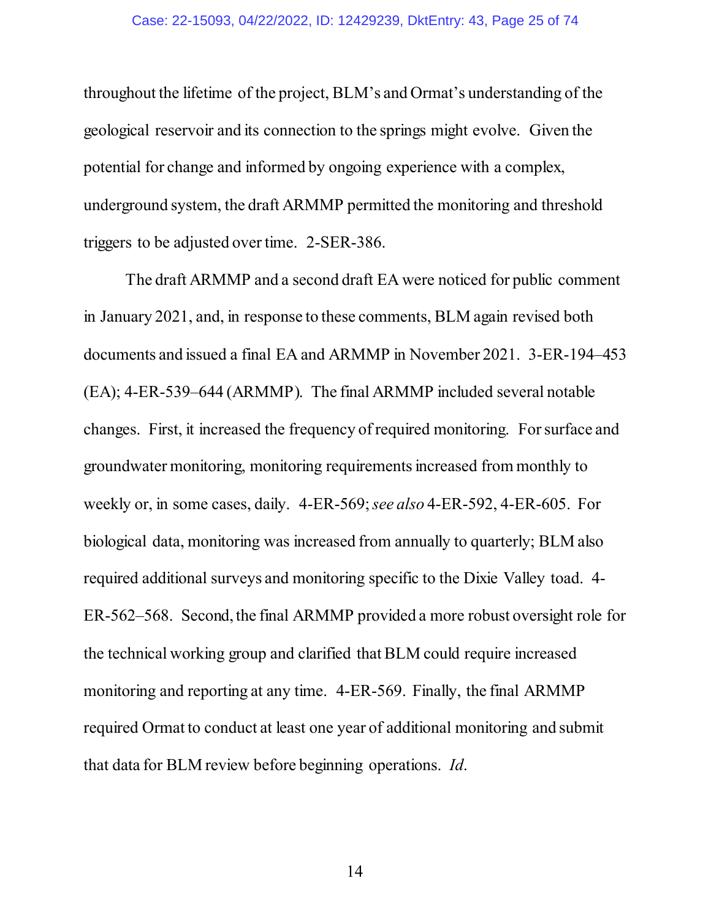throughout the lifetime of the project, BLM's and Ormat's understanding of the geological reservoir and its connection to the springs might evolve. Given the potential for change and informed by ongoing experience with a complex, underground system, the draft ARMMP permitted the monitoring and threshold triggers to be adjusted over time. 2-SER-386.

The draft ARMMP and a second draft EA were noticed for public comment in January 2021, and, in response to these comments, BLM again revised both documents and issued a final EA and ARMMP in November 2021. 3-ER-194–453 (EA); 4-ER-539–644 (ARMMP). The final ARMMP included several notable changes. First, it increased the frequency of required monitoring. For surface and groundwater monitoring, monitoring requirements increased from monthly to weekly or, in some cases, daily. 4-ER-569; *see also* 4-ER-592, 4-ER-605. For biological data, monitoring was increased from annually to quarterly; BLM also required additional surveys and monitoring specific to the Dixie Valley toad. 4-ER-562–568. Second, the final ARMMP provided a more robust oversight role for the technical working group and clarified that BLM could require increased monitoring and reporting at any time. 4-ER-569. Finally, the final ARMMP required Ormat to conduct at least one year of additional monitoring and submit that data for BLM review before beginning operations. *Id*.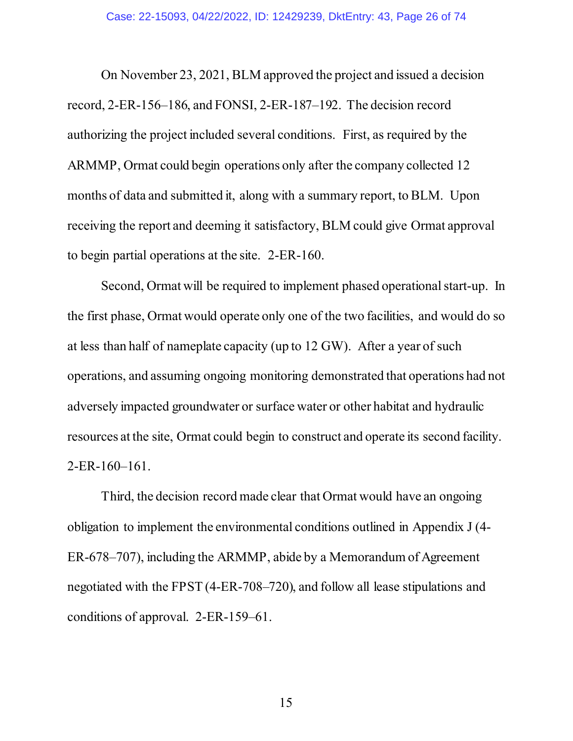On November 23, 2021, BLM approved the project and issued a decision record, 2-ER-156–186, and FONSI, 2-ER-187–192. The decision record authorizing the project included several conditions. First, as required by the ARMMP, Ormat could begin operations only after the company collected 12 months of data and submitted it, along with a summary report, to BLM. Upon receiving the report and deeming it satisfactory, BLM could give Ormat approval to begin partial operations at the site. 2-ER-160.

Second, Ormat will be required to implement phased operational start-up. In the first phase, Ormat would operate only one of the two facilities, and would do so at less than half of nameplate capacity (up to 12 GW). After a year of such operations, and assuming ongoing monitoring demonstrated that operations had not adversely impacted groundwater or surface water or other habitat and hydraulic resources at the site, Ormat could begin to construct and operate its second facility. 2-ER-160–161.

Third, the decision record made clear that Ormat would have an ongoing obligation to implement the environmental conditions outlined in Appendix J (4-ER-678–707), including the ARMMP, abide by a Memorandum of Agreement negotiated with the FPST (4-ER-708–720), and follow all lease stipulations and conditions of approval. 2-ER-159–61.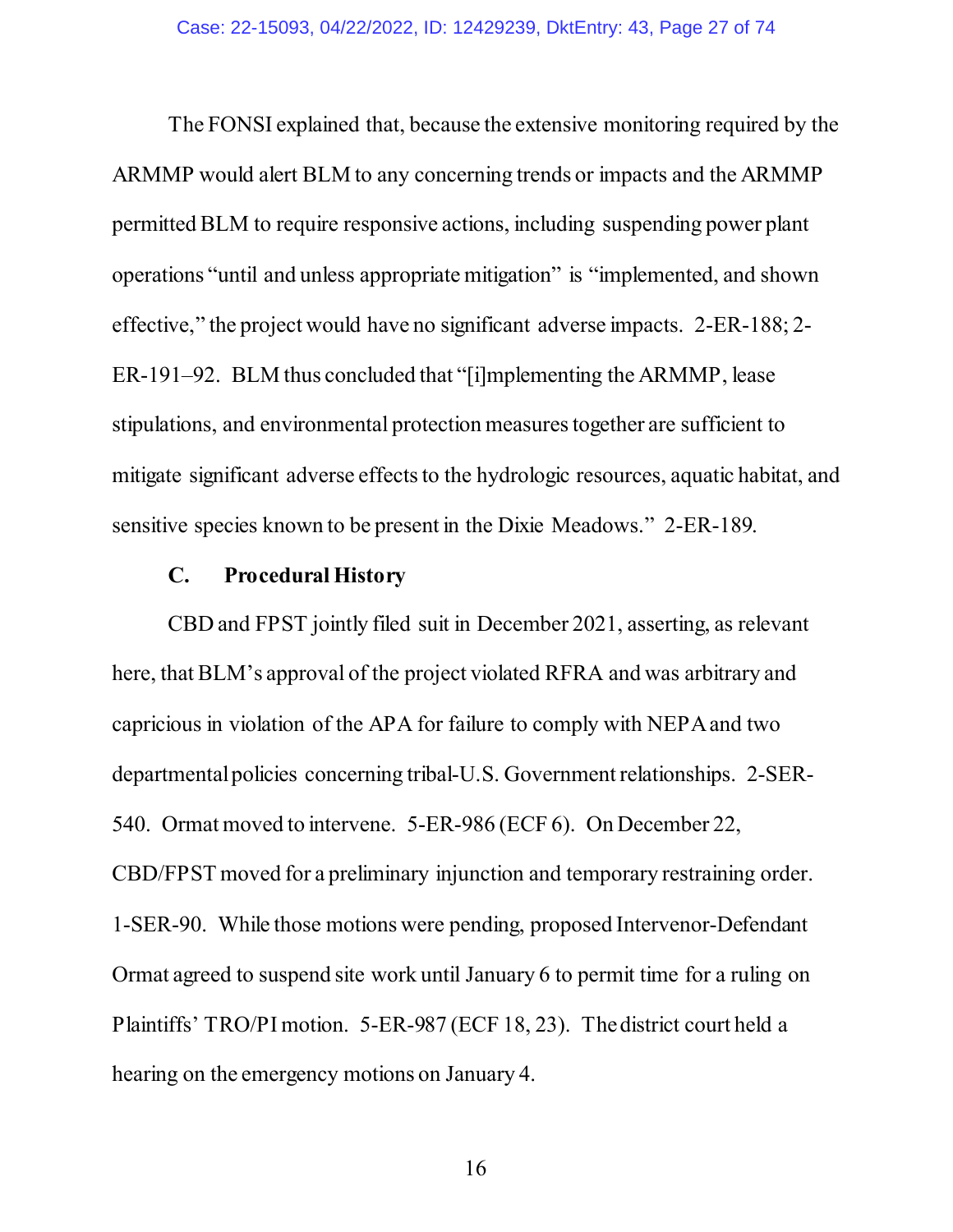The FONSI explained that, because the extensive monitoring required by the ARMMP would alert BLM to any concerning trends or impacts and the ARMMP permitted BLM to require responsive actions, including suspending power plant operations "until and unless appropriate mitigation" is "implemented, and shown effective," the project would have no significant adverse impacts. 2-ER-188; 2-ER-191–92. BLM thus concluded that "[i]mplementing the ARMMP, lease stipulations, and environmental protection measures together are sufficient to mitigate significant adverse effects to the hydrologic resources, aquatic habitat, and sensitive species known to be present in the Dixie Meadows." 2-ER-189.

### C. Procedural History

CBD and FPST jointly filed suit in December 2021, asserting, as relevant here, that BLM's approval of the project violated RFRA and was arbitrary and capricious in violation of the APA for failure to comply with NEPA and two departmental policies concerning tribal-U.S. Government relationships. 2-SER-540. Ormat moved to intervene. 5-ER-986 (ECF 6). On December 22, CBD/FPST moved for a preliminary injunction and temporary restraining order. 1-SER-90. While those motions were pending, proposed Intervenor-Defendant Ormat agreed to suspend site work until January 6 to permit time for a ruling on Plaintiffs' TRO/PI motion. 5-ER-987 (ECF 18, 23). The district court held a hearing on the emergency motions on January 4.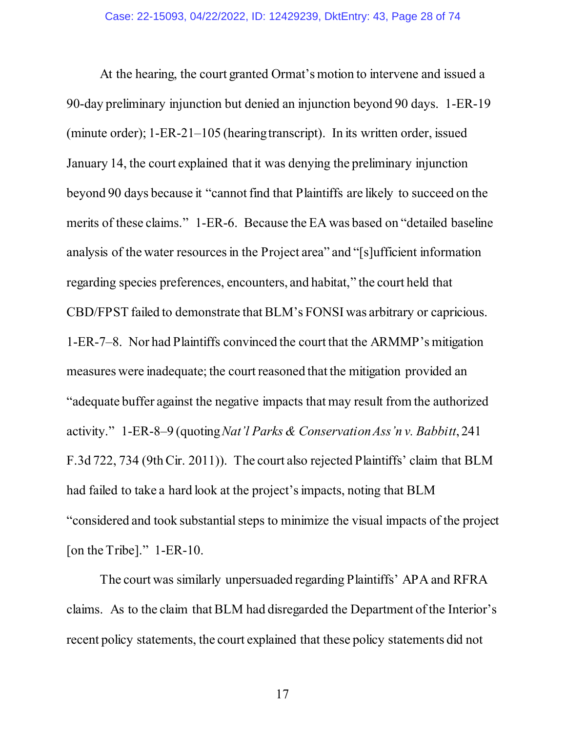At the hearing, the court granted Ormat's motion to intervene and issued a 90-day preliminary injunction but denied an injunction beyond 90 days. 1-ER-19 (minute order); 1-ER-21–105 (hearing transcript). In its written order, issued January 14, the court explained that it was denying the preliminary injunction beyond 90 days because it "cannot find that Plaintiffs are likely to succeed on the merits of these claims." 1-ER-6. Because the EA was based on "detailed baseline analysis of the water resources in the Project area" and "[s]ufficient information regarding species preferences, encounters, and habitat," the court held that CBD/FPST failed to demonstrate that BLM's FONSI was arbitrary or capricious. 1-ER-7–8. Nor had Plaintiffs convinced the court that the ARMMP's mitigation measures were inadequate; the court reasoned that the mitigation provided an "adequate buffer against the negative impacts that may result from the authorized activity." 1-ER-8–9 (quoting *Nat'l Parks & Conservation Ass'n v. Babbitt*, 241 F.3d 722, 734 (9th Cir. 2011)). The court also rejected Plaintiffs' claim that BLM had failed to take a hard look at the project's impacts, noting that BLM "considered and took substantial steps to minimize the visual impacts of the project [on the Tribe]." 1-ER-10.

The court was similarly unpersuaded regarding Plaintiffs' APA and RFRA claims. As to the claim that BLM had disregarded the Department of the Interior's recent policy statements, the court explained that these policy statements did not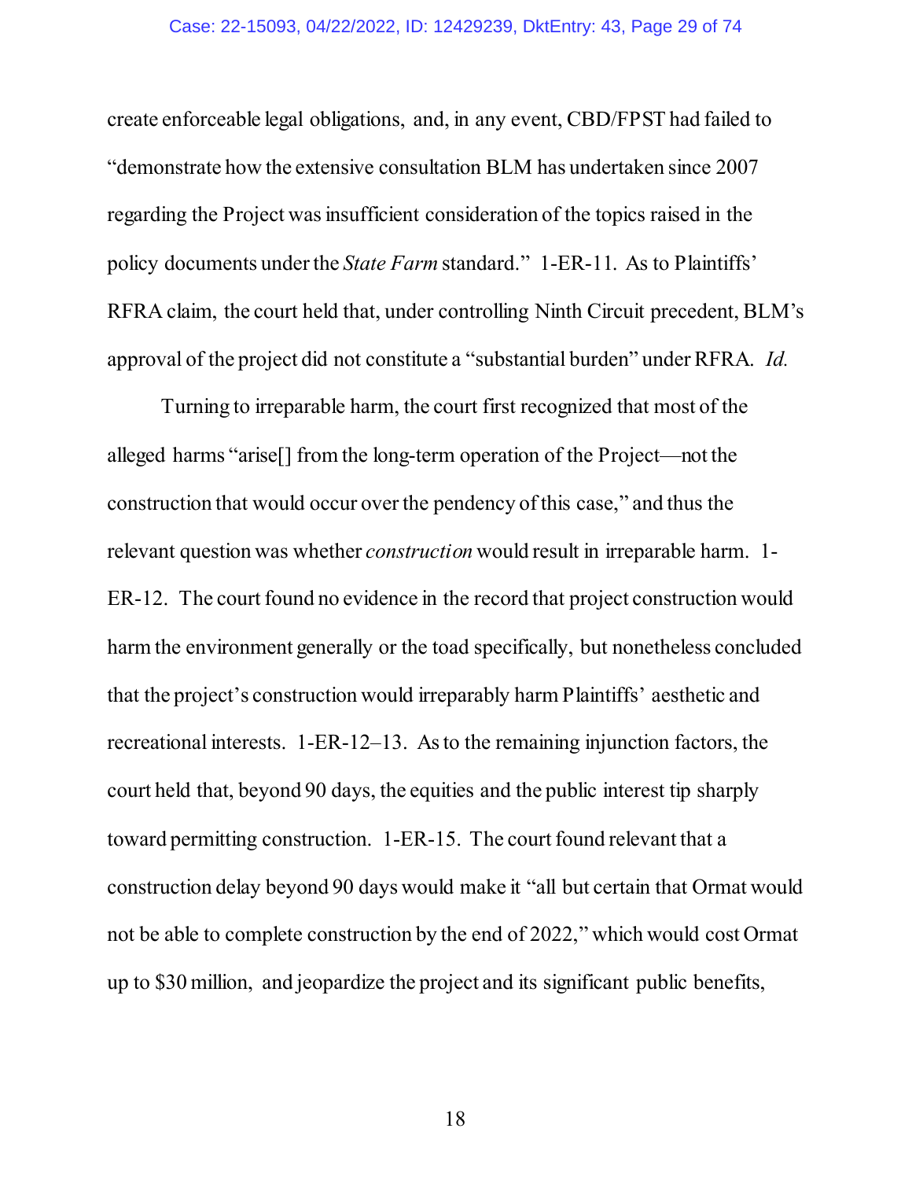create enforceable legal obligations, and, in any event, CBD/FPST had failed to "demonstrate how the extensive consultation BLM has undertaken since 2007 regarding the Project was insufficient consideration of the topics raised in the policy documents under the *State Farm* standard." 1-ER-11. As to Plaintiffs' RFRA claim, the court held that, under controlling Ninth Circuit precedent, BLM's approval of the project did not constitute a "substantial burden" under RFRA. *Id.*

Turning to irreparable harm, the court first recognized that most of the alleged harms "arise[] from the long-term operation of the Project—not the construction that would occur over the pendency of this case," and thus the relevant question was whether *construction* would result in irreparable harm. 1-ER-12. The court found no evidence in the record that project construction would harm the environment generally or the toad specifically, but nonetheless concluded that the project's construction would irreparably harm Plaintiffs' aesthetic and recreational interests. 1-ER-12–13. As to the remaining injunction factors, the court held that, beyond 90 days, the equities and the public interest tip sharply toward permitting construction. 1-ER-15. The court found relevant that a construction delay beyond 90 days would make it "all but certain that Ormat would not be able to complete construction by the end of 2022," which would cost Ormat up to $30 million, and jeopardize the project and its significant public benefits,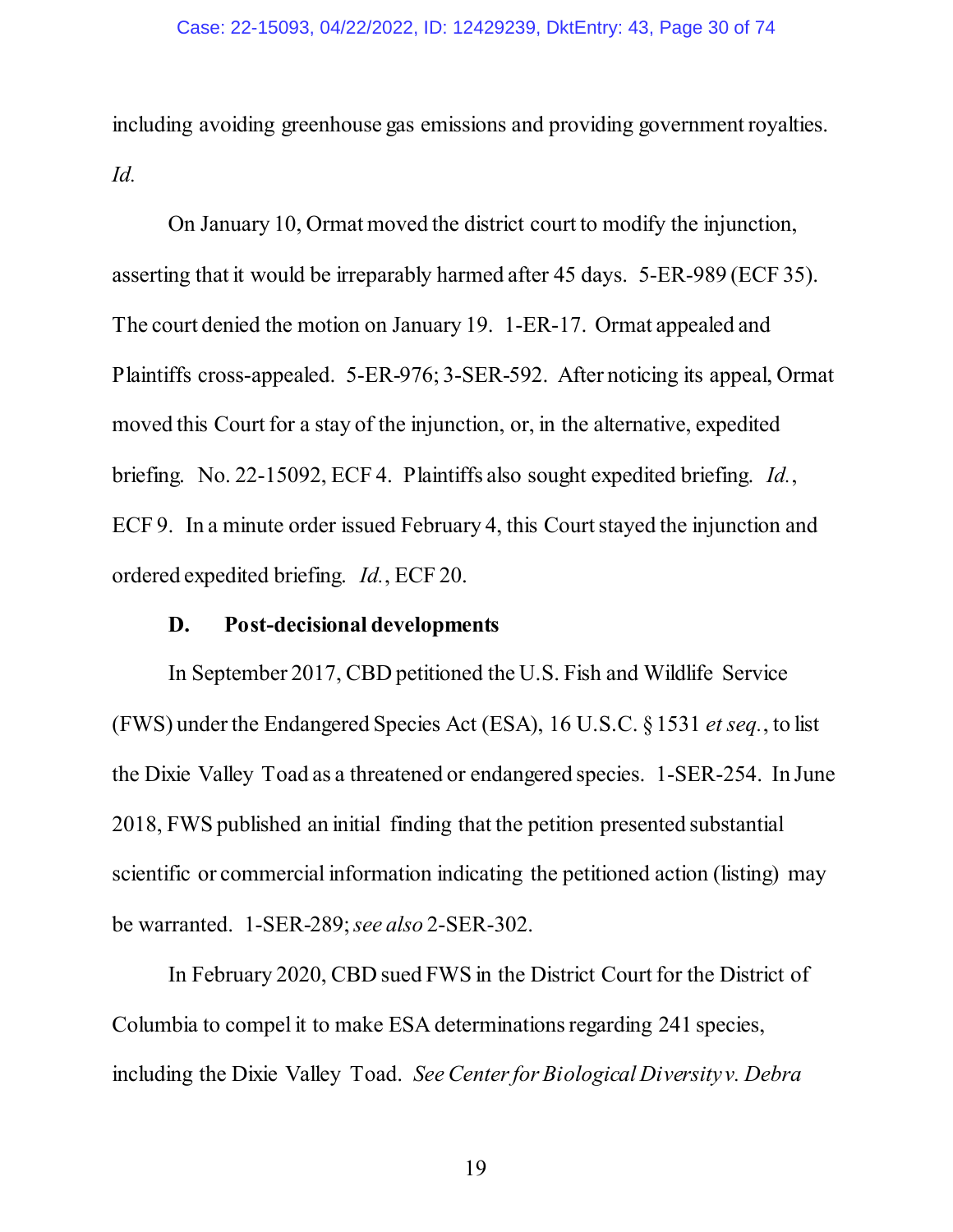including avoiding greenhouse gas emissions and providing government royalties. *Id.*

On January 10, Ormat moved the district court to modify the injunction, asserting that it would be irreparably harmed after 45 days. 5-ER-989 (ECF 35). The court denied the motion on January 19. 1-ER-17. Ormat appealed and Plaintiffs cross-appealed. 5-ER-976; 3-SER-592. After noticing its appeal, Ormat moved this Court for a stay of the injunction, or, in the alternative, expedited briefing. No. 22-15092, ECF 4. Plaintiffs also sought expedited briefing. *Id.*, ECF 9. In a minute order issued February 4, this Court stayed the injunction and ordered expedited briefing. *Id.*, ECF 20.

### D. Post-decisional developments

In September 2017, CBD petitioned the U.S. Fish and Wildlife Service (FWS) under the Endangered Species Act (ESA), 16 U.S.C. § 1531 *et seq.*, to list the Dixie Valley Toad as a threatened or endangered species. 1-SER-254. In June 2018, FWS published an initial finding that the petition presented substantial scientific or commercial information indicating the petitioned action (listing) may be warranted. 1-SER-289; *see also* 2-SER-302.

In February 2020, CBD sued FWS in the District Court for the District of Columbia to compel it to make ESA determinations regarding 241 species, including the Dixie Valley Toad. *See Center for Biological Diversity v. Debra*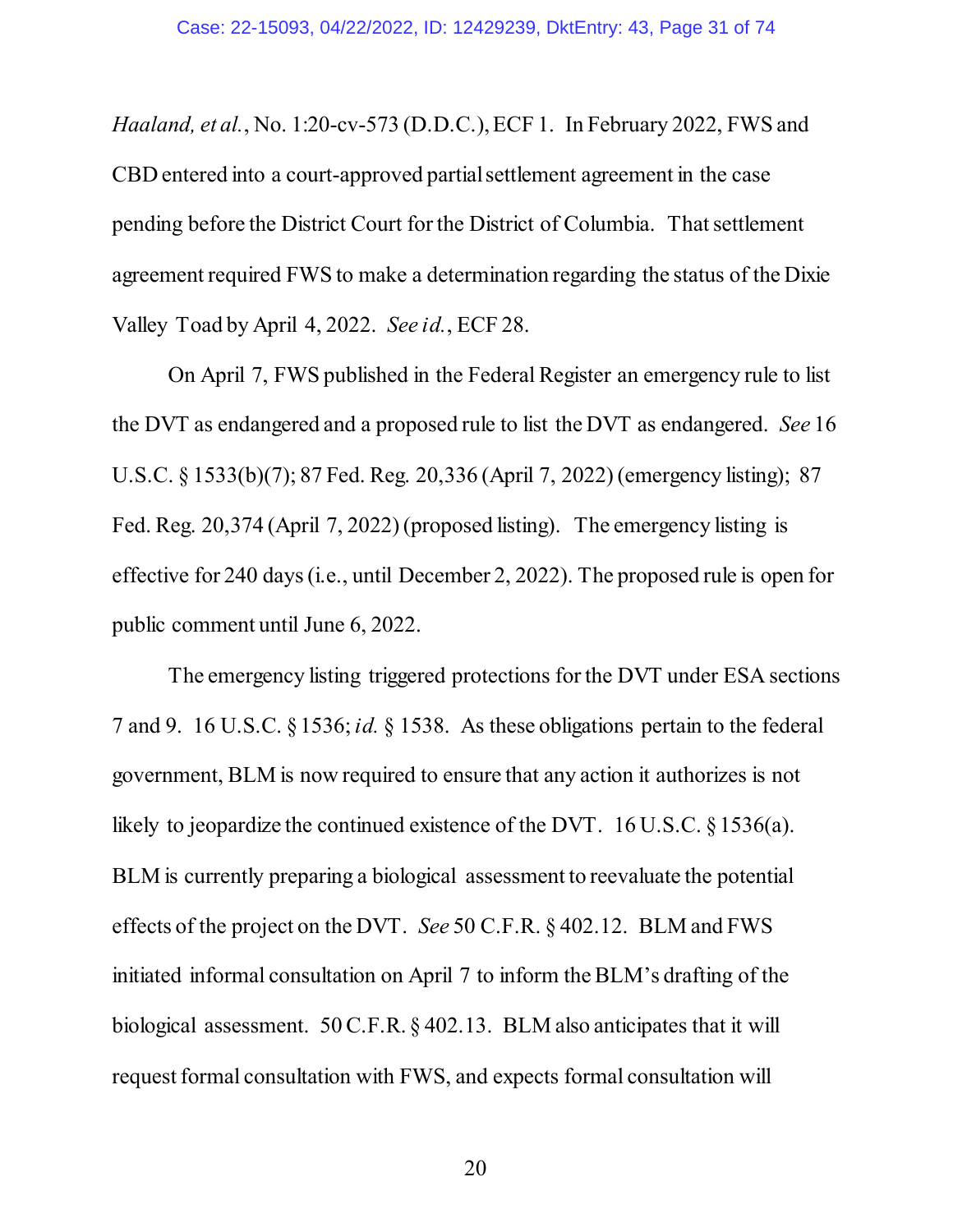*Haaland, et al.*, No. 1:20-cv-573 (D.D.C.), ECF 1. In February 2022, FWS and CBD entered into a court-approved partial settlement agreement in the case pending before the District Court for the District of Columbia. That settlement agreement required FWS to make a determination regarding the status of the Dixie Valley Toad by April 4, 2022. *See id.*, ECF 28.

On April 7, FWS published in the Federal Register an emergency rule to list the DVT as endangered and a proposed rule to list the DVT as endangered. *See* 16 U.S.C. § 1533(b)(7); 87 Fed. Reg. 20,336 (April 7, 2022) (emergency listing); 87 Fed. Reg. 20,374 (April 7, 2022) (proposed listing). The emergency listing is effective for 240 days (i.e., until December 2, 2022). The proposed rule is open for public comment until June 6, 2022.

The emergency listing triggered protections for the DVT under ESA sections 7 and 9. 16 U.S.C. § 1536; *id.* § 1538. As these obligations pertain to the federal government, BLM is now required to ensure that any action it authorizes is not likely to jeopardize the continued existence of the DVT. 16 U.S.C. § 1536(a). BLM is currently preparing a biological assessment to reevaluate the potential effects of the project on the DVT. *See* 50 C.F.R. § 402.12. BLM and FWS initiated informal consultation on April 7 to inform the BLM's drafting of the biological assessment. 50 C.F.R. § 402.13. BLM also anticipates that it will request formal consultation with FWS, and expects formal consultation will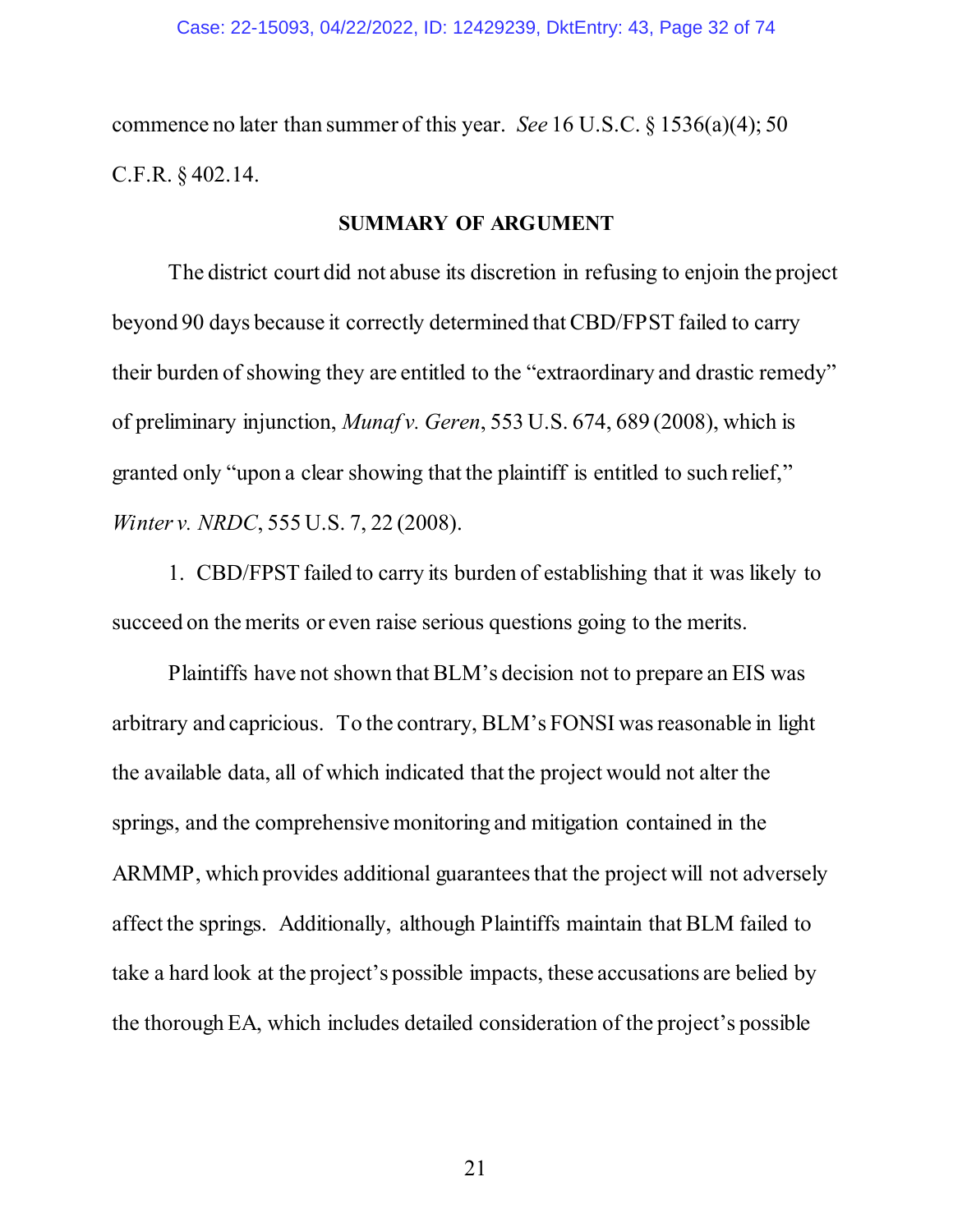commence no later than summer of this year. *See* 16 U.S.C. § 1536(a)(4); 50 C.F.R. § 402.14.

## SUMMARY OF ARGUMENT

The district court did not abuse its discretion in refusing to enjoin the project beyond 90 days because it correctly determined that CBD/FPST failed to carry their burden of showing they are entitled to the "extraordinary and drastic remedy" of preliminary injunction, *Munaf v. Geren*, 553 U.S. 674, 689 (2008), which is granted only "upon a clear showing that the plaintiff is entitled to such relief," *Winter v. NRDC*, 555 U.S. 7, 22 (2008).

1. CBD/FPST failed to carry its burden of establishing that it was likely to succeed on the merits or even raise serious questions going to the merits.

Plaintiffs have not shown that BLM's decision not to prepare an EIS was arbitrary and capricious. To the contrary, BLM's FONSI was reasonable in light the available data, all of which indicated that the project would not alter the springs, and the comprehensive monitoring and mitigation contained in the ARMMP, which provides additional guarantees that the project will not adversely affect the springs. Additionally, although Plaintiffs maintain that BLM failed to take a hard look at the project's possible impacts, these accusations are belied by the thorough EA, which includes detailed consideration of the project's possible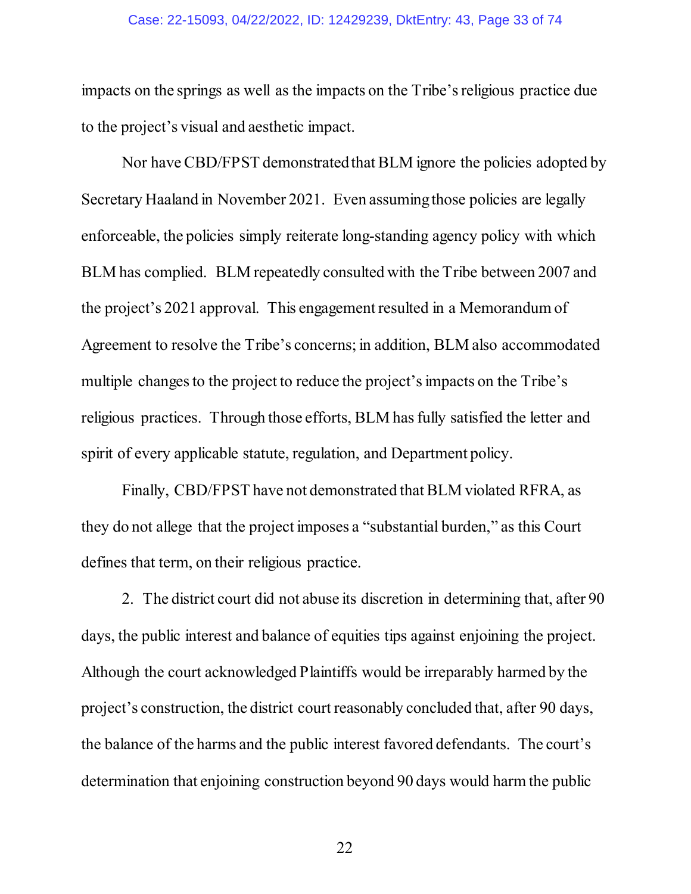impacts on the springs as well as the impacts on the Tribe's religious practice due to the project's visual and aesthetic impact.

Nor have CBD/FPST demonstrated that BLM ignore the policies adopted by Secretary Haaland in November 2021. Even assuming those policies are legally enforceable, the policies simply reiterate long-standing agency policy with which BLM has complied. BLM repeatedly consulted with the Tribe between 2007 and the project's 2021 approval. This engagement resulted in a Memorandum of Agreement to resolve the Tribe's concerns; in addition, BLM also accommodated multiple changes to the project to reduce the project's impacts on the Tribe's religious practices. Through those efforts, BLM has fully satisfied the letter and spirit of every applicable statute, regulation, and Department policy.

Finally, CBD/FPST have not demonstrated that BLM violated RFRA, as they do not allege that the project imposes a "substantial burden," as this Court defines that term, on their religious practice.

2. The district court did not abuse its discretion in determining that, after 90 days, the public interest and balance of equities tips against enjoining the project. Although the court acknowledged Plaintiffs would be irreparably harmed by the project's construction, the district court reasonably concluded that, after 90 days, the balance of the harms and the public interest favored defendants. The court's determination that enjoining construction beyond 90 days would harm the public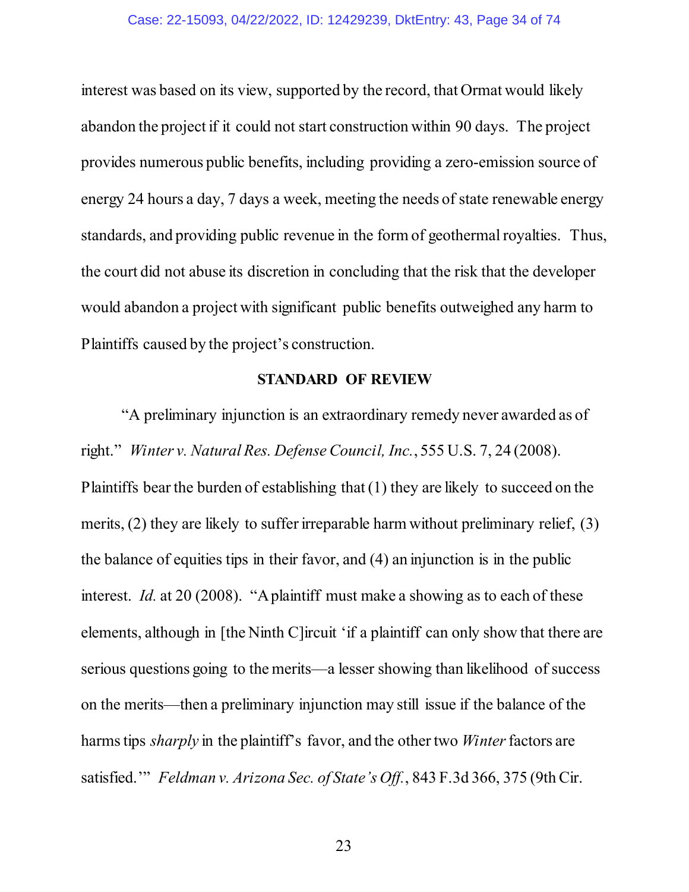interest was based on its view, supported by the record, that Ormat would likely abandon the project if it could not start construction within 90 days. The project provides numerous public benefits, including providing a zero-emission source of energy 24 hours a day, 7 days a week, meeting the needs of state renewable energy standards, and providing public revenue in the form of geothermal royalties. Thus, the court did not abuse its discretion in concluding that the risk that the developer would abandon a project with significant public benefits outweighed any harm to Plaintiffs caused by the project's construction.

## STANDARD OF REVIEW

"A preliminary injunction is an extraordinary remedy never awarded as of right." *Winter v. Natural Res. Defense Council, Inc.*, 555 U.S. 7, 24 (2008). Plaintiffs bear the burden of establishing that (1) they are likely to succeed on the merits, (2) they are likely to suffer irreparable harm without preliminary relief, (3) the balance of equities tips in their favor, and (4) an injunction is in the public interest. *Id.* at 20 (2008). "A plaintiff must make a showing as to each of these elements, although in [the Ninth C]ircuit 'if a plaintiff can only show that there are serious questions going to the merits—a lesser showing than likelihood of success on the merits—then a preliminary injunction may still issue if the balance of the harms tips *sharply* in the plaintiff's favor, and the other two *Winter* factors are satisfied.'" *Feldman v. Arizona Sec. of State's Off.*, 843 F.3d 366, 375 (9th Cir.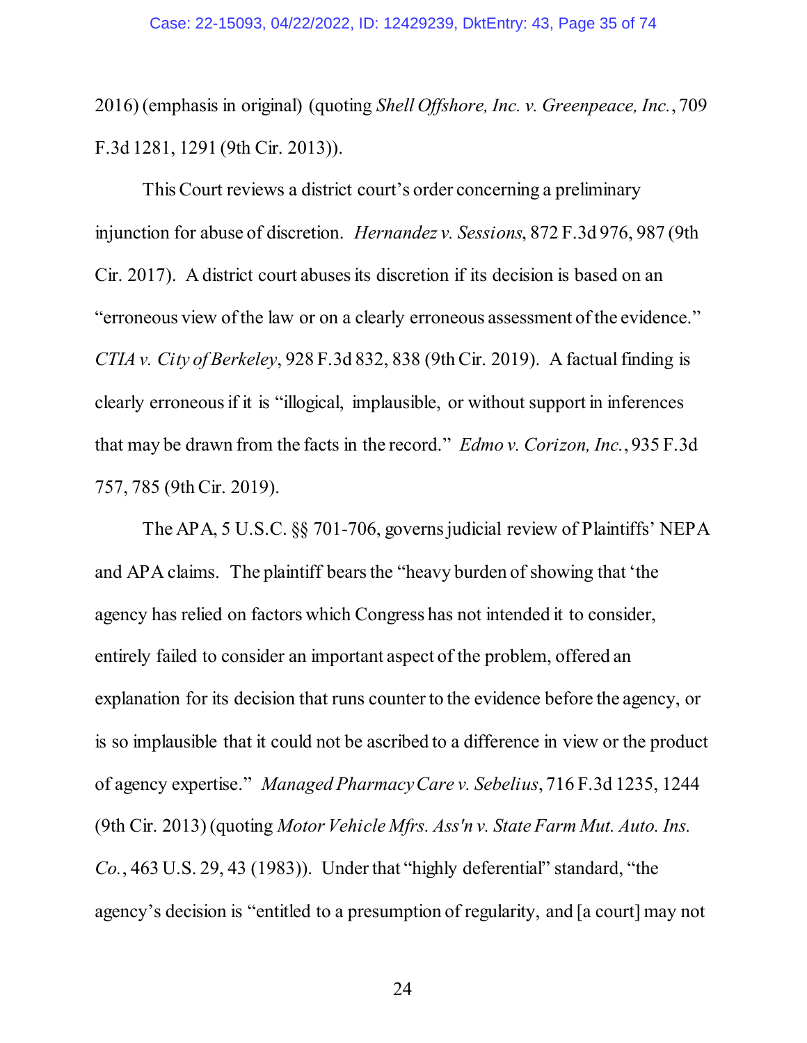2016) (emphasis in original) (quoting *Shell Offshore, Inc. v. Greenpeace, Inc.*, 709 F.3d 1281, 1291 (9th Cir. 2013)).

This Court reviews a district court's order concerning a preliminary injunction for abuse of discretion. *Hernandez v. Sessions*, 872 F.3d 976, 987 (9th Cir. 2017). A district court abuses its discretion if its decision is based on an "erroneous view of the law or on a clearly erroneous assessment of the evidence." *CTIA v. City of Berkeley*, 928 F.3d 832, 838 (9th Cir. 2019). A factual finding is clearly erroneous if it is "illogical, implausible, or without support in inferences that may be drawn from the facts in the record." *Edmo v. Corizon, Inc.*, 935 F.3d 757, 785 (9th Cir. 2019).

The APA, 5 U.S.C. §§ 701-706, governs judicial review of Plaintiffs' NEPA and APA claims. The plaintiff bears the "heavy burden of showing that 'the agency has relied on factors which Congress has not intended it to consider, entirely failed to consider an important aspect of the problem, offered an explanation for its decision that runs counter to the evidence before the agency, or is so implausible that it could not be ascribed to a difference in view or the product of agency expertise." *Managed Pharmacy Care v. Sebelius*, 716 F.3d 1235, 1244 (9th Cir. 2013) (quoting *Motor Vehicle Mfrs. Ass'n v. State Farm Mut. Auto. Ins. Co.*, 463 U.S. 29, 43 (1983)). Under that "highly deferential" standard, "the agency's decision is "entitled to a presumption of regularity, and [a court] may not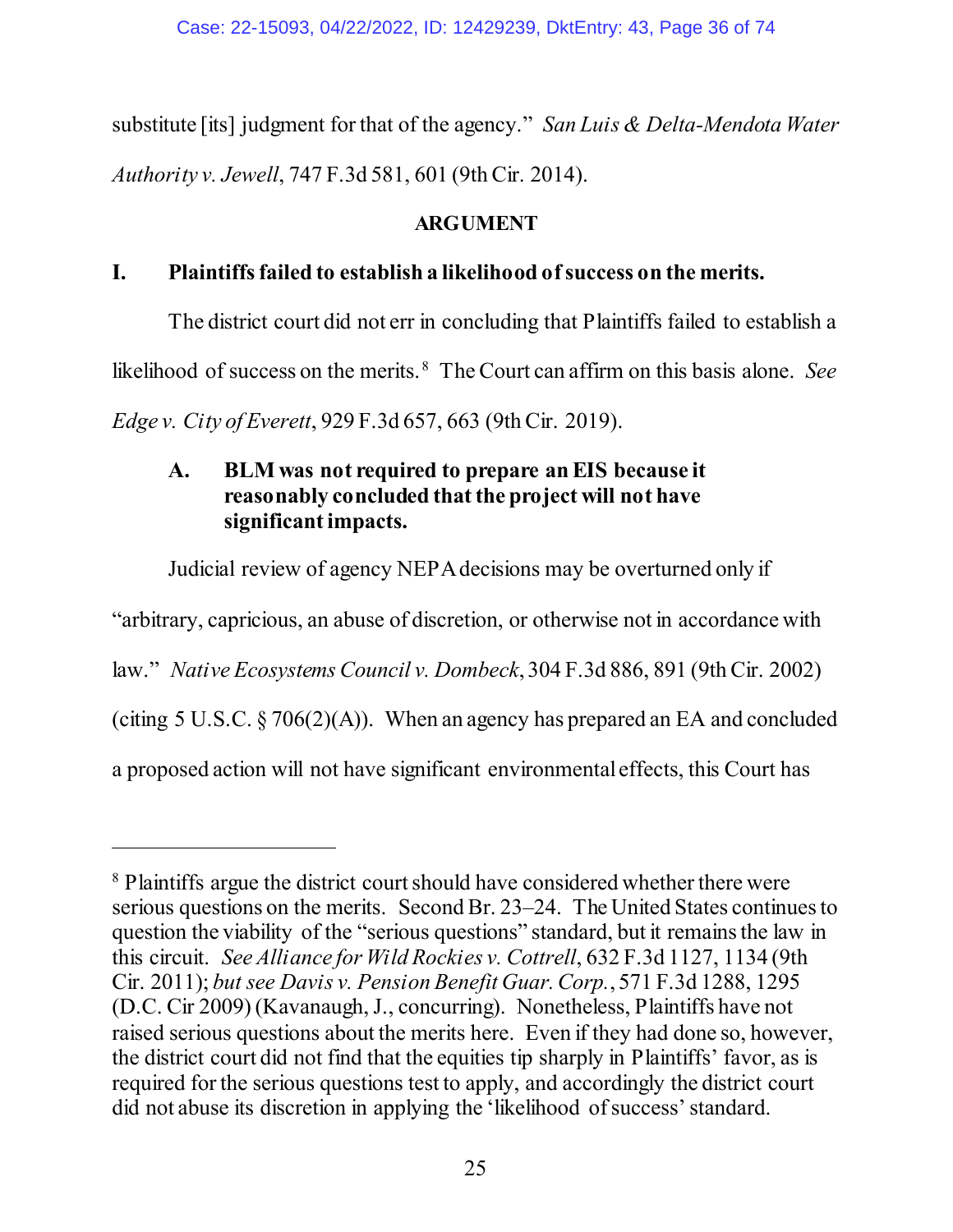substitute [its] judgment for that of the agency." *San Luis & Delta-Mendota Water Authority v. Jewell*, 747 F.3d 581, 601 (9th Cir. 2014).

## ARGUMENT

### I. Plaintiffs failed to establish a likelihood of success on the merits.

The district court did not err in concluding that Plaintiffs failed to establish a likelihood of success on the merits.[8] The Court can affirm on this basis alone. *See Edge v. City of Everett*, 929 F.3d 657, 663 (9th Cir. 2019).

#### A. BLM was not required to prepare an EIS because it reasonably concluded that the project will not have significant impacts.

Judicial review of agency NEPA decisions may be overturned only if "arbitrary, capricious, an abuse of discretion, or otherwise not in accordance with law." *Native Ecosystems Council v. Dombeck*, 304 F.3d 886, 891 (9th Cir. 2002) (citing 5 U.S.C. § 706(2)(A)). When an agency has prepared an EA and concluded a proposed action will not have significant environmental effects, this Court has

---

[8] Plaintiffs argue the district court should have considered whether there were serious questions on the merits. Second Br. 23–24. The United States continues to question the viability of the "serious questions" standard, but it remains the law in this circuit. *See Alliance for Wild Rockies v. Cottrell*, 632 F.3d 1127, 1134 (9th Cir. 2011); *but see Davis v. Pension Benefit Guar. Corp.*, 571 F.3d 1288, 1295 (D.C. Cir 2009) (Kavanaugh, J., concurring). Nonetheless, Plaintiffs have not raised serious questions about the merits here. Even if they had done so, however, the district court did not find that the equities tip sharply in Plaintiffs' favor, as is required for the serious questions test to apply, and accordingly the district court did not abuse its discretion in applying the 'likelihood of success' standard.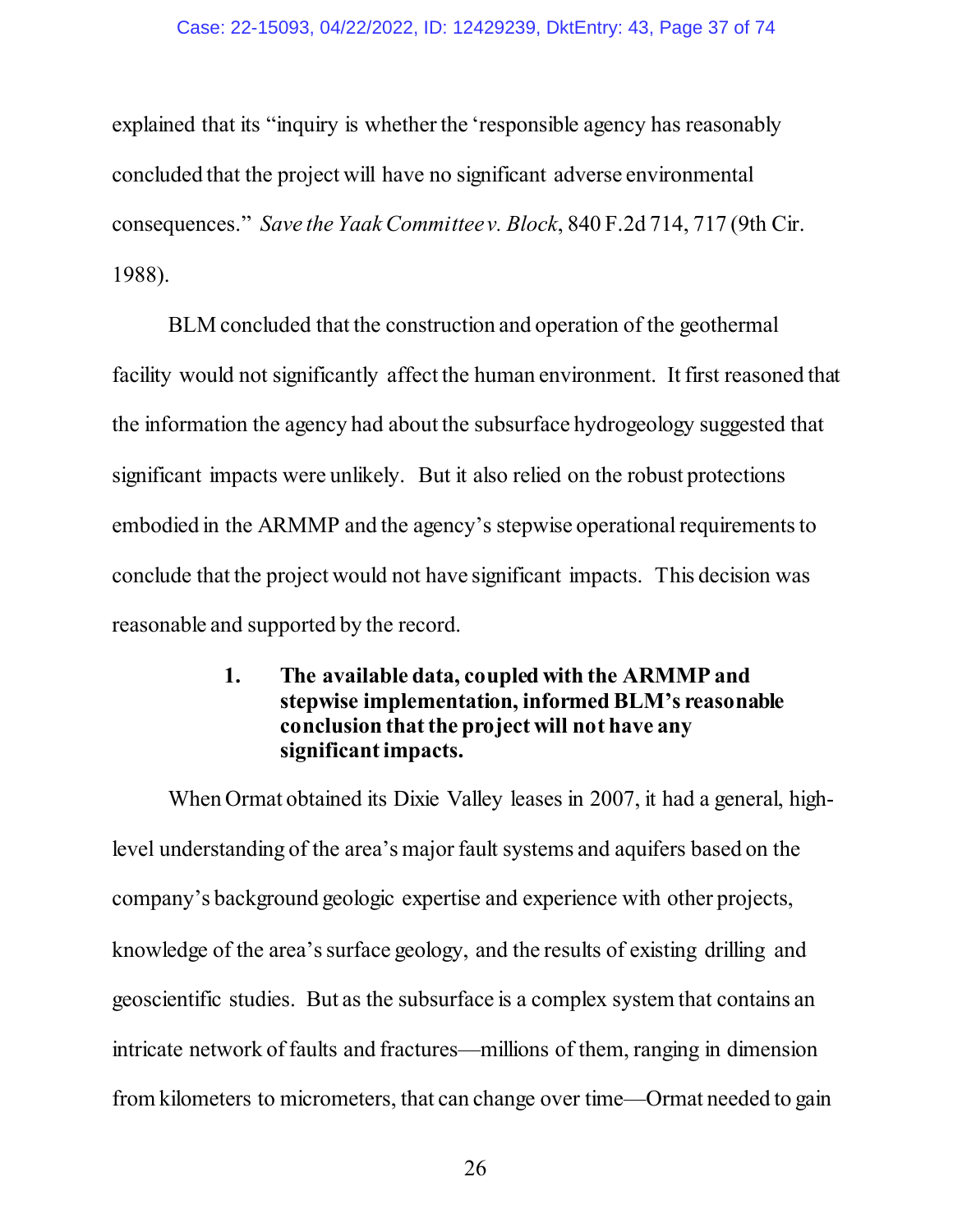explained that its "inquiry is whether the 'responsible agency has reasonably concluded that the project will have no significant adverse environmental consequences." *Save the Yaak Committee v. Block*, 840 F.2d 714, 717 (9th Cir. 1988).

BLM concluded that the construction and operation of the geothermal facility would not significantly affect the human environment. It first reasoned that the information the agency had about the subsurface hydrogeology suggested that significant impacts were unlikely. But it also relied on the robust protections embodied in the ARMMP and the agency's stepwise operational requirements to conclude that the project would not have significant impacts. This decision was reasonable and supported by the record.

**1. The available data, coupled with the ARMMP and stepwise implementation, informed BLM's reasonable conclusion that the project will not have any significant impacts.**

When Ormat obtained its Dixie Valley leases in 2007, it had a general, high-level understanding of the area's major fault systems and aquifers based on the company's background geologic expertise and experience with other projects, knowledge of the area's surface geology, and the results of existing drilling and geoscientific studies. But as the subsurface is a complex system that contains an intricate network of faults and fractures—millions of them, ranging in dimension from kilometers to micrometers, that can change over time—Ormat needed to gain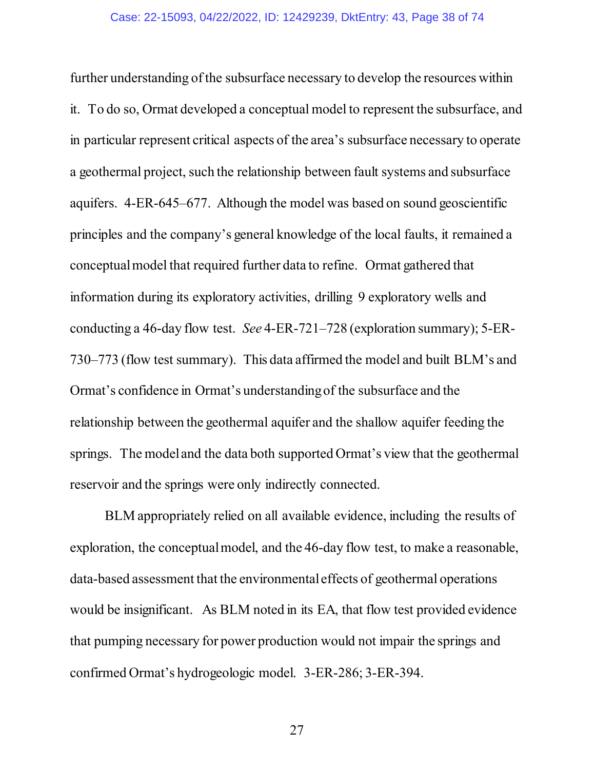further understanding of the subsurface necessary to develop the resources within it. To do so, Ormat developed a conceptual model to represent the subsurface, and in particular represent critical aspects of the area's subsurface necessary to operate a geothermal project, such the relationship between fault systems and subsurface aquifers. 4-ER-645–677. Although the model was based on sound geoscientific principles and the company's general knowledge of the local faults, it remained a conceptual model that required further data to refine. Ormat gathered that information during its exploratory activities, drilling 9 exploratory wells and conducting a 46-day flow test. *See* 4-ER-721–728 (exploration summary); 5-ER-730–773 (flow test summary). This data affirmed the model and built BLM's and Ormat's confidence in Ormat's understanding of the subsurface and the relationship between the geothermal aquifer and the shallow aquifer feeding the springs. The model and the data both supported Ormat's view that the geothermal reservoir and the springs were only indirectly connected.

BLM appropriately relied on all available evidence, including the results of exploration, the conceptual model, and the 46-day flow test, to make a reasonable, data-based assessment that the environmental effects of geothermal operations would be insignificant. As BLM noted in its EA, that flow test provided evidence that pumping necessary for power production would not impair the springs and confirmed Ormat's hydrogeologic model. 3-ER-286; 3-ER-394.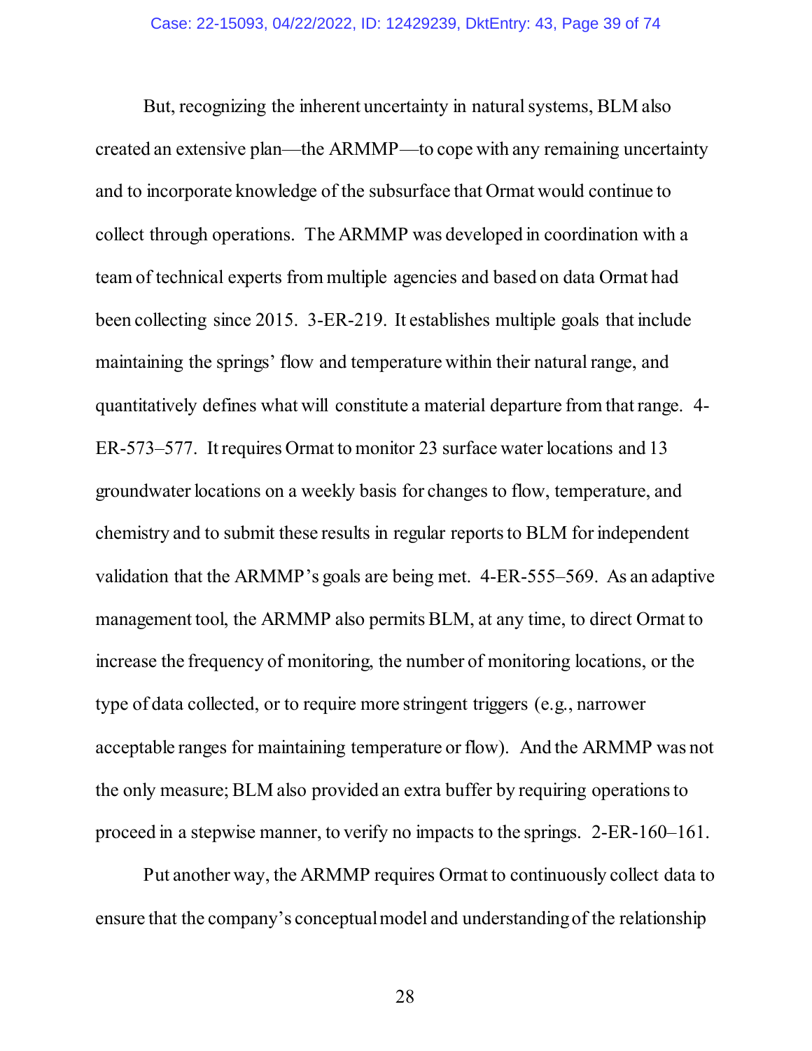But, recognizing the inherent uncertainty in natural systems, BLM also created an extensive plan—the ARMMP—to cope with any remaining uncertainty and to incorporate knowledge of the subsurface that Ormat would continue to collect through operations. The ARMMP was developed in coordination with a team of technical experts from multiple agencies and based on data Ormat had been collecting since 2015. 3-ER-219. It establishes multiple goals that include maintaining the springs' flow and temperature within their natural range, and quantitatively defines what will constitute a material departure from that range. 4-ER-573–577. It requires Ormat to monitor 23 surface water locations and 13 groundwater locations on a weekly basis for changes to flow, temperature, and chemistry and to submit these results in regular reports to BLM for independent validation that the ARMMP's goals are being met. 4-ER-555–569. As an adaptive management tool, the ARMMP also permits BLM, at any time, to direct Ormat to increase the frequency of monitoring, the number of monitoring locations, or the type of data collected, or to require more stringent triggers (e.g., narrower acceptable ranges for maintaining temperature or flow). And the ARMMP was not the only measure; BLM also provided an extra buffer by requiring operations to proceed in a stepwise manner, to verify no impacts to the springs. 2-ER-160–161.

Put another way, the ARMMP requires Ormat to continuously collect data to ensure that the company's conceptual model and understanding of the relationship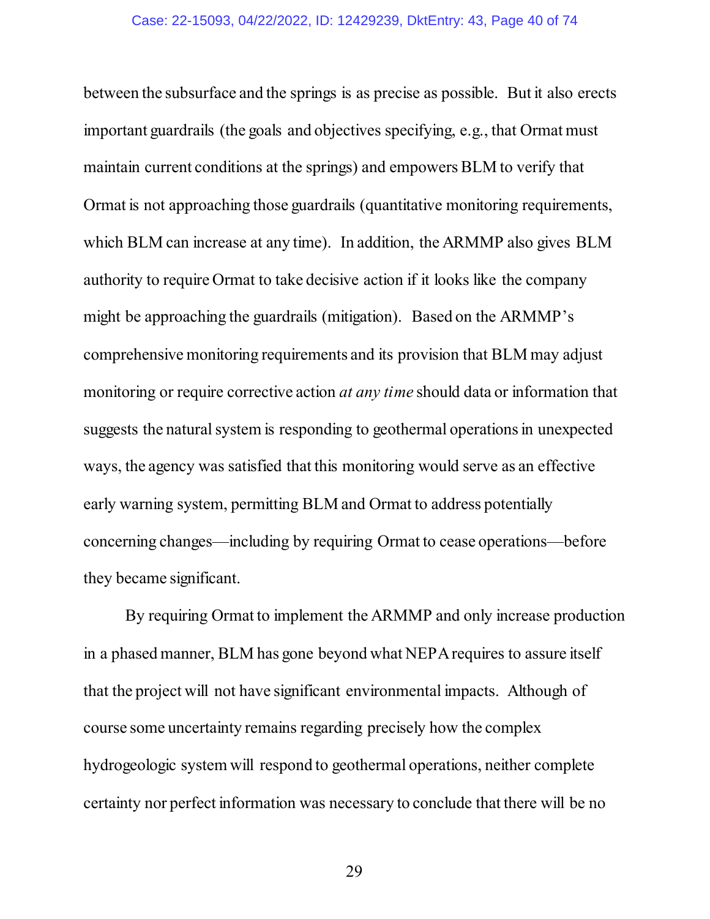between the subsurface and the springs is as precise as possible. But it also erects important guardrails (the goals and objectives specifying, e.g., that Ormat must maintain current conditions at the springs) and empowers BLM to verify that Ormat is not approaching those guardrails (quantitative monitoring requirements, which BLM can increase at any time). In addition, the ARMMP also gives BLM authority to require Ormat to take decisive action if it looks like the company might be approaching the guardrails (mitigation). Based on the ARMMP's comprehensive monitoring requirements and its provision that BLM may adjust monitoring or require corrective action *at any time* should data or information that suggests the natural system is responding to geothermal operations in unexpected ways, the agency was satisfied that this monitoring would serve as an effective early warning system, permitting BLM and Ormat to address potentially concerning changes—including by requiring Ormat to cease operations—before they became significant.

By requiring Ormat to implement the ARMMP and only increase production in a phased manner, BLM has gone beyond what NEPA requires to assure itself that the project will not have significant environmental impacts. Although of course some uncertainty remains regarding precisely how the complex hydrogeologic system will respond to geothermal operations, neither complete certainty nor perfect information was necessary to conclude that there will be no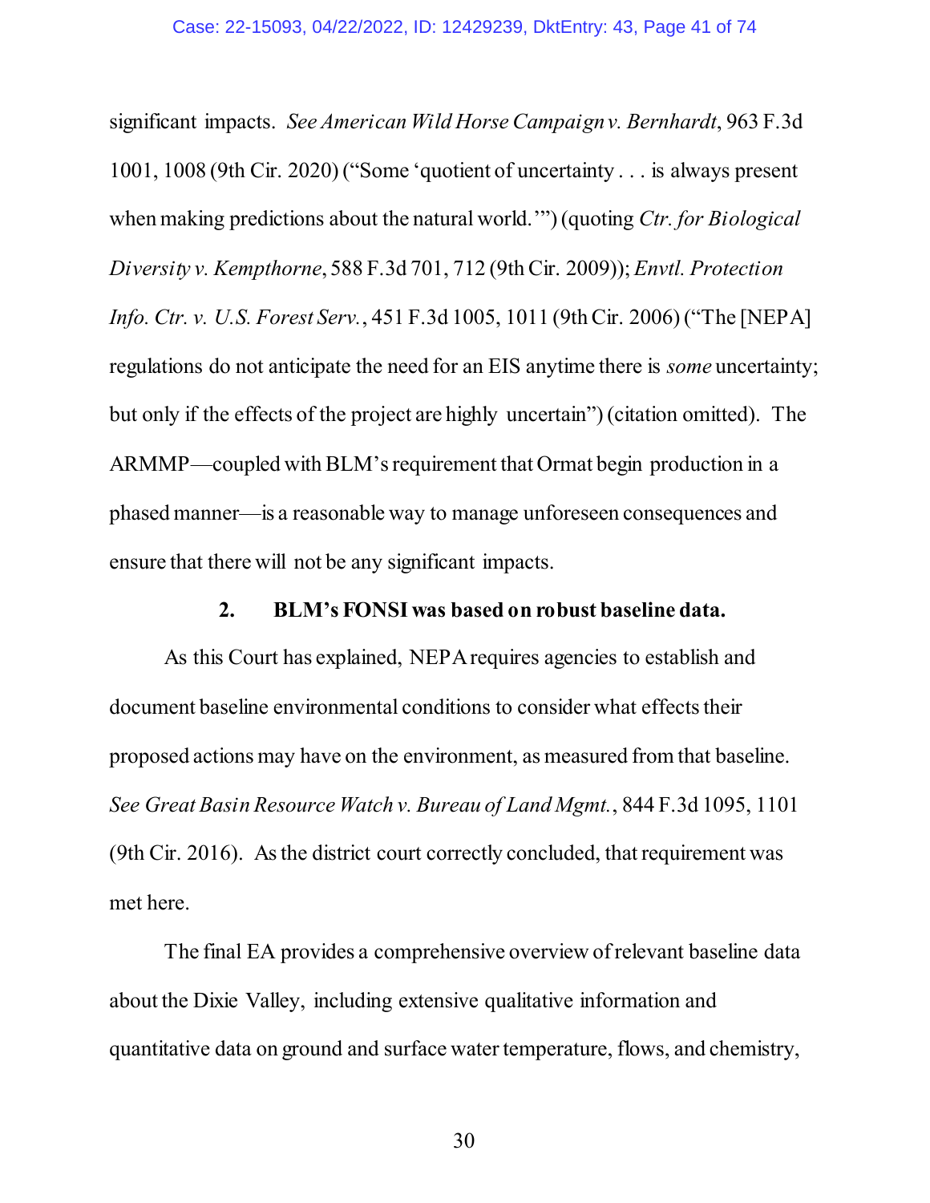significant impacts. *See American Wild Horse Campaign v. Bernhardt*, 963 F.3d 1001, 1008 (9th Cir. 2020) ("Some 'quotient of uncertainty . . . is always present when making predictions about the natural world.'") (quoting *Ctr. for Biological Diversity v. Kempthorne*, 588 F.3d 701, 712 (9th Cir. 2009)); *Envtl. Protection Info. Ctr. v. U.S. Forest Serv.*, 451 F.3d 1005, 1011 (9th Cir. 2006) ("The [NEPA] regulations do not anticipate the need for an EIS anytime there is *some* uncertainty; but only if the effects of the project are highly uncertain") (citation omitted). The ARMMP—coupled with BLM's requirement that Ormat begin production in a phased manner—is a reasonable way to manage unforeseen consequences and ensure that there will not be any significant impacts.

### 2. BLM's FONSI was based on robust baseline data.

As this Court has explained, NEPA requires agencies to establish and document baseline environmental conditions to consider what effects their proposed actions may have on the environment, as measured from that baseline. *See Great Basin Resource Watch v. Bureau of Land Mgmt.*, 844 F.3d 1095, 1101 (9th Cir. 2016). As the district court correctly concluded, that requirement was met here.

The final EA provides a comprehensive overview of relevant baseline data about the Dixie Valley, including extensive qualitative information and quantitative data on ground and surface water temperature, flows, and chemistry,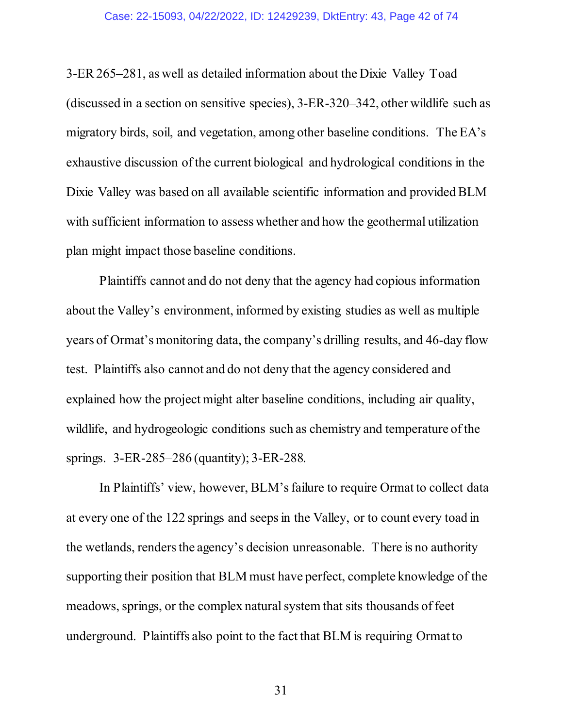3-ER 265–281, as well as detailed information about the Dixie Valley Toad (discussed in a section on sensitive species), 3-ER-320–342, other wildlife such as migratory birds, soil, and vegetation, among other baseline conditions. The EA's exhaustive discussion of the current biological and hydrological conditions in the Dixie Valley was based on all available scientific information and provided BLM with sufficient information to assess whether and how the geothermal utilization plan might impact those baseline conditions.

Plaintiffs cannot and do not deny that the agency had copious information about the Valley's environment, informed by existing studies as well as multiple years of Ormat's monitoring data, the company's drilling results, and 46-day flow test. Plaintiffs also cannot and do not deny that the agency considered and explained how the project might alter baseline conditions, including air quality, wildlife, and hydrogeologic conditions such as chemistry and temperature of the springs. 3-ER-285–286 (quantity); 3-ER-288.

In Plaintiffs' view, however, BLM's failure to require Ormat to collect data at every one of the 122 springs and seeps in the Valley, or to count every toad in the wetlands, renders the agency's decision unreasonable. There is no authority supporting their position that BLM must have perfect, complete knowledge of the meadows, springs, or the complex natural system that sits thousands of feet underground. Plaintiffs also point to the fact that BLM is requiring Ormat to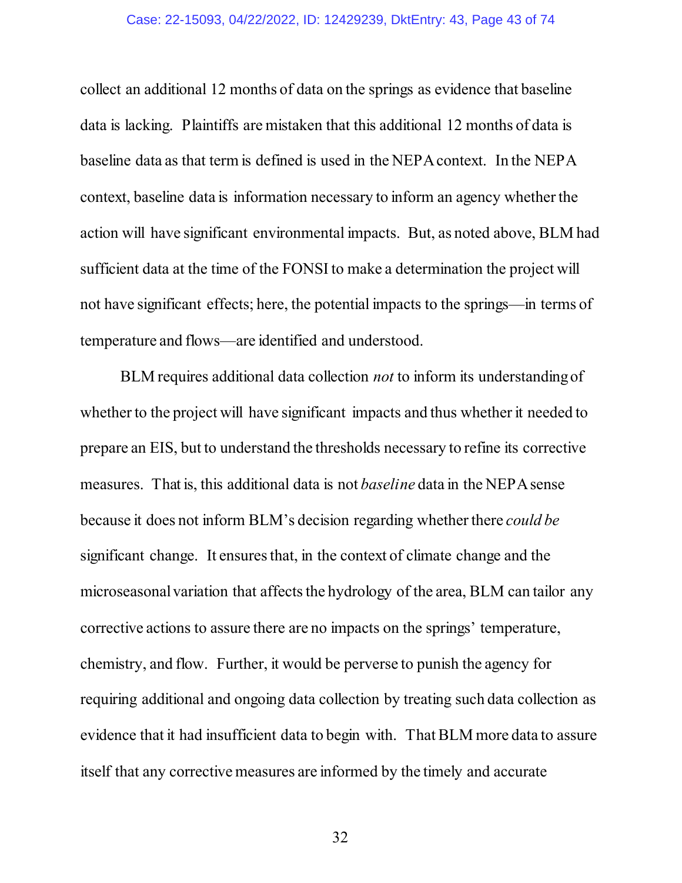collect an additional 12 months of data on the springs as evidence that baseline data is lacking. Plaintiffs are mistaken that this additional 12 months of data is baseline data as that term is defined is used in the NEPA context. In the NEPA context, baseline data is information necessary to inform an agency whether the action will have significant environmental impacts. But, as noted above, BLM had sufficient data at the time of the FONSI to make a determination the project will not have significant effects; here, the potential impacts to the springs—in terms of temperature and flows—are identified and understood.

BLM requires additional data collection *not* to inform its understanding of whether to the project will have significant impacts and thus whether it needed to prepare an EIS, but to understand the thresholds necessary to refine its corrective measures. That is, this additional data is not *baseline* data in the NEPA sense because it does not inform BLM's decision regarding whether there *could be* significant change. It ensures that, in the context of climate change and the microseasonal variation that affects the hydrology of the area, BLM can tailor any corrective actions to assure there are no impacts on the springs' temperature, chemistry, and flow. Further, it would be perverse to punish the agency for requiring additional and ongoing data collection by treating such data collection as evidence that it had insufficient data to begin with. That BLM more data to assure itself that any corrective measures are informed by the timely and accurate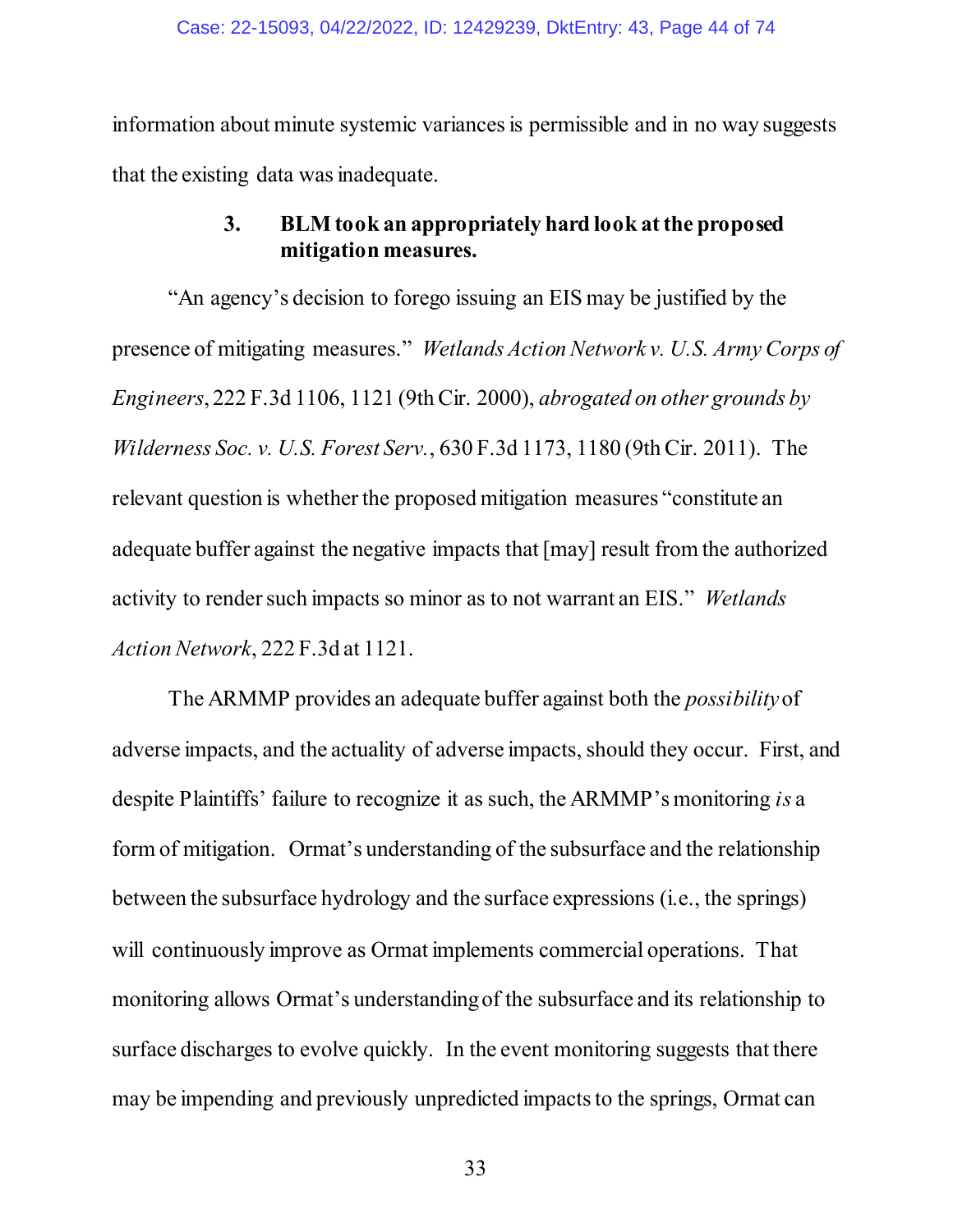information about minute systemic variances is permissible and in no way suggests that the existing data was inadequate.

### 3. BLM took an appropriately hard look at the proposed mitigation measures.

"An agency's decision to forego issuing an EIS may be justified by the presence of mitigating measures." *Wetlands Action Network v. U.S. Army Corps of Engineers*, 222 F.3d 1106, 1121 (9th Cir. 2000), *abrogated on other grounds by Wilderness Soc. v. U.S. Forest Serv.*, 630 F.3d 1173, 1180 (9th Cir. 2011). The relevant question is whether the proposed mitigation measures "constitute an adequate buffer against the negative impacts that [may] result from the authorized activity to render such impacts so minor as to not warrant an EIS." *Wetlands Action Network*, 222 F.3d at 1121.

The ARMMP provides an adequate buffer against both the *possibility* of adverse impacts, and the actuality of adverse impacts, should they occur. First, and despite Plaintiffs' failure to recognize it as such, the ARMMP's monitoring *is* a form of mitigation. Ormat's understanding of the subsurface and the relationship between the subsurface hydrology and the surface expressions (i.e., the springs) will continuously improve as Ormat implements commercial operations. That monitoring allows Ormat's understanding of the subsurface and its relationship to surface discharges to evolve quickly. In the event monitoring suggests that there may be impending and previously unpredicted impacts to the springs, Ormat can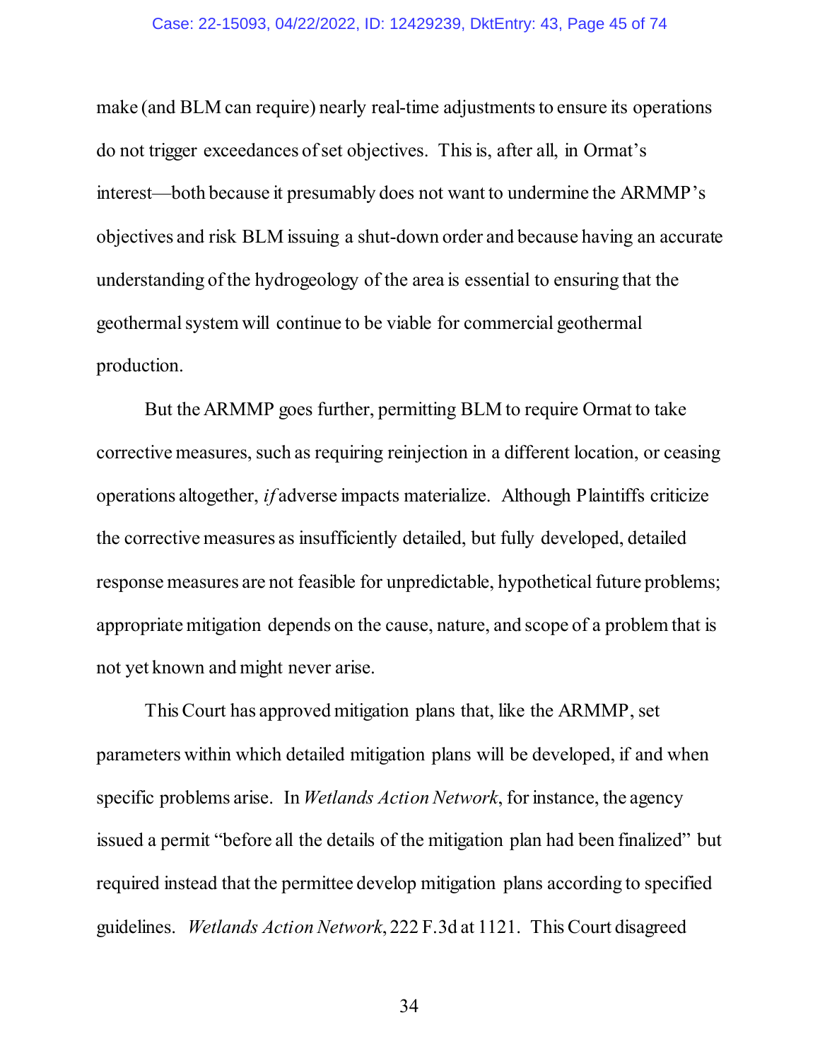make (and BLM can require) nearly real-time adjustments to ensure its operations do not trigger exceedances of set objectives. This is, after all, in Ormat's interest—both because it presumably does not want to undermine the ARMMP's objectives and risk BLM issuing a shut-down order and because having an accurate understanding of the hydrogeology of the area is essential to ensuring that the geothermal system will continue to be viable for commercial geothermal production.

But the ARMMP goes further, permitting BLM to require Ormat to take corrective measures, such as requiring reinjection in a different location, or ceasing operations altogether, *if* adverse impacts materialize. Although Plaintiffs criticize the corrective measures as insufficiently detailed, but fully developed, detailed response measures are not feasible for unpredictable, hypothetical future problems; appropriate mitigation depends on the cause, nature, and scope of a problem that is not yet known and might never arise.

This Court has approved mitigation plans that, like the ARMMP, set parameters within which detailed mitigation plans will be developed, if and when specific problems arise. In *Wetlands Action Network*, for instance, the agency issued a permit "before all the details of the mitigation plan had been finalized" but required instead that the permittee develop mitigation plans according to specified guidelines. *Wetlands Action Network*, 222 F.3d at 1121. This Court disagreed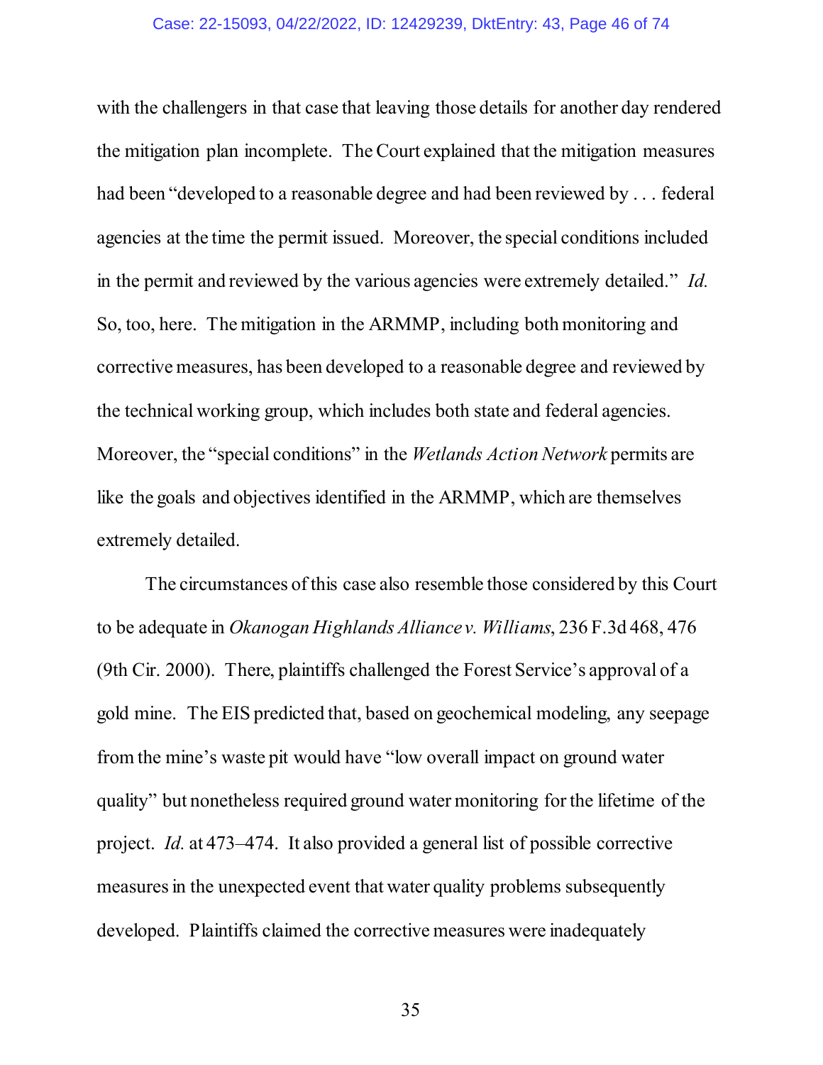with the challengers in that case that leaving those details for another day rendered the mitigation plan incomplete. The Court explained that the mitigation measures had been "developed to a reasonable degree and had been reviewed by . . . federal agencies at the time the permit issued. Moreover, the special conditions included in the permit and reviewed by the various agencies were extremely detailed." *Id.* So, too, here. The mitigation in the ARMMP, including both monitoring and corrective measures, has been developed to a reasonable degree and reviewed by the technical working group, which includes both state and federal agencies. Moreover, the "special conditions" in the *Wetlands Action Network* permits are like the goals and objectives identified in the ARMMP, which are themselves extremely detailed.

The circumstances of this case also resemble those considered by this Court to be adequate in *Okanogan Highlands Alliance v. Williams*, 236 F.3d 468, 476 (9th Cir. 2000). There, plaintiffs challenged the Forest Service's approval of a gold mine. The EIS predicted that, based on geochemical modeling, any seepage from the mine's waste pit would have "low overall impact on ground water quality" but nonetheless required ground water monitoring for the lifetime of the project. *Id.* at 473–474. It also provided a general list of possible corrective measures in the unexpected event that water quality problems subsequently developed. Plaintiffs claimed the corrective measures were inadequately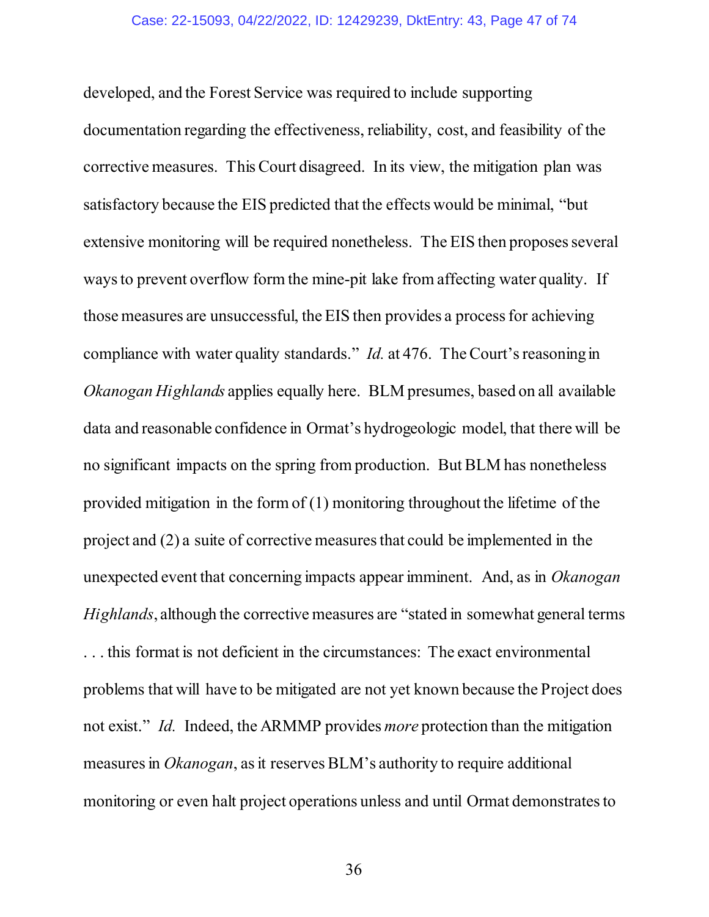developed, and the Forest Service was required to include supporting documentation regarding the effectiveness, reliability, cost, and feasibility of the corrective measures. This Court disagreed. In its view, the mitigation plan was satisfactory because the EIS predicted that the effects would be minimal, "but extensive monitoring will be required nonetheless. The EIS then proposes several ways to prevent overflow form the mine-pit lake from affecting water quality. If those measures are unsuccessful, the EIS then provides a process for achieving compliance with water quality standards." *Id.* at 476. The Court's reasoning in *Okanogan Highlands* applies equally here. BLM presumes, based on all available data and reasonable confidence in Ormat's hydrogeologic model, that there will be no significant impacts on the spring from production. But BLM has nonetheless provided mitigation in the form of (1) monitoring throughout the lifetime of the project and (2) a suite of corrective measures that could be implemented in the unexpected event that concerning impacts appear imminent. And, as in *Okanogan Highlands*, although the corrective measures are "stated in somewhat general terms . . . this format is not deficient in the circumstances: The exact environmental problems that will have to be mitigated are not yet known because the Project does not exist." *Id.* Indeed, the ARMMP provides *more* protection than the mitigation measures in *Okanogan*, as it reserves BLM's authority to require additional monitoring or even halt project operations unless and until Ormat demonstrates to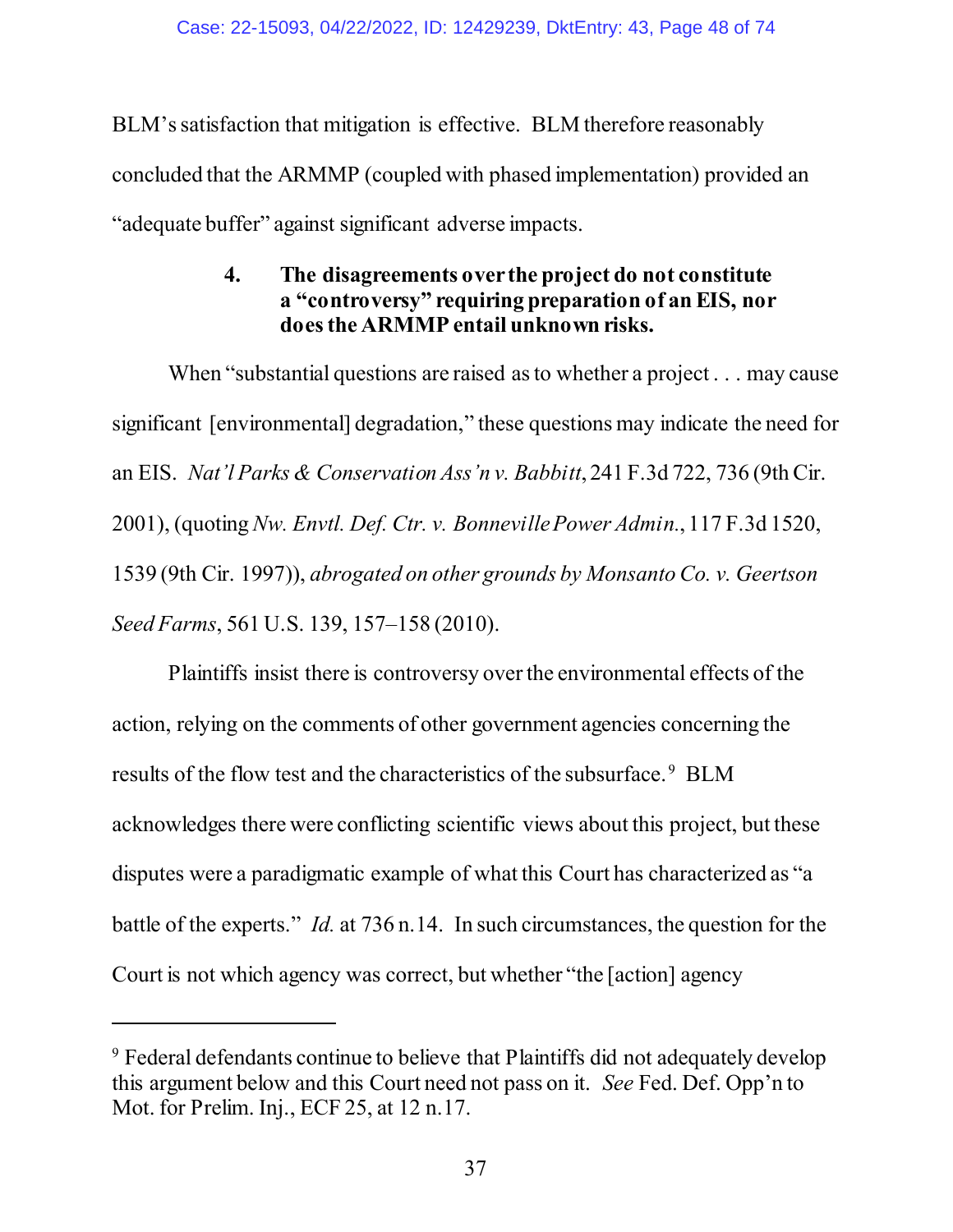BLM's satisfaction that mitigation is effective. BLM therefore reasonably concluded that the ARMMP (coupled with phased implementation) provided an "adequate buffer" against significant adverse impacts.

#### 4. The disagreements over the project do not constitute a "controversy" requiring preparation of an EIS, nor does the ARMMP entail unknown risks.

When "substantial questions are raised as to whether a project . . . may cause significant [environmental] degradation," these questions may indicate the need for an EIS. *Nat'l Parks & Conservation Ass'n v. Babbitt*, 241 F.3d 722, 736 (9th Cir. 2001), (quoting *Nw. Envtl. Def. Ctr. v. Bonneville Power Admin.*, 117 F.3d 1520, 1539 (9th Cir. 1997)), *abrogated on other grounds by Monsanto Co. v. Geertson Seed Farms*, 561 U.S. 139, 157–158 (2010).

Plaintiffs insist there is controversy over the environmental effects of the action, relying on the comments of other government agencies concerning the results of the flow test and the characteristics of the subsurface.[9] BLM acknowledges there were conflicting scientific views about this project, but these disputes were a paradigmatic example of what this Court has characterized as "a battle of the experts." *Id.* at 736 n.14. In such circumstances, the question for the Court is not which agency was correct, but whether "the [action] agency

---

[9] Federal defendants continue to believe that Plaintiffs did not adequately develop this argument below and this Court need not pass on it. *See* Fed. Def. Opp'n to Mot. for Prelim. Inj., ECF 25, at 12 n.17.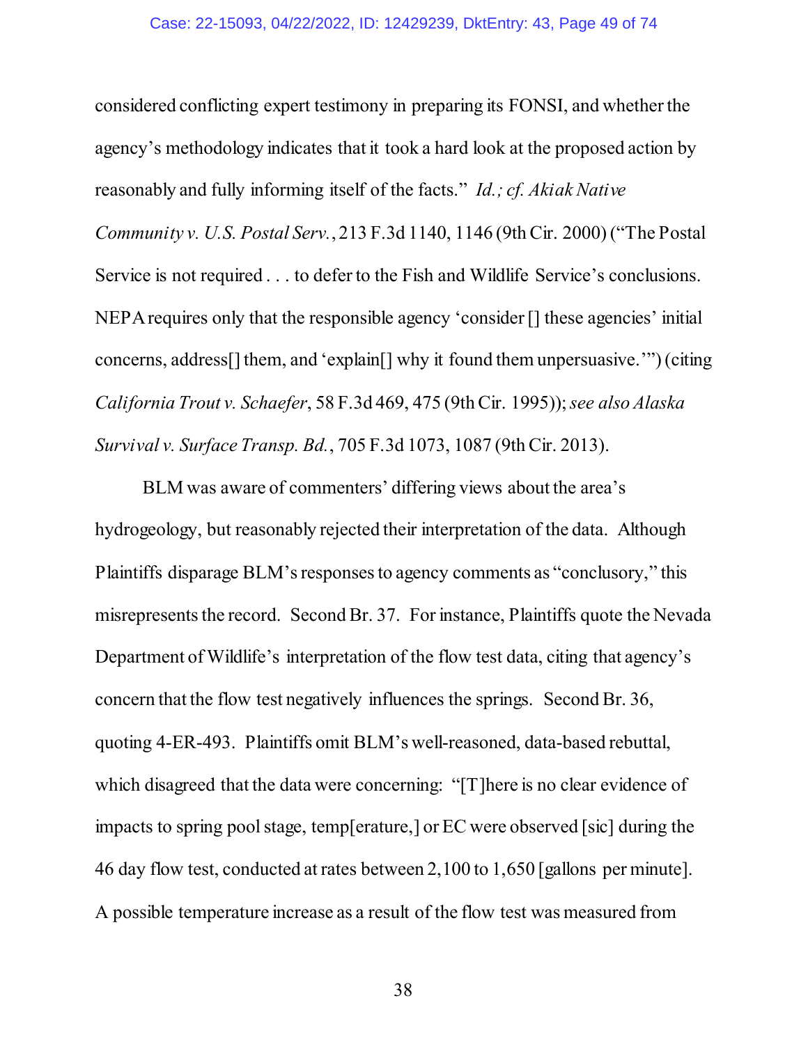considered conflicting expert testimony in preparing its FONSI, and whether the agency's methodology indicates that it took a hard look at the proposed action by reasonably and fully informing itself of the facts." *Id.; cf. Akiak Native Community v. U.S. Postal Serv.*, 213 F.3d 1140, 1146 (9th Cir. 2000) ("The Postal Service is not required . . . to defer to the Fish and Wildlife Service's conclusions. NEPA requires only that the responsible agency 'consider [] these agencies' initial concerns, address[] them, and 'explain[] why it found them unpersuasive.'") (citing *California Trout v. Schaefer*, 58 F.3d 469, 475 (9th Cir. 1995)); *see also Alaska Survival v. Surface Transp. Bd.*, 705 F.3d 1073, 1087 (9th Cir. 2013).

BLM was aware of commenters' differing views about the area's hydrogeology, but reasonably rejected their interpretation of the data. Although Plaintiffs disparage BLM's responses to agency comments as "conclusory," this misrepresents the record. Second Br. 37. For instance, Plaintiffs quote the Nevada Department of Wildlife's interpretation of the flow test data, citing that agency's concern that the flow test negatively influences the springs. Second Br. 36, quoting 4-ER-493. Plaintiffs omit BLM's well-reasoned, data-based rebuttal, which disagreed that the data were concerning: "[T]here is no clear evidence of impacts to spring pool stage, temp[erature,] or EC were observed [sic] during the 46 day flow test, conducted at rates between 2,100 to 1,650 [gallons per minute]. A possible temperature increase as a result of the flow test was measured from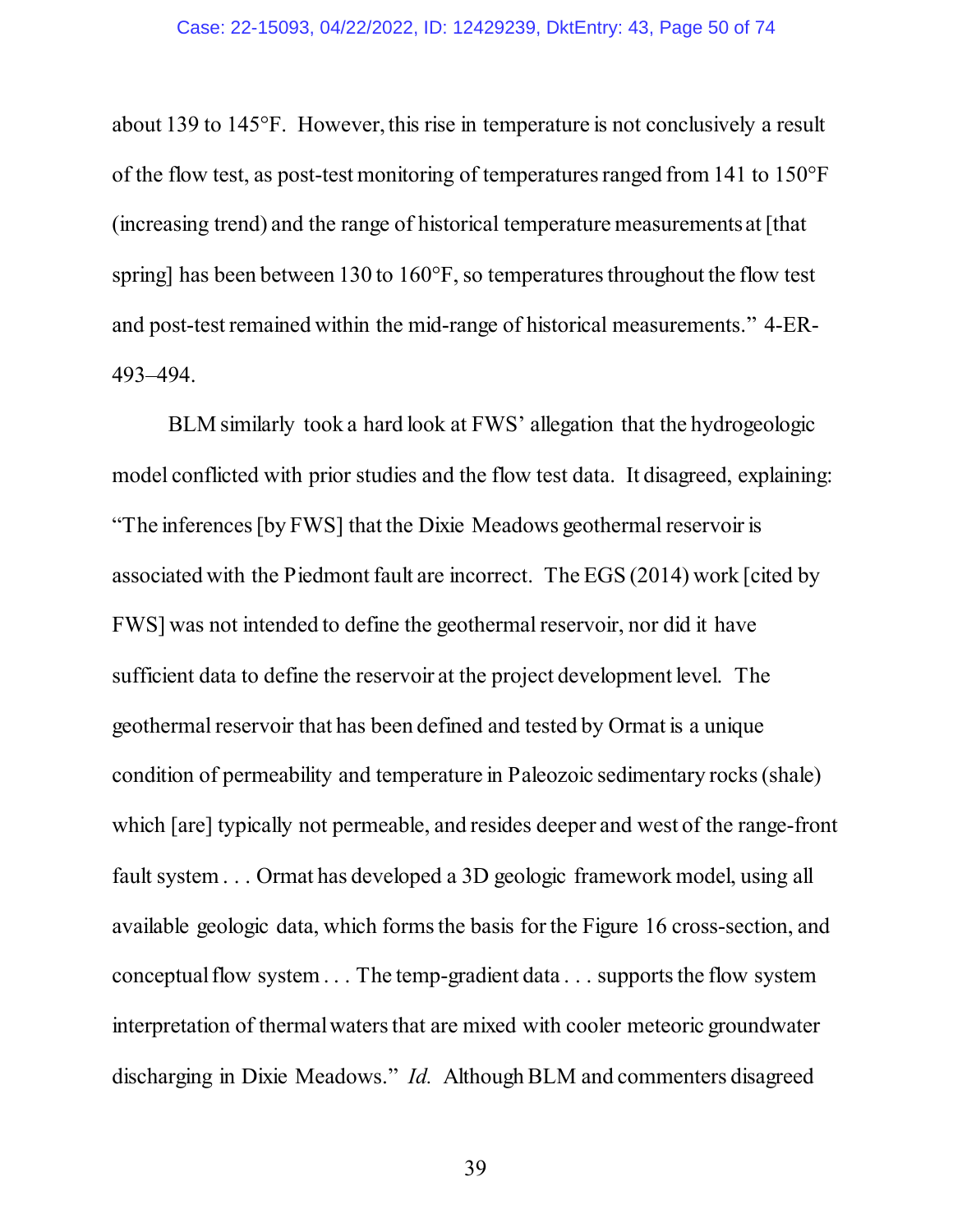about 139 to 145°F. However, this rise in temperature is not conclusively a result of the flow test, as post-test monitoring of temperatures ranged from 141 to 150°F (increasing trend) and the range of historical temperature measurements at [that spring] has been between 130 to 160°F, so temperatures throughout the flow test and post-test remained within the mid-range of historical measurements." 4-ER-493–494.

BLM similarly took a hard look at FWS' allegation that the hydrogeologic model conflicted with prior studies and the flow test data. It disagreed, explaining: "The inferences [by FWS] that the Dixie Meadows geothermal reservoir is associated with the Piedmont fault are incorrect. The EGS (2014) work [cited by FWS] was not intended to define the geothermal reservoir, nor did it have sufficient data to define the reservoir at the project development level. The geothermal reservoir that has been defined and tested by Ormat is a unique condition of permeability and temperature in Paleozoic sedimentary rocks (shale) which [are] typically not permeable, and resides deeper and west of the range-front fault system . . . Ormat has developed a 3D geologic framework model, using all available geologic data, which forms the basis for the Figure 16 cross-section, and conceptual flow system . . . The temp-gradient data . . . supports the flow system interpretation of thermal waters that are mixed with cooler meteoric groundwater discharging in Dixie Meadows." *Id.* Although BLM and commenters disagreed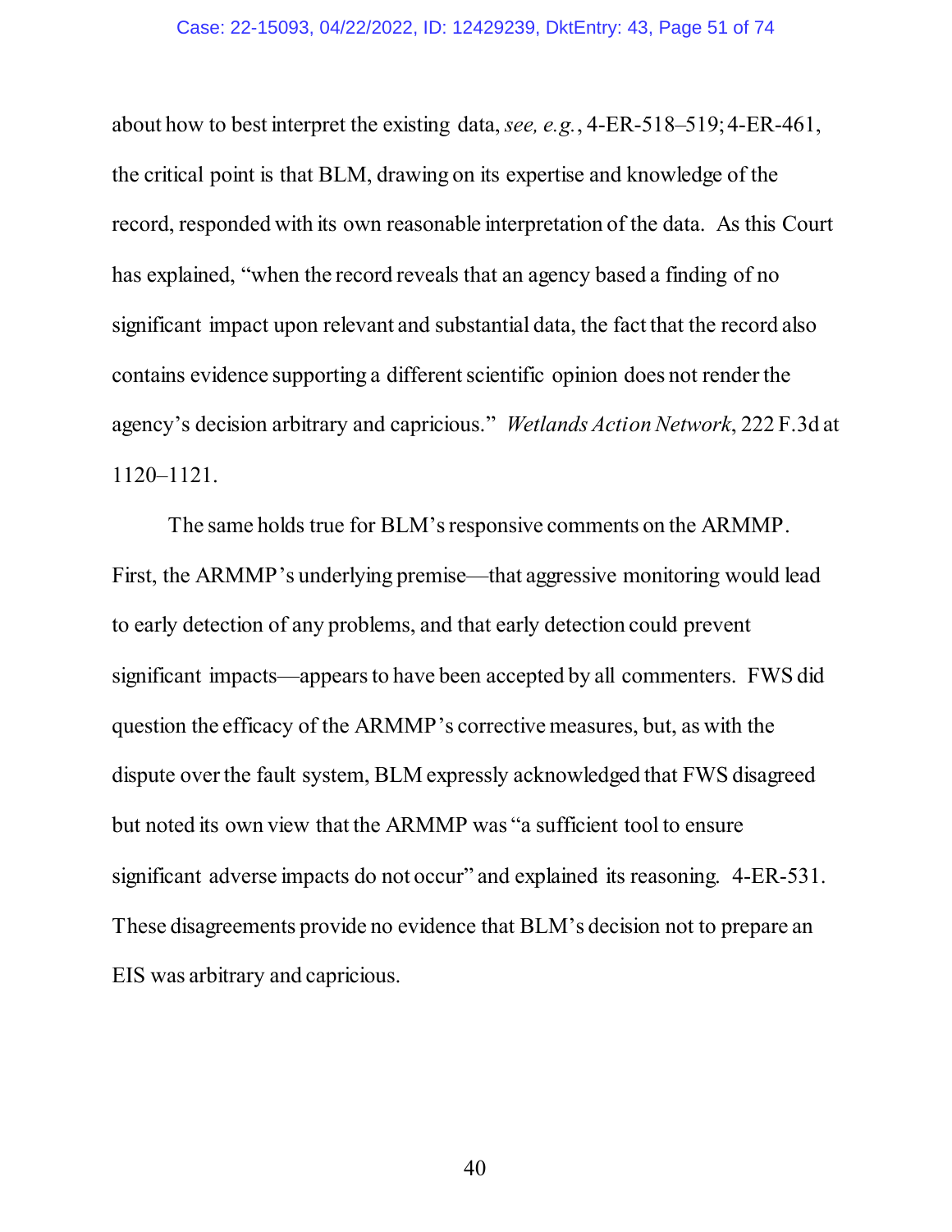about how to best interpret the existing data, *see, e.g.*, 4-ER-518–519; 4-ER-461, the critical point is that BLM, drawing on its expertise and knowledge of the record, responded with its own reasonable interpretation of the data. As this Court has explained, "when the record reveals that an agency based a finding of no significant impact upon relevant and substantial data, the fact that the record also contains evidence supporting a different scientific opinion does not render the agency's decision arbitrary and capricious." *Wetlands Action Network*, 222 F.3d at 1120–1121.

The same holds true for BLM's responsive comments on the ARMMP. First, the ARMMP's underlying premise—that aggressive monitoring would lead to early detection of any problems, and that early detection could prevent significant impacts—appears to have been accepted by all commenters. FWS did question the efficacy of the ARMMP's corrective measures, but, as with the dispute over the fault system, BLM expressly acknowledged that FWS disagreed but noted its own view that the ARMMP was "a sufficient tool to ensure significant adverse impacts do not occur" and explained its reasoning. 4-ER-531. These disagreements provide no evidence that BLM's decision not to prepare an EIS was arbitrary and capricious.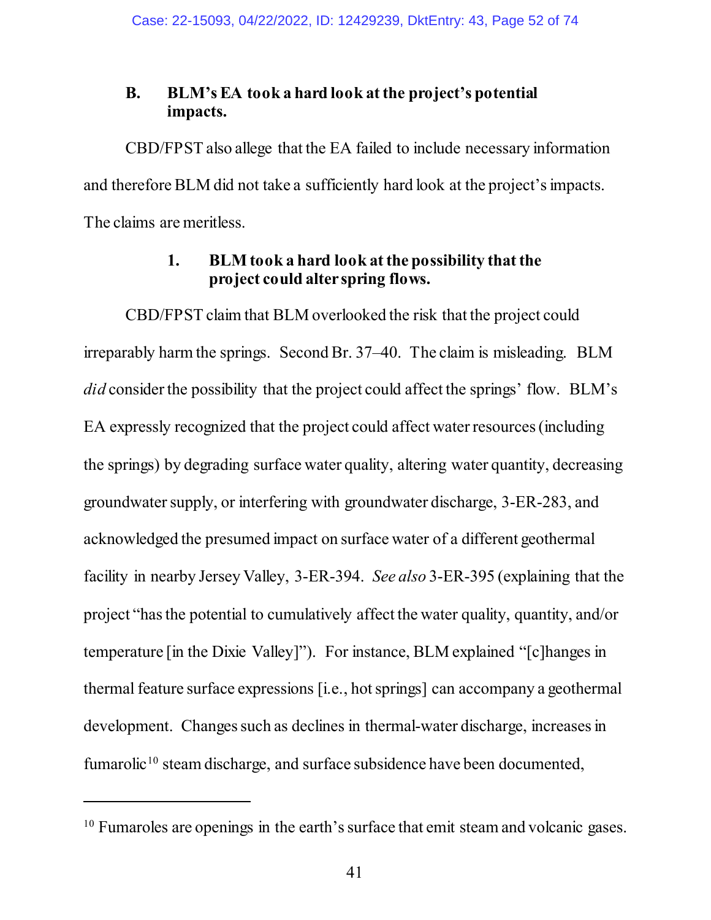### B. BLM's EA took a hard look at the project's potential impacts.

CBD/FPST also allege that the EA failed to include necessary information and therefore BLM did not take a sufficiently hard look at the project's impacts. The claims are meritless.

#### 1. BLM took a hard look at the possibility that the project could alter spring flows.

CBD/FPST claim that BLM overlooked the risk that the project could irreparably harm the springs. Second Br. 37–40. The claim is misleading. BLM *did* consider the possibility that the project could affect the springs' flow. BLM's EA expressly recognized that the project could affect water resources (including the springs) by degrading surface water quality, altering water quantity, decreasing groundwater supply, or interfering with groundwater discharge, 3-ER-283, and acknowledged the presumed impact on surface water of a different geothermal facility in nearby Jersey Valley, 3-ER-394. *See also* 3-ER-395 (explaining that the project "has the potential to cumulatively affect the water quality, quantity, and/or temperature [in the Dixie Valley]"). For instance, BLM explained "[c]hanges in thermal feature surface expressions [i.e., hot springs] can accompany a geothermal development. Changes such as declines in thermal-water discharge, increases in fumarolic[10] steam discharge, and surface subsidence have been documented,

---

[10] Fumaroles are openings in the earth's surface that emit steam and volcanic gases.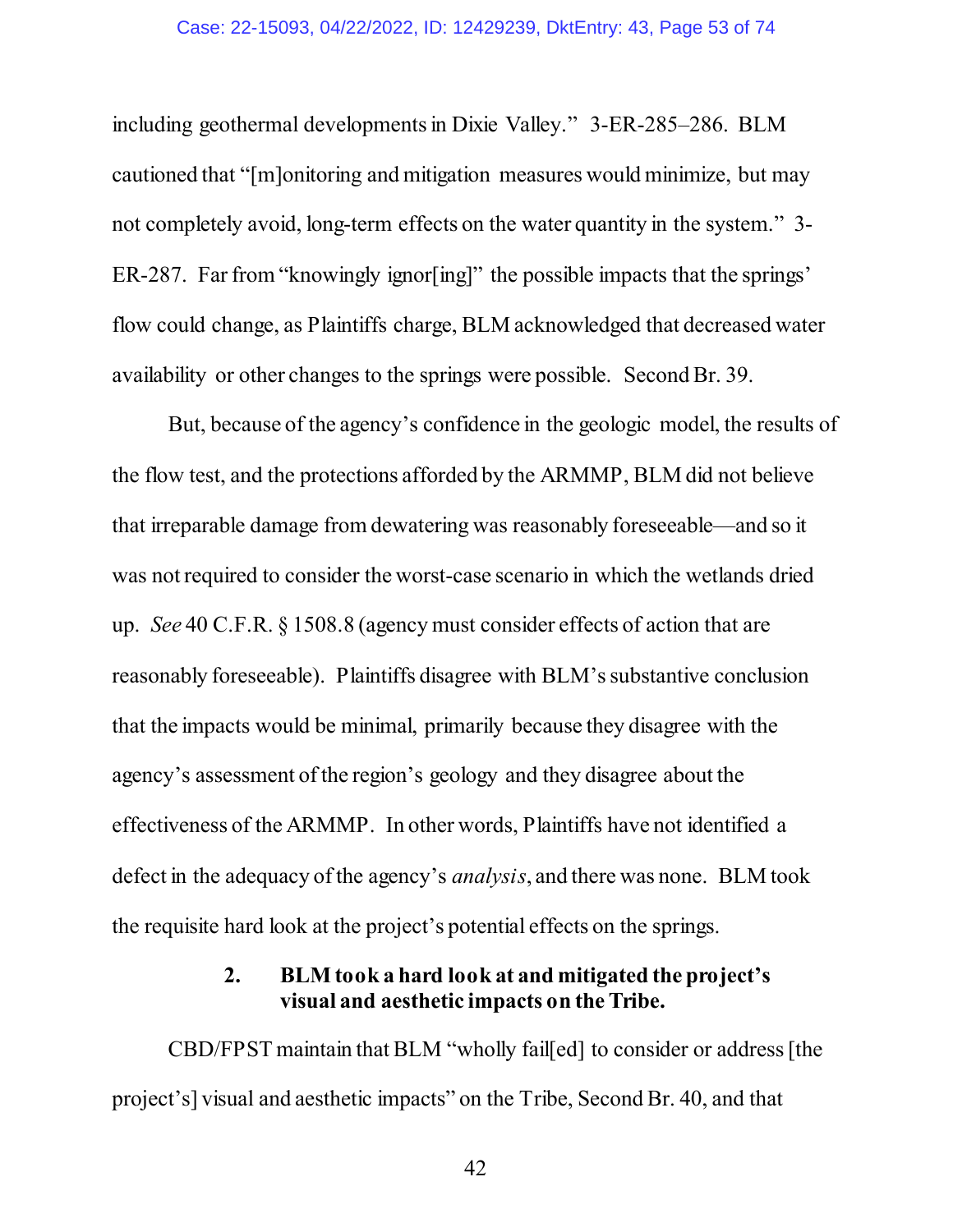including geothermal developments in Dixie Valley." 3-ER-285–286. BLM cautioned that "[m]onitoring and mitigation measures would minimize, but may not completely avoid, long-term effects on the water quantity in the system." 3-ER-287. Far from "knowingly ignor[ing]" the possible impacts that the springs' flow could change, as Plaintiffs charge, BLM acknowledged that decreased water availability or other changes to the springs were possible. Second Br. 39.

But, because of the agency's confidence in the geologic model, the results of the flow test, and the protections afforded by the ARMMP, BLM did not believe that irreparable damage from dewatering was reasonably foreseeable—and so it was not required to consider the worst-case scenario in which the wetlands dried up. *See* 40 C.F.R. § 1508.8 (agency must consider effects of action that are reasonably foreseeable). Plaintiffs disagree with BLM's substantive conclusion that the impacts would be minimal, primarily because they disagree with the agency's assessment of the region's geology and they disagree about the effectiveness of the ARMMP. In other words, Plaintiffs have not identified a defect in the adequacy of the agency's *analysis*, and there was none. BLM took the requisite hard look at the project's potential effects on the springs.

### 2. BLM took a hard look at and mitigated the project's visual and aesthetic impacts on the Tribe.

CBD/FPST maintain that BLM "wholly fail[ed] to consider or address [the project's] visual and aesthetic impacts" on the Tribe, Second Br. 40, and that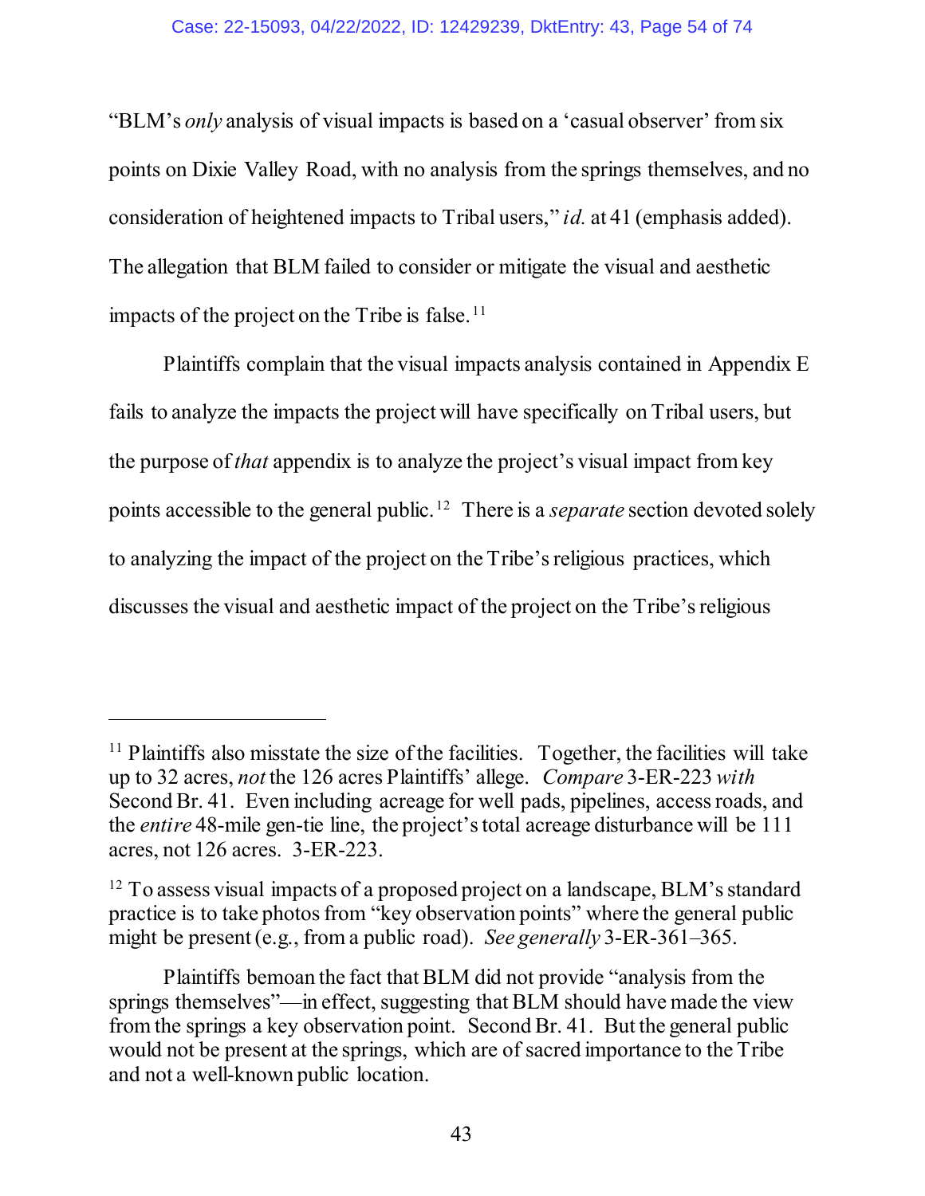"BLM's *only* analysis of visual impacts is based on a 'casual observer' from six points on Dixie Valley Road, with no analysis from the springs themselves, and no consideration of heightened impacts to Tribal users," *id.* at 41 (emphasis added). The allegation that BLM failed to consider or mitigate the visual and aesthetic impacts of the project on the Tribe is false.[11]

Plaintiffs complain that the visual impacts analysis contained in Appendix E fails to analyze the impacts the project will have specifically on Tribal users, but the purpose of *that* appendix is to analyze the project's visual impact from key points accessible to the general public.[12] There is a *separate* section devoted solely to analyzing the impact of the project on the Tribe's religious practices, which discusses the visual and aesthetic impact of the project on the Tribe's religious

---

[11] Plaintiffs also misstate the size of the facilities. Together, the facilities will take up to 32 acres, *not* the 126 acres Plaintiffs' allege. *Compare* 3-ER-223 *with* Second Br. 41. Even including acreage for well pads, pipelines, access roads, and the *entire* 48-mile gen-tie line, the project's total acreage disturbance will be 111 acres, not 126 acres. 3-ER-223.

[12] To assess visual impacts of a proposed project on a landscape, BLM's standard practice is to take photos from "key observation points" where the general public might be present (e.g., from a public road). *See generally* 3-ER-361–365.

Plaintiffs bemoan the fact that BLM did not provide "analysis from the springs themselves"—in effect, suggesting that BLM should have made the view from the springs a key observation point. Second Br. 41. But the general public would not be present at the springs, which are of sacred importance to the Tribe and not a well-known public location.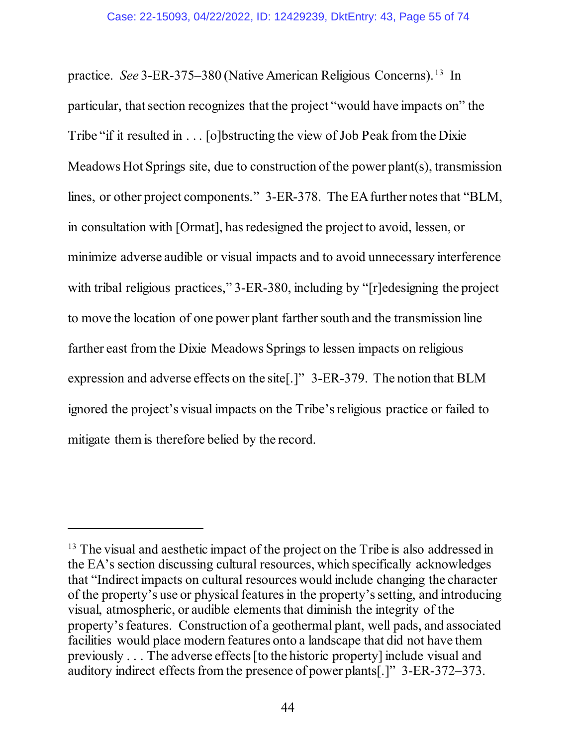practice. *See* 3-ER-375–380 (Native American Religious Concerns).[13] In particular, that section recognizes that the project "would have impacts on" the Tribe "if it resulted in . . . [o]bstructing the view of Job Peak from the Dixie Meadows Hot Springs site, due to construction of the power plant(s), transmission lines, or other project components." 3-ER-378. The EA further notes that "BLM, in consultation with [Ormat], has redesigned the project to avoid, lessen, or minimize adverse audible or visual impacts and to avoid unnecessary interference with tribal religious practices," 3-ER-380, including by "[r]edesigning the project to move the location of one power plant farther south and the transmission line farther east from the Dixie Meadows Springs to lessen impacts on religious expression and adverse effects on the site[.]" 3-ER-379. The notion that BLM ignored the project's visual impacts on the Tribe's religious practice or failed to mitigate them is therefore belied by the record.

---

[13] The visual and aesthetic impact of the project on the Tribe is also addressed in the EA's section discussing cultural resources, which specifically acknowledges that "Indirect impacts on cultural resources would include changing the character of the property's use or physical features in the property's setting, and introducing visual, atmospheric, or audible elements that diminish the integrity of the property's features. Construction of a geothermal plant, well pads, and associated facilities would place modern features onto a landscape that did not have them previously . . . The adverse effects [to the historic property] include visual and auditory indirect effects from the presence of power plants[.]" 3-ER-372–373.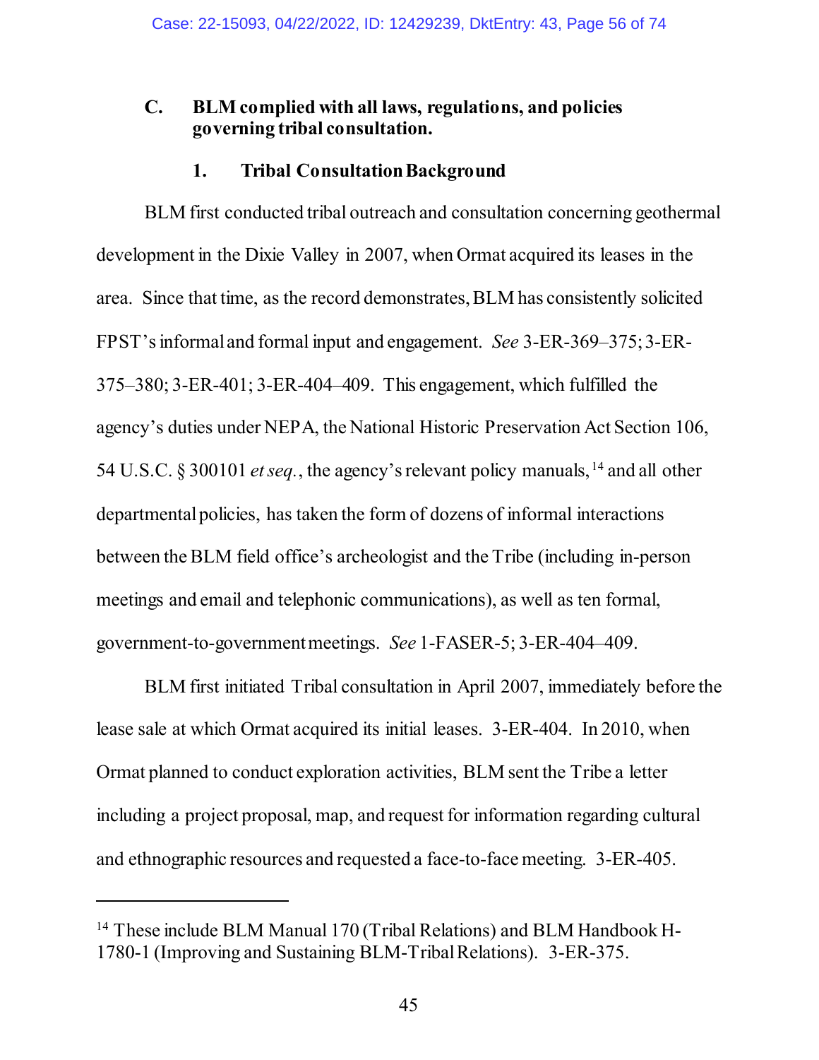### C. BLM complied with all laws, regulations, and policies governing tribal consultation.

#### 1. Tribal Consultation Background

BLM first conducted tribal outreach and consultation concerning geothermal development in the Dixie Valley in 2007, when Ormat acquired its leases in the area. Since that time, as the record demonstrates, BLM has consistently solicited FPST's informal and formal input and engagement. *See* 3-ER-369–375; 3-ER-375–380; 3-ER-401; 3-ER-404–409. This engagement, which fulfilled the agency's duties under NEPA, the National Historic Preservation Act Section 106, 54 U.S.C. § 300101 *et seq.*, the agency's relevant policy manuals,[14] and all other departmental policies, has taken the form of dozens of informal interactions between the BLM field office's archeologist and the Tribe (including in-person meetings and email and telephonic communications), as well as ten formal, government-to-government meetings. *See* 1-FASER-5; 3-ER-404–409.

BLM first initiated Tribal consultation in April 2007, immediately before the lease sale at which Ormat acquired its initial leases. 3-ER-404. In 2010, when Ormat planned to conduct exploration activities, BLM sent the Tribe a letter including a project proposal, map, and request for information regarding cultural and ethnographic resources and requested a face-to-face meeting. 3-ER-405.

---

[14] These include BLM Manual 170 (Tribal Relations) and BLM Handbook H-1780-1 (Improving and Sustaining BLM-Tribal Relations). 3-ER-375.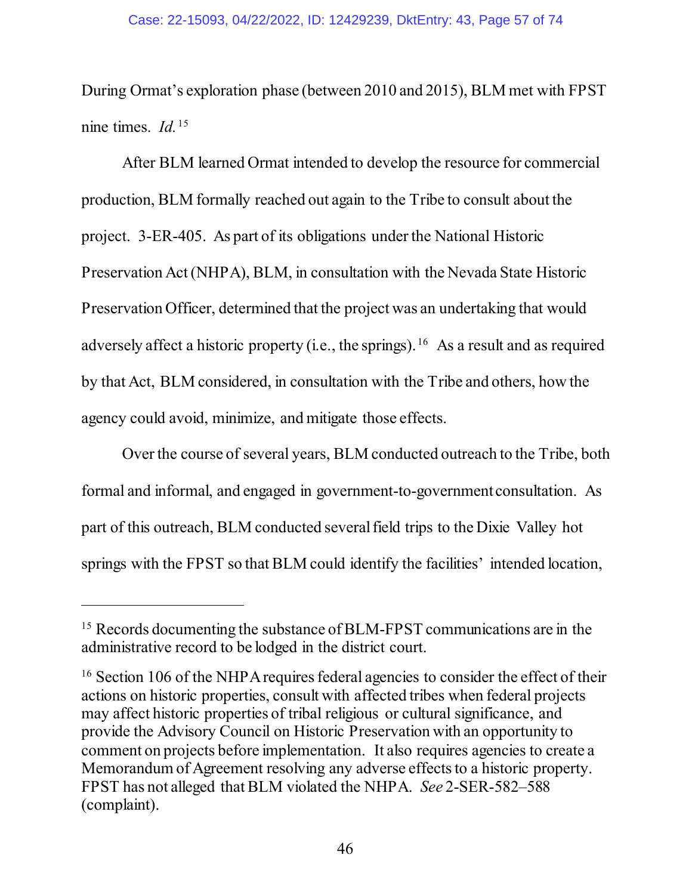During Ormat's exploration phase (between 2010 and 2015), BLM met with FPST nine times. *Id.*[15]

After BLM learned Ormat intended to develop the resource for commercial production, BLM formally reached out again to the Tribe to consult about the project. 3-ER-405. As part of its obligations under the National Historic Preservation Act (NHPA), BLM, in consultation with the Nevada State Historic Preservation Officer, determined that the project was an undertaking that would adversely affect a historic property (i.e., the springs).[16] As a result and as required by that Act, BLM considered, in consultation with the Tribe and others, how the agency could avoid, minimize, and mitigate those effects.

Over the course of several years, BLM conducted outreach to the Tribe, both formal and informal, and engaged in government-to-government consultation. As part of this outreach, BLM conducted several field trips to the Dixie Valley hot springs with the FPST so that BLM could identify the facilities' intended location,

---

[15] Records documenting the substance of BLM-FPST communications are in the administrative record to be lodged in the district court.

[16] Section 106 of the NHPA requires federal agencies to consider the effect of their actions on historic properties, consult with affected tribes when federal projects may affect historic properties of tribal religious or cultural significance, and provide the Advisory Council on Historic Preservation with an opportunity to comment on projects before implementation. It also requires agencies to create a Memorandum of Agreement resolving any adverse effects to a historic property. FPST has not alleged that BLM violated the NHPA. *See* 2-SER-582–588 (complaint).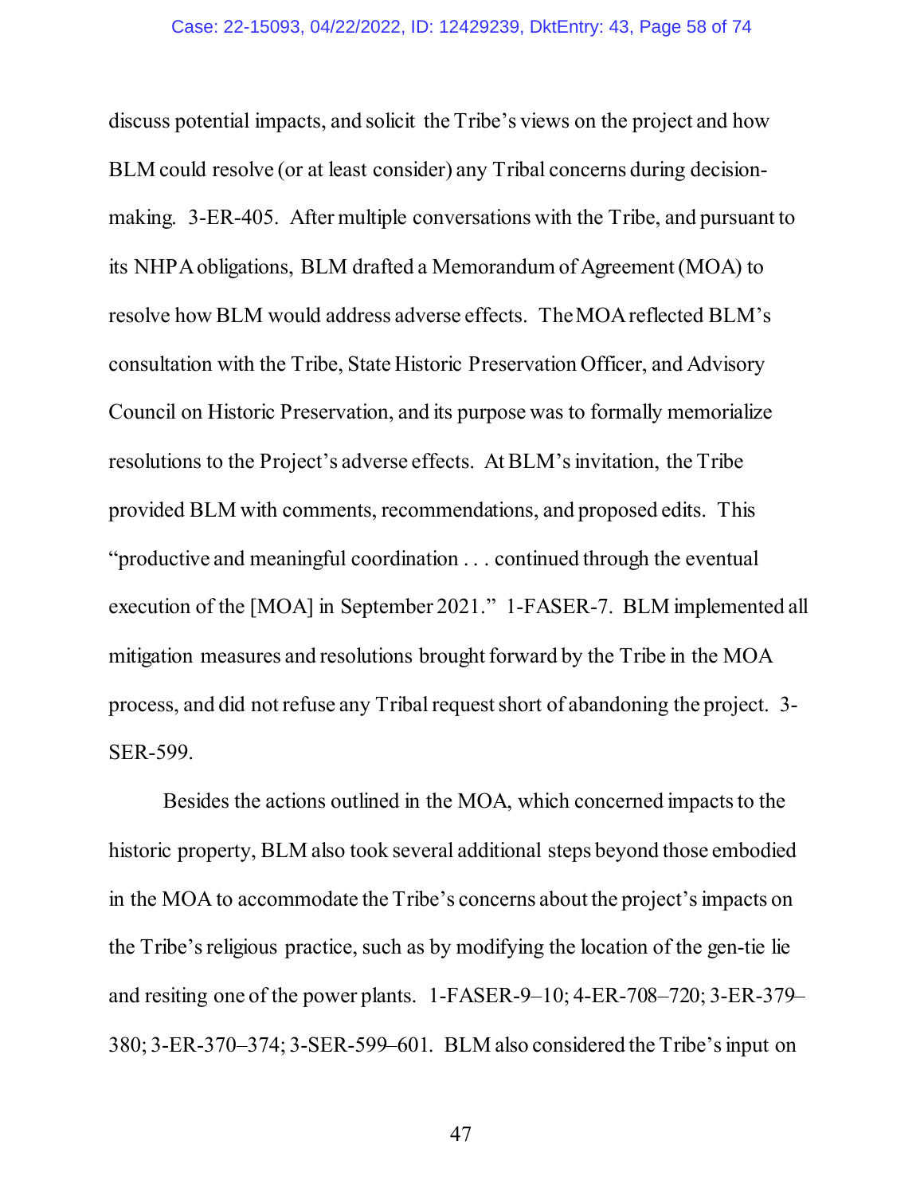discuss potential impacts, and solicit the Tribe's views on the project and how BLM could resolve (or at least consider) any Tribal concerns during decision-making. 3-ER-405. After multiple conversations with the Tribe, and pursuant to its NHPA obligations, BLM drafted a Memorandum of Agreement (MOA) to resolve how BLM would address adverse effects. The MOA reflected BLM's consultation with the Tribe, State Historic Preservation Officer, and Advisory Council on Historic Preservation, and its purpose was to formally memorialize resolutions to the Project's adverse effects. At BLM's invitation, the Tribe provided BLM with comments, recommendations, and proposed edits. This "productive and meaningful coordination . . . continued through the eventual execution of the [MOA] in September 2021." 1-FASER-7. BLM implemented all mitigation measures and resolutions brought forward by the Tribe in the MOA process, and did not refuse any Tribal request short of abandoning the project. 3-SER-599.

Besides the actions outlined in the MOA, which concerned impacts to the historic property, BLM also took several additional steps beyond those embodied in the MOA to accommodate the Tribe's concerns about the project's impacts on the Tribe's religious practice, such as by modifying the location of the gen-tie lie and resiting one of the power plants. 1-FASER-9–10; 4-ER-708–720; 3-ER-379–380; 3-ER-370–374; 3-SER-599–601. BLM also considered the Tribe's input on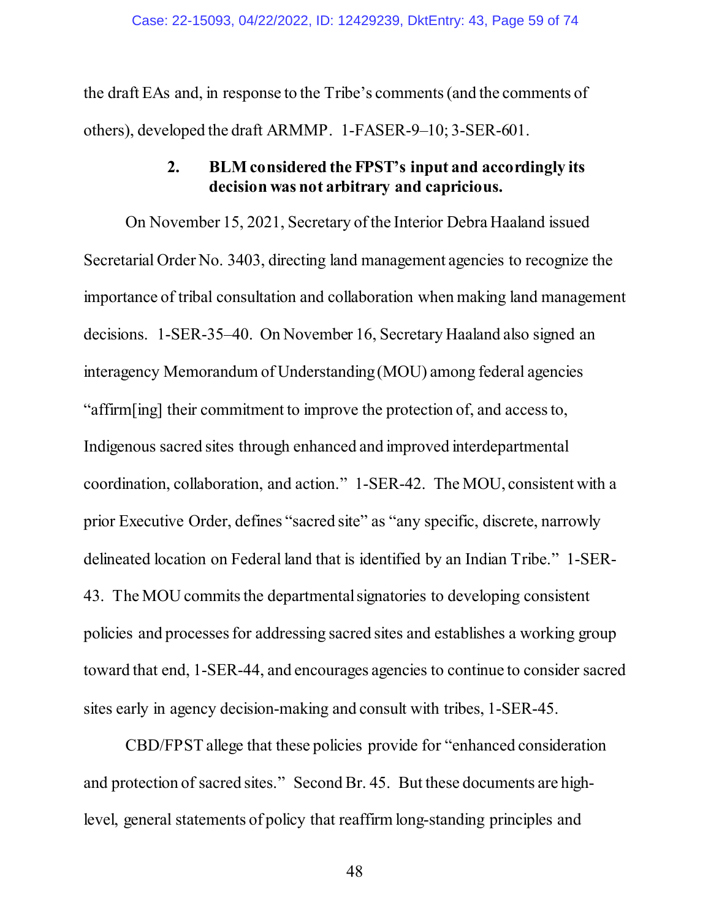the draft EAs and, in response to the Tribe's comments (and the comments of others), developed the draft ARMMP. 1-FASER-9–10; 3-SER-601.

### 2. BLM considered the FPST's input and accordingly its decision was not arbitrary and capricious.

On November 15, 2021, Secretary of the Interior Debra Haaland issued Secretarial Order No. 3403, directing land management agencies to recognize the importance of tribal consultation and collaboration when making land management decisions. 1-SER-35–40. On November 16, Secretary Haaland also signed an interagency Memorandum of Understanding (MOU) among federal agencies "affirm[ing] their commitment to improve the protection of, and access to, Indigenous sacred sites through enhanced and improved interdepartmental coordination, collaboration, and action." 1-SER-42. The MOU, consistent with a prior Executive Order, defines "sacred site" as "any specific, discrete, narrowly delineated location on Federal land that is identified by an Indian Tribe." 1-SER-43. The MOU commits the departmental signatories to developing consistent policies and processes for addressing sacred sites and establishes a working group toward that end, 1-SER-44, and encourages agencies to continue to consider sacred sites early in agency decision-making and consult with tribes, 1-SER-45.

CBD/FPST allege that these policies provide for "enhanced consideration and protection of sacred sites." Second Br. 45. But these documents are high-level, general statements of policy that reaffirm long-standing principles and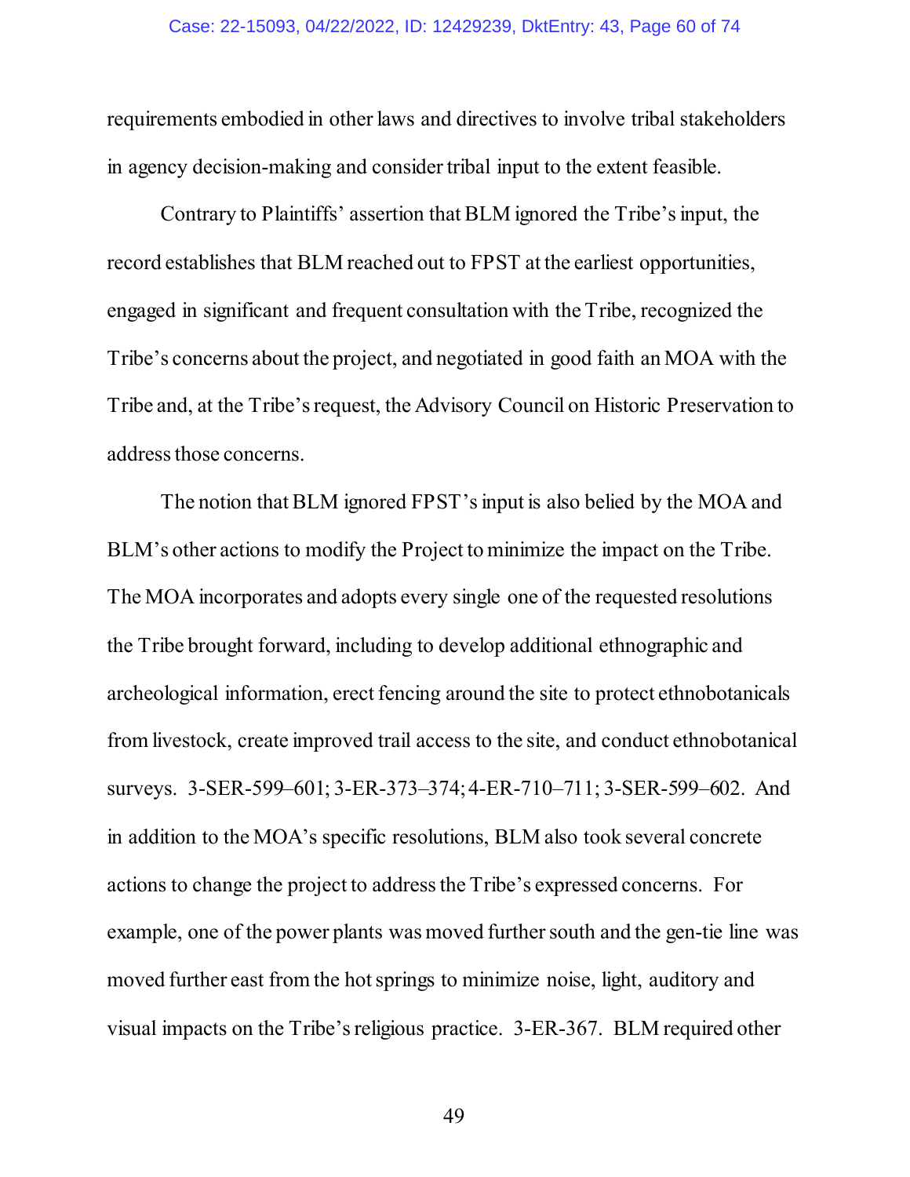requirements embodied in other laws and directives to involve tribal stakeholders in agency decision-making and consider tribal input to the extent feasible.

Contrary to Plaintiffs' assertion that BLM ignored the Tribe's input, the record establishes that BLM reached out to FPST at the earliest opportunities, engaged in significant and frequent consultation with the Tribe, recognized the Tribe's concerns about the project, and negotiated in good faith an MOA with the Tribe and, at the Tribe's request, the Advisory Council on Historic Preservation to address those concerns.

The notion that BLM ignored FPST's input is also belied by the MOA and BLM's other actions to modify the Project to minimize the impact on the Tribe. The MOA incorporates and adopts every single one of the requested resolutions the Tribe brought forward, including to develop additional ethnographic and archeological information, erect fencing around the site to protect ethnobotanicals from livestock, create improved trail access to the site, and conduct ethnobotanical surveys. 3-SER-599–601; 3-ER-373–374; 4-ER-710–711; 3-SER-599–602. And in addition to the MOA's specific resolutions, BLM also took several concrete actions to change the project to address the Tribe's expressed concerns. For example, one of the power plants was moved further south and the gen-tie line was moved further east from the hot springs to minimize noise, light, auditory and visual impacts on the Tribe's religious practice. 3-ER-367. BLM required other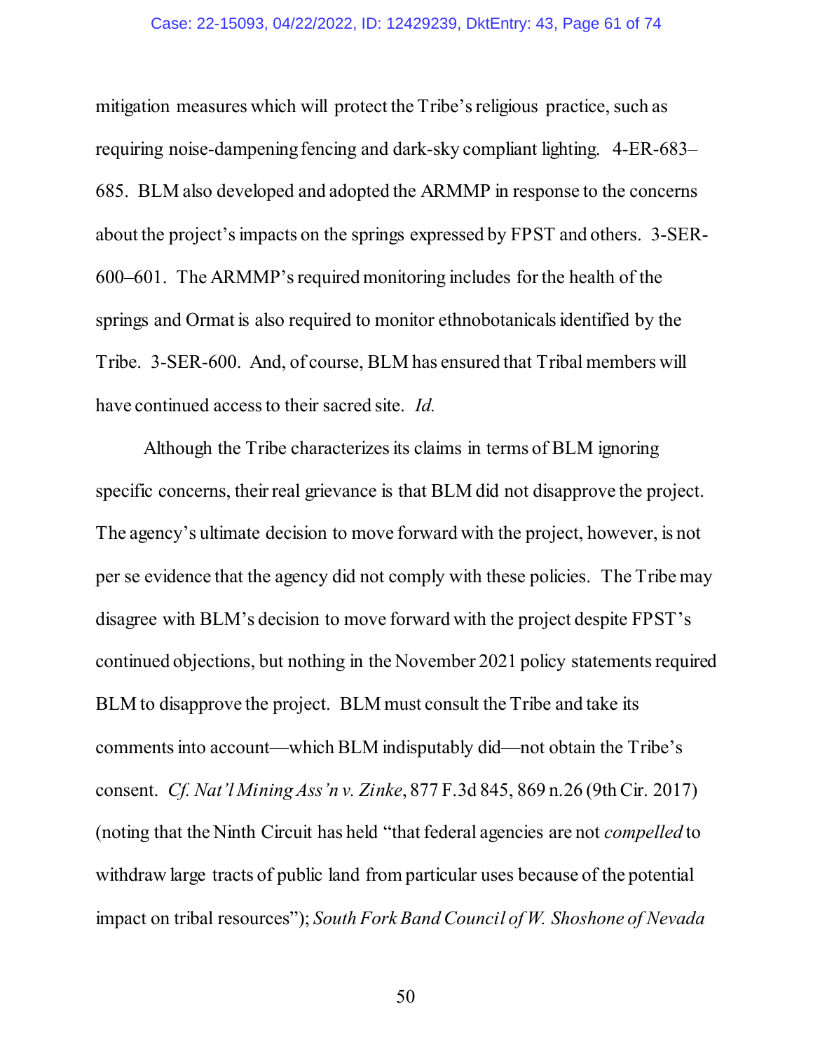mitigation measures which will protect the Tribe's religious practice, such as requiring noise-dampening fencing and dark-sky compliant lighting. 4-ER-683–685. BLM also developed and adopted the ARMMP in response to the concerns about the project's impacts on the springs expressed by FPST and others. 3-SER-600–601. The ARMMP's required monitoring includes for the health of the springs and Ormat is also required to monitor ethnobotanicals identified by the Tribe. 3-SER-600. And, of course, BLM has ensured that Tribal members will have continued access to their sacred site. *Id.*

Although the Tribe characterizes its claims in terms of BLM ignoring specific concerns, their real grievance is that BLM did not disapprove the project. The agency's ultimate decision to move forward with the project, however, is not per se evidence that the agency did not comply with these policies. The Tribe may disagree with BLM's decision to move forward with the project despite FPST's continued objections, but nothing in the November 2021 policy statements required BLM to disapprove the project. BLM must consult the Tribe and take its comments into account—which BLM indisputably did—not obtain the Tribe's consent. *Cf. Nat'l Mining Ass'n v. Zinke*, 877 F.3d 845, 869 n.26 (9th Cir. 2017) (noting that the Ninth Circuit has held "that federal agencies are not *compelled* to withdraw large tracts of public land from particular uses because of the potential impact on tribal resources"); *South Fork Band Council of W. Shoshone of Nevada*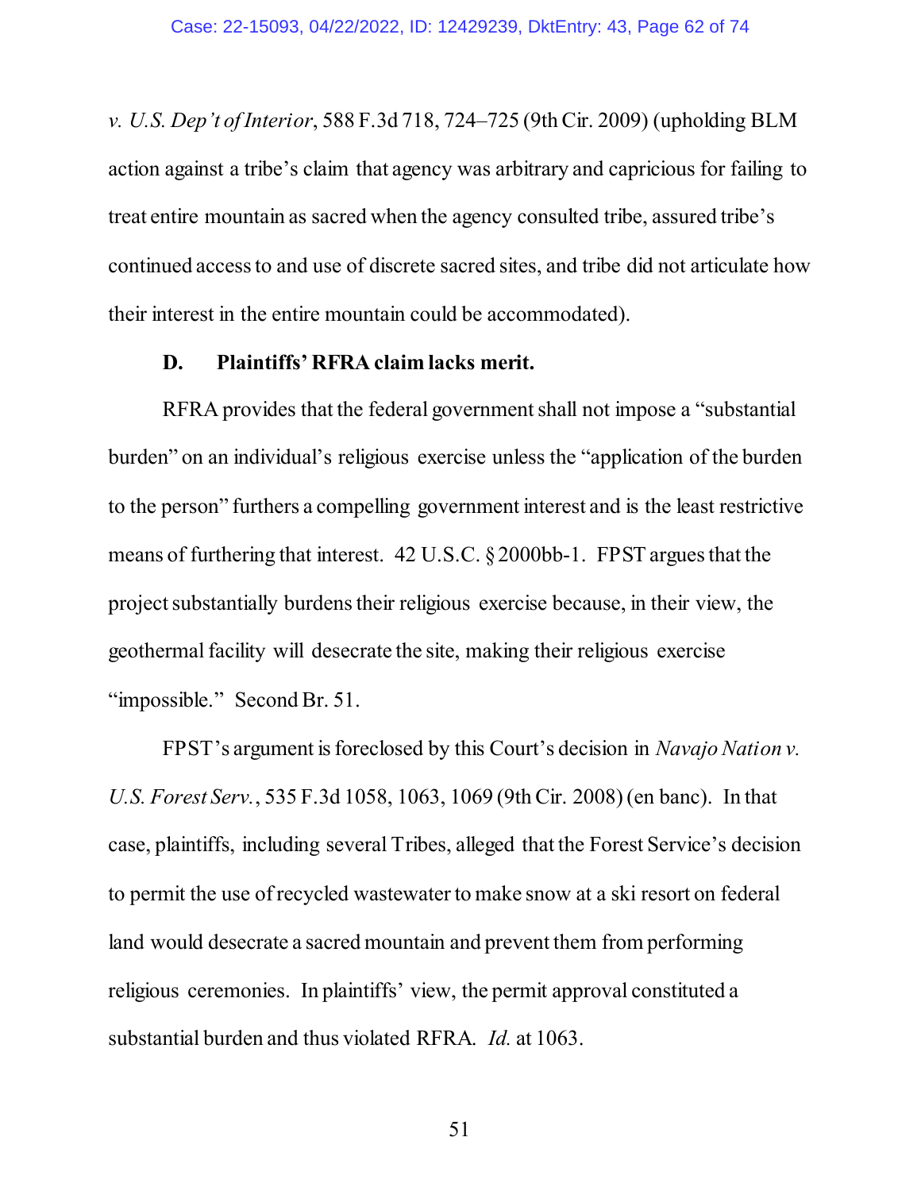*v. U.S. Dep't of Interior*, 588 F.3d 718, 724–725 (9th Cir. 2009) (upholding BLM action against a tribe's claim that agency was arbitrary and capricious for failing to treat entire mountain as sacred when the agency consulted tribe, assured tribe's continued access to and use of discrete sacred sites, and tribe did not articulate how their interest in the entire mountain could be accommodated).

### D. Plaintiffs' RFRA claim lacks merit.

RFRA provides that the federal government shall not impose a "substantial burden" on an individual's religious exercise unless the "application of the burden to the person" furthers a compelling government interest and is the least restrictive means of furthering that interest. 42 U.S.C. § 2000bb-1. FPST argues that the project substantially burdens their religious exercise because, in their view, the geothermal facility will desecrate the site, making their religious exercise "impossible." Second Br. 51.

FPST's argument is foreclosed by this Court's decision in *Navajo Nation v. U.S. Forest Serv.*, 535 F.3d 1058, 1063, 1069 (9th Cir. 2008) (en banc). In that case, plaintiffs, including several Tribes, alleged that the Forest Service's decision to permit the use of recycled wastewater to make snow at a ski resort on federal land would desecrate a sacred mountain and prevent them from performing religious ceremonies. In plaintiffs' view, the permit approval constituted a substantial burden and thus violated RFRA. *Id.* at 1063.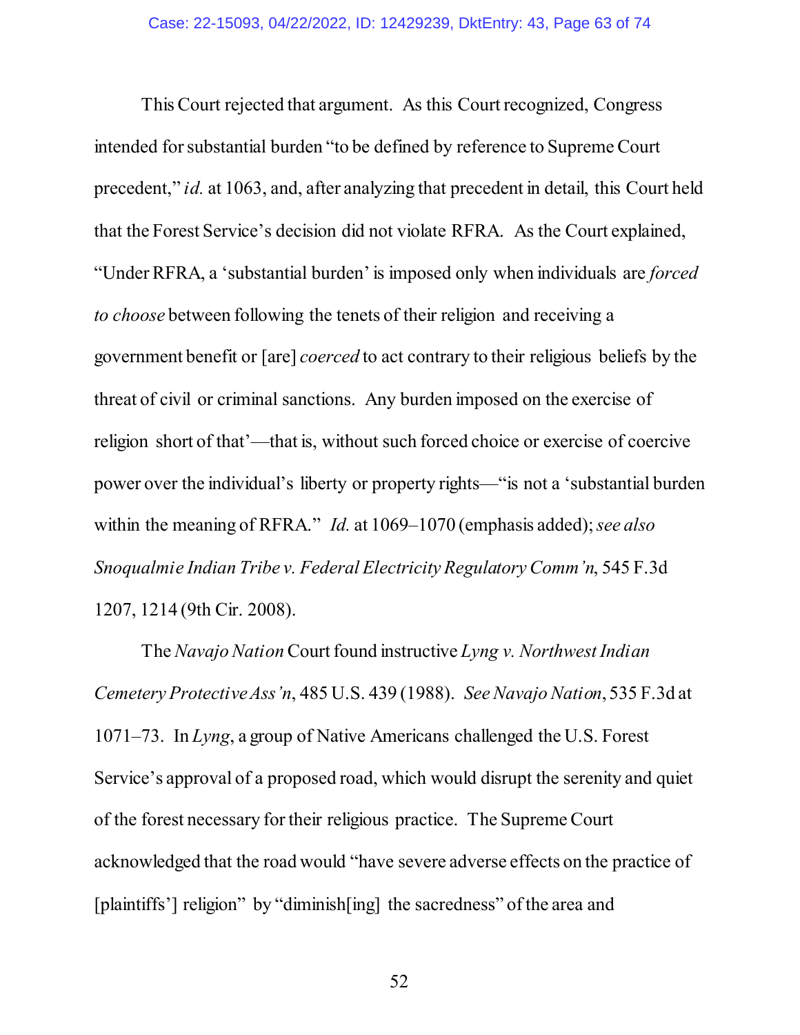This Court rejected that argument. As this Court recognized, Congress intended for substantial burden "to be defined by reference to Supreme Court precedent," *id.* at 1063, and, after analyzing that precedent in detail, this Court held that the Forest Service's decision did not violate RFRA. As the Court explained, "Under RFRA, a 'substantial burden' is imposed only when individuals are *forced to choose* between following the tenets of their religion and receiving a government benefit or [are] *coerced* to act contrary to their religious beliefs by the threat of civil or criminal sanctions. Any burden imposed on the exercise of religion short of that'—that is, without such forced choice or exercise of coercive power over the individual's liberty or property rights—"is not a 'substantial burden within the meaning of RFRA." *Id.* at 1069–1070 (emphasis added); *see also Snoqualmie Indian Tribe v. Federal Electricity Regulatory Comm'n*, 545 F.3d 1207, 1214 (9th Cir. 2008).

The *Navajo Nation* Court found instructive *Lyng v. Northwest Indian Cemetery Protective Ass'n*, 485 U.S. 439 (1988). *See Navajo Nation*, 535 F.3d at 1071–73. In *Lyng*, a group of Native Americans challenged the U.S. Forest Service's approval of a proposed road, which would disrupt the serenity and quiet of the forest necessary for their religious practice. The Supreme Court acknowledged that the road would "have severe adverse effects on the practice of [plaintiffs'] religion" by "diminish[ing] the sacredness" of the area and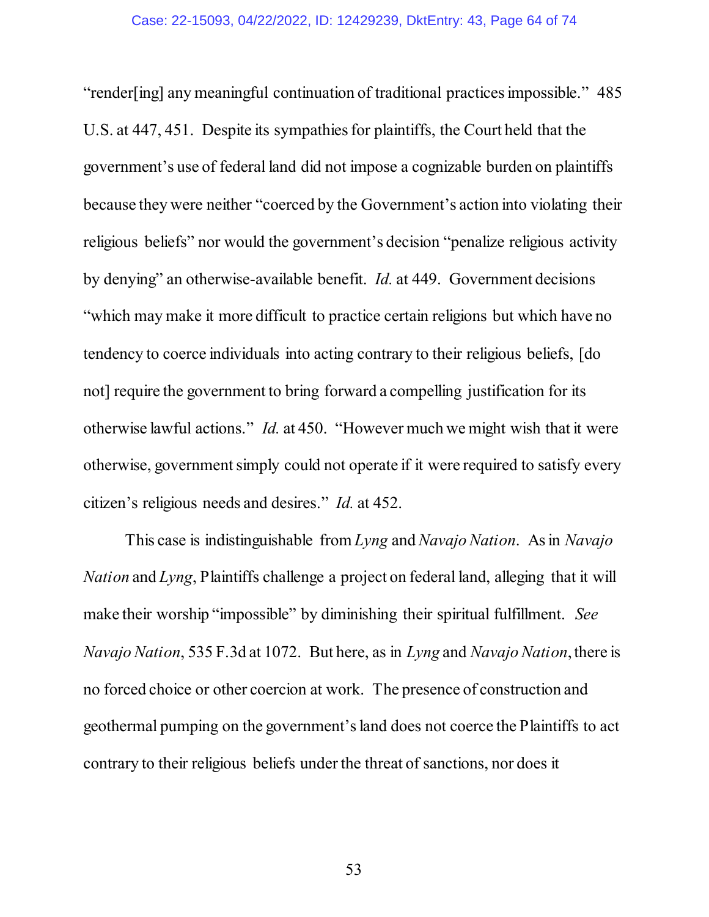"render[ing] any meaningful continuation of traditional practices impossible." 485 U.S. at 447, 451. Despite its sympathies for plaintiffs, the Court held that the government's use of federal land did not impose a cognizable burden on plaintiffs because they were neither "coerced by the Government's action into violating their religious beliefs" nor would the government's decision "penalize religious activity by denying" an otherwise-available benefit. *Id.* at 449. Government decisions "which may make it more difficult to practice certain religions but which have no tendency to coerce individuals into acting contrary to their religious beliefs, [do not] require the government to bring forward a compelling justification for its otherwise lawful actions." *Id.* at 450. "However much we might wish that it were otherwise, government simply could not operate if it were required to satisfy every citizen's religious needs and desires." *Id.* at 452.

This case is indistinguishable from *Lyng* and *Navajo Nation*. As in *Navajo Nation* and *Lyng*, Plaintiffs challenge a project on federal land, alleging that it will make their worship "impossible" by diminishing their spiritual fulfillment. *See Navajo Nation*, 535 F.3d at 1072. But here, as in *Lyng* and *Navajo Nation*, there is no forced choice or other coercion at work. The presence of construction and geothermal pumping on the government's land does not coerce the Plaintiffs to act contrary to their religious beliefs under the threat of sanctions, nor does it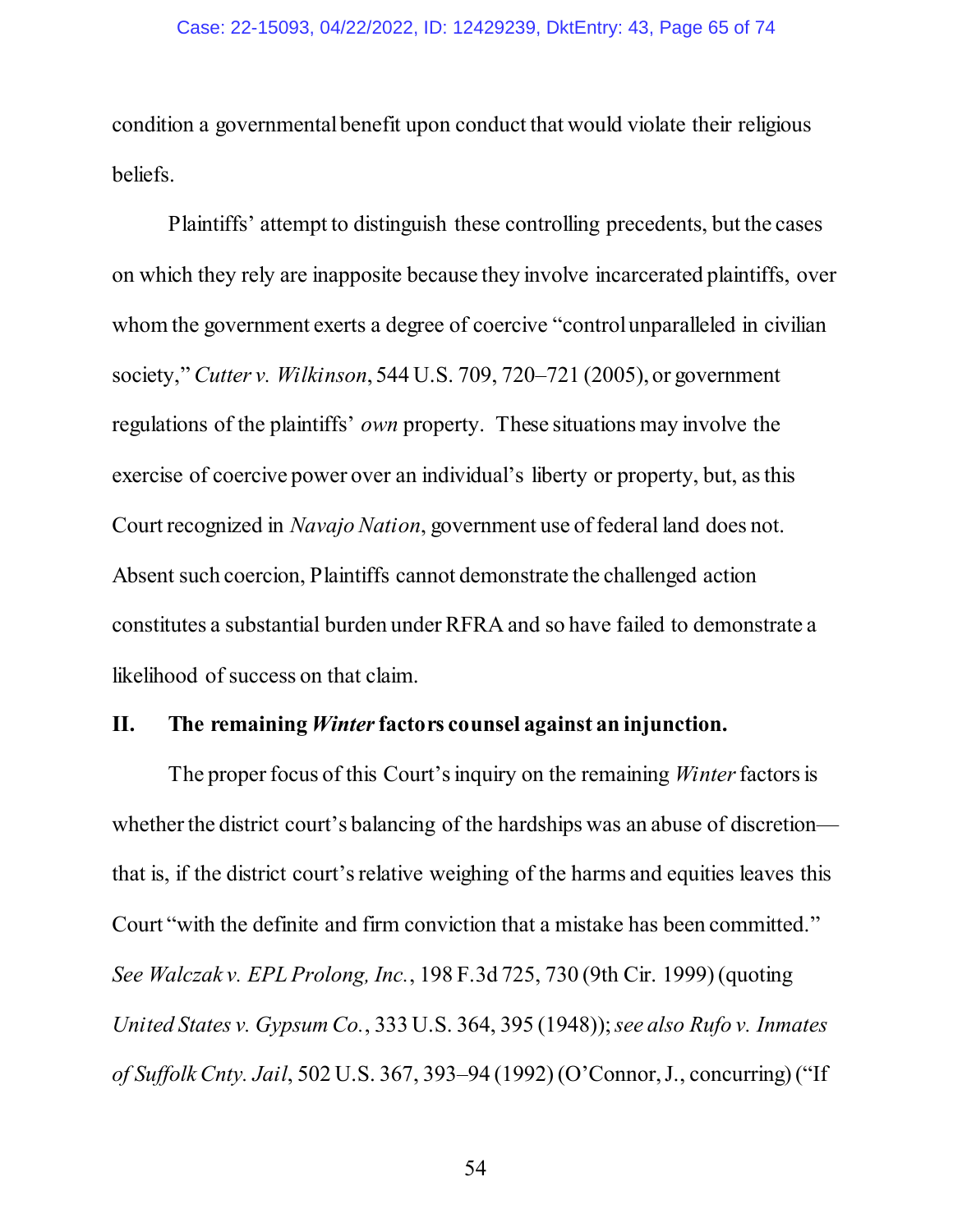condition a governmental benefit upon conduct that would violate their religious beliefs.

Plaintiffs' attempt to distinguish these controlling precedents, but the cases on which they rely are inapposite because they involve incarcerated plaintiffs, over whom the government exerts a degree of coercive "control unparalleled in civilian society," *Cutter v. Wilkinson*, 544 U.S. 709, 720–721 (2005), or government regulations of the plaintiffs' *own* property. These situations may involve the exercise of coercive power over an individual's liberty or property, but, as this Court recognized in *Navajo Nation*, government use of federal land does not. Absent such coercion, Plaintiffs cannot demonstrate the challenged action constitutes a substantial burden under RFRA and so have failed to demonstrate a likelihood of success on that claim.

## II. The remaining *Winter* factors counsel against an injunction.

The proper focus of this Court's inquiry on the remaining *Winter* factors is whether the district court's balancing of the hardships was an abuse of discretion—that is, if the district court's relative weighing of the harms and equities leaves this Court "with the definite and firm conviction that a mistake has been committed." *See Walczak v. EPL Prolong, Inc.*, 198 F.3d 725, 730 (9th Cir. 1999) (quoting *United States v. Gypsum Co.*, 333 U.S. 364, 395 (1948)); *see also Rufo v. Inmates of Suffolk Cnty. Jail*, 502 U.S. 367, 393–94 (1992) (O'Connor, J., concurring) ("If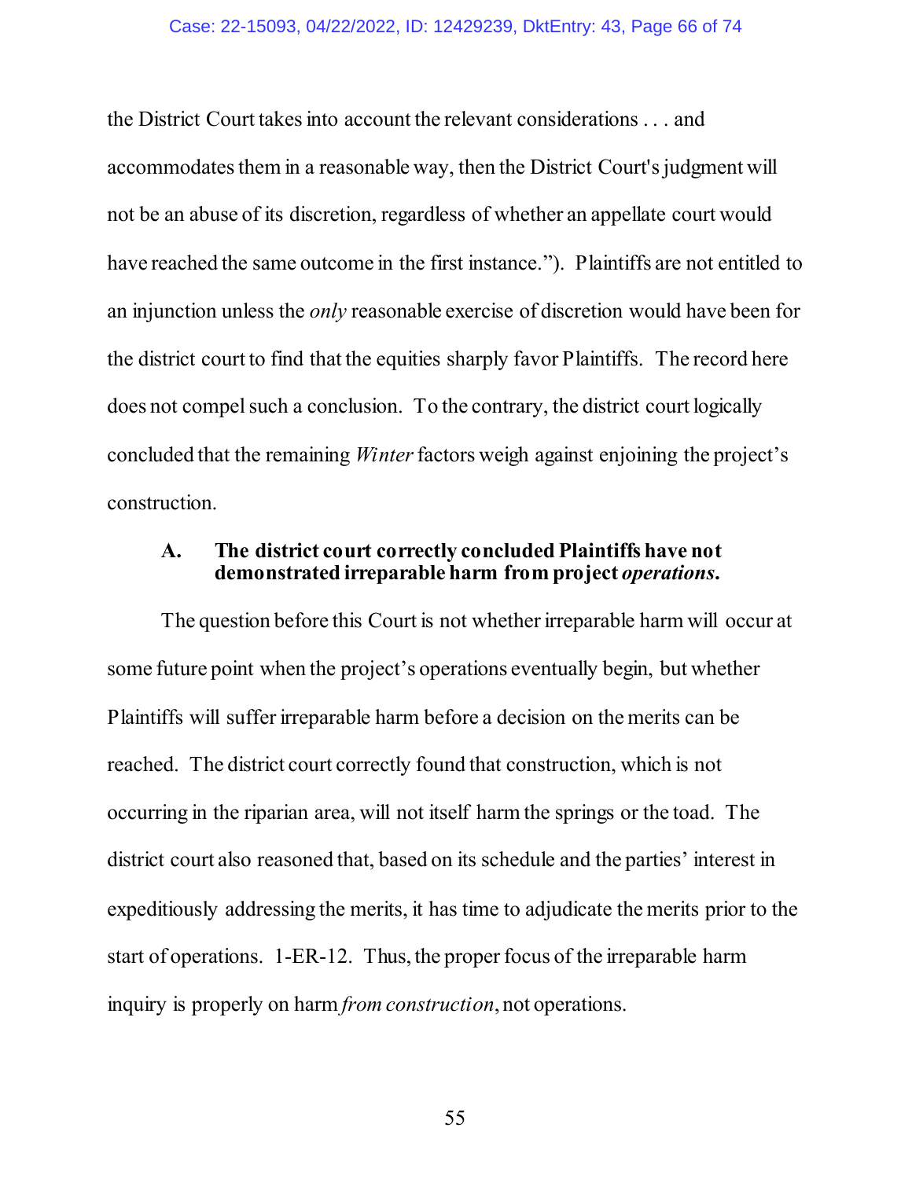the District Court takes into account the relevant considerations . . . and accommodates them in a reasonable way, then the District Court's judgment will not be an abuse of its discretion, regardless of whether an appellate court would have reached the same outcome in the first instance."). Plaintiffs are not entitled to an injunction unless the *only* reasonable exercise of discretion would have been for the district court to find that the equities sharply favor Plaintiffs. The record here does not compel such a conclusion. To the contrary, the district court logically concluded that the remaining *Winter* factors weigh against enjoining the project's construction.

### A. The district court correctly concluded Plaintiffs have not demonstrated irreparable harm from project *operations*.

The question before this Court is not whether irreparable harm will occur at some future point when the project's operations eventually begin, but whether Plaintiffs will suffer irreparable harm before a decision on the merits can be reached. The district court correctly found that construction, which is not occurring in the riparian area, will not itself harm the springs or the toad. The district court also reasoned that, based on its schedule and the parties' interest in expeditiously addressing the merits, it has time to adjudicate the merits prior to the start of operations. 1-ER-12. Thus, the proper focus of the irreparable harm inquiry is properly on harm *from construction*, not operations.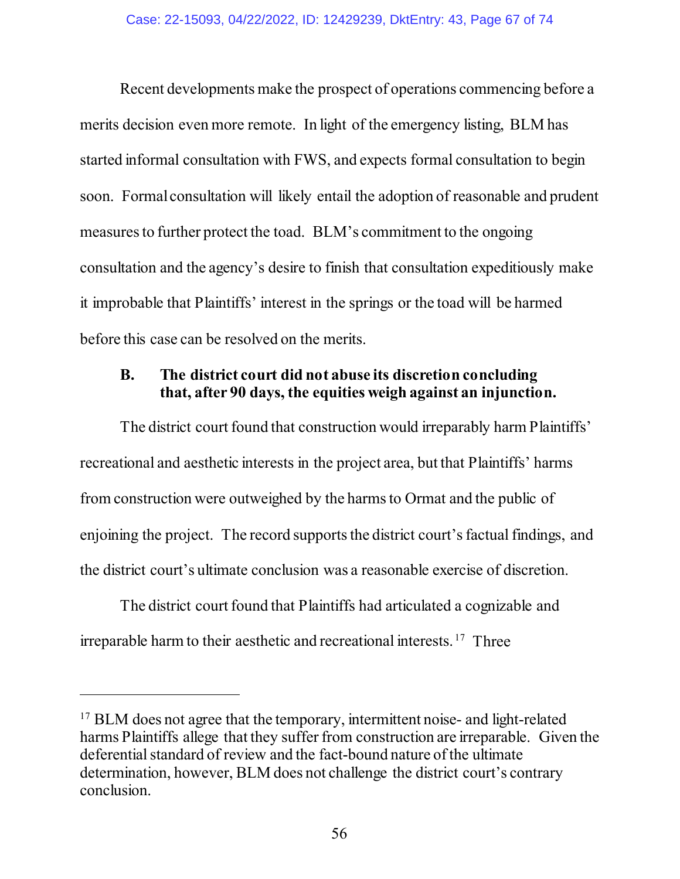Recent developments make the prospect of operations commencing before a merits decision even more remote. In light of the emergency listing, BLM has started informal consultation with FWS, and expects formal consultation to begin soon. Formal consultation will likely entail the adoption of reasonable and prudent measures to further protect the toad. BLM's commitment to the ongoing consultation and the agency's desire to finish that consultation expeditiously make it improbable that Plaintiffs' interest in the springs or the toad will be harmed before this case can be resolved on the merits.

### B. The district court did not abuse its discretion concluding that, after 90 days, the equities weigh against an injunction.

The district court found that construction would irreparably harm Plaintiffs' recreational and aesthetic interests in the project area, but that Plaintiffs' harms from construction were outweighed by the harms to Ormat and the public of enjoining the project. The record supports the district court's factual findings, and the district court's ultimate conclusion was a reasonable exercise of discretion.

The district court found that Plaintiffs had articulated a cognizable and irreparable harm to their aesthetic and recreational interests.[17] Three

---

[17] BLM does not agree that the temporary, intermittent noise- and light-related harms Plaintiffs allege that they suffer from construction are irreparable. Given the deferential standard of review and the fact-bound nature of the ultimate determination, however, BLM does not challenge the district court's contrary conclusion.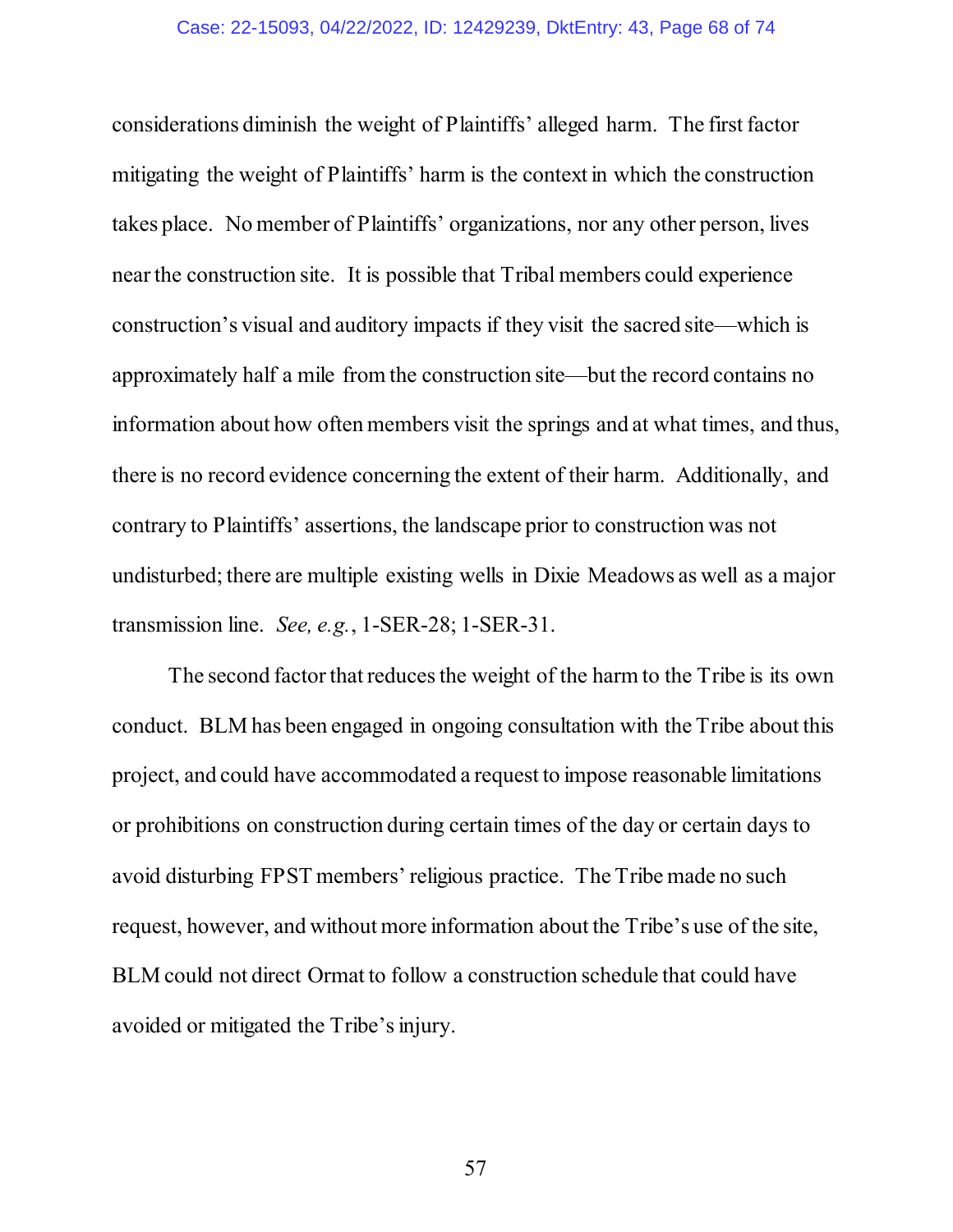considerations diminish the weight of Plaintiffs' alleged harm. The first factor mitigating the weight of Plaintiffs' harm is the context in which the construction takes place. No member of Plaintiffs' organizations, nor any other person, lives near the construction site. It is possible that Tribal members could experience construction's visual and auditory impacts if they visit the sacred site—which is approximately half a mile from the construction site—but the record contains no information about how often members visit the springs and at what times, and thus, there is no record evidence concerning the extent of their harm. Additionally, and contrary to Plaintiffs' assertions, the landscape prior to construction was not undisturbed; there are multiple existing wells in Dixie Meadows as well as a major transmission line. *See, e.g.*, 1-SER-28; 1-SER-31.

The second factor that reduces the weight of the harm to the Tribe is its own conduct. BLM has been engaged in ongoing consultation with the Tribe about this project, and could have accommodated a request to impose reasonable limitations or prohibitions on construction during certain times of the day or certain days to avoid disturbing FPST members' religious practice. The Tribe made no such request, however, and without more information about the Tribe's use of the site, BLM could not direct Ormat to follow a construction schedule that could have avoided or mitigated the Tribe's injury.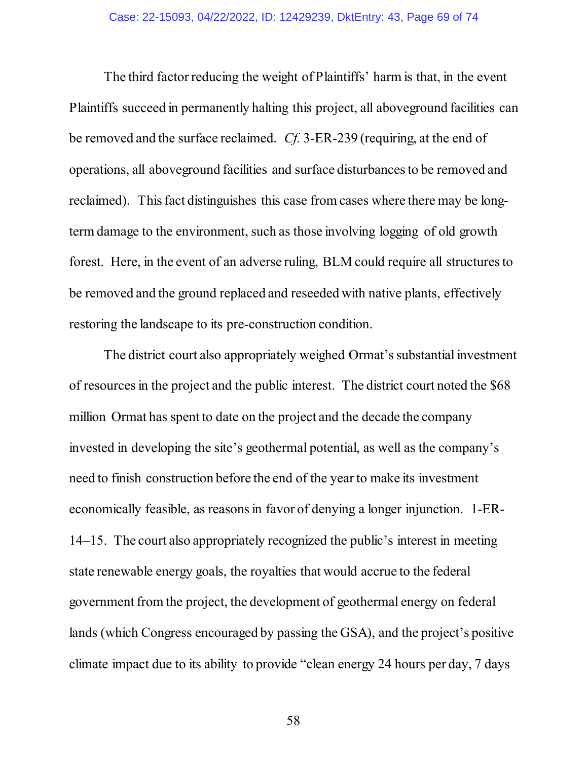The third factor reducing the weight of Plaintiffs' harm is that, in the event Plaintiffs succeed in permanently halting this project, all aboveground facilities can be removed and the surface reclaimed. *Cf.* 3-ER-239 (requiring, at the end of operations, all aboveground facilities and surface disturbances to be removed and reclaimed). This fact distinguishes this case from cases where there may be long-term damage to the environment, such as those involving logging of old growth forest. Here, in the event of an adverse ruling, BLM could require all structures to be removed and the ground replaced and reseeded with native plants, effectively restoring the landscape to its pre-construction condition.

The district court also appropriately weighed Ormat's substantial investment of resources in the project and the public interest. The district court noted the $68 million Ormat has spent to date on the project and the decade the company invested in developing the site's geothermal potential, as well as the company's need to finish construction before the end of the year to make its investment economically feasible, as reasons in favor of denying a longer injunction. 1-ER-14–15. The court also appropriately recognized the public's interest in meeting state renewable energy goals, the royalties that would accrue to the federal government from the project, the development of geothermal energy on federal lands (which Congress encouraged by passing the GSA), and the project's positive climate impact due to its ability to provide "clean energy 24 hours per day, 7 days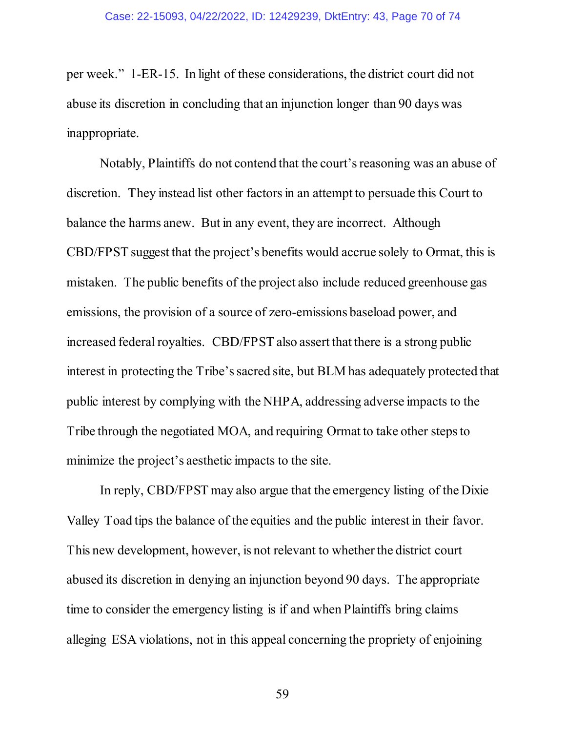per week." 1-ER-15. In light of these considerations, the district court did not abuse its discretion in concluding that an injunction longer than 90 days was inappropriate.

Notably, Plaintiffs do not contend that the court's reasoning was an abuse of discretion. They instead list other factors in an attempt to persuade this Court to balance the harms anew. But in any event, they are incorrect. Although CBD/FPST suggest that the project's benefits would accrue solely to Ormat, this is mistaken. The public benefits of the project also include reduced greenhouse gas emissions, the provision of a source of zero-emissions baseload power, and increased federal royalties. CBD/FPST also assert that there is a strong public interest in protecting the Tribe's sacred site, but BLM has adequately protected that public interest by complying with the NHPA, addressing adverse impacts to the Tribe through the negotiated MOA, and requiring Ormat to take other steps to minimize the project's aesthetic impacts to the site.

In reply, CBD/FPST may also argue that the emergency listing of the Dixie Valley Toad tips the balance of the equities and the public interest in their favor. This new development, however, is not relevant to whether the district court abused its discretion in denying an injunction beyond 90 days. The appropriate time to consider the emergency listing is if and when Plaintiffs bring claims alleging ESA violations, not in this appeal concerning the propriety of enjoining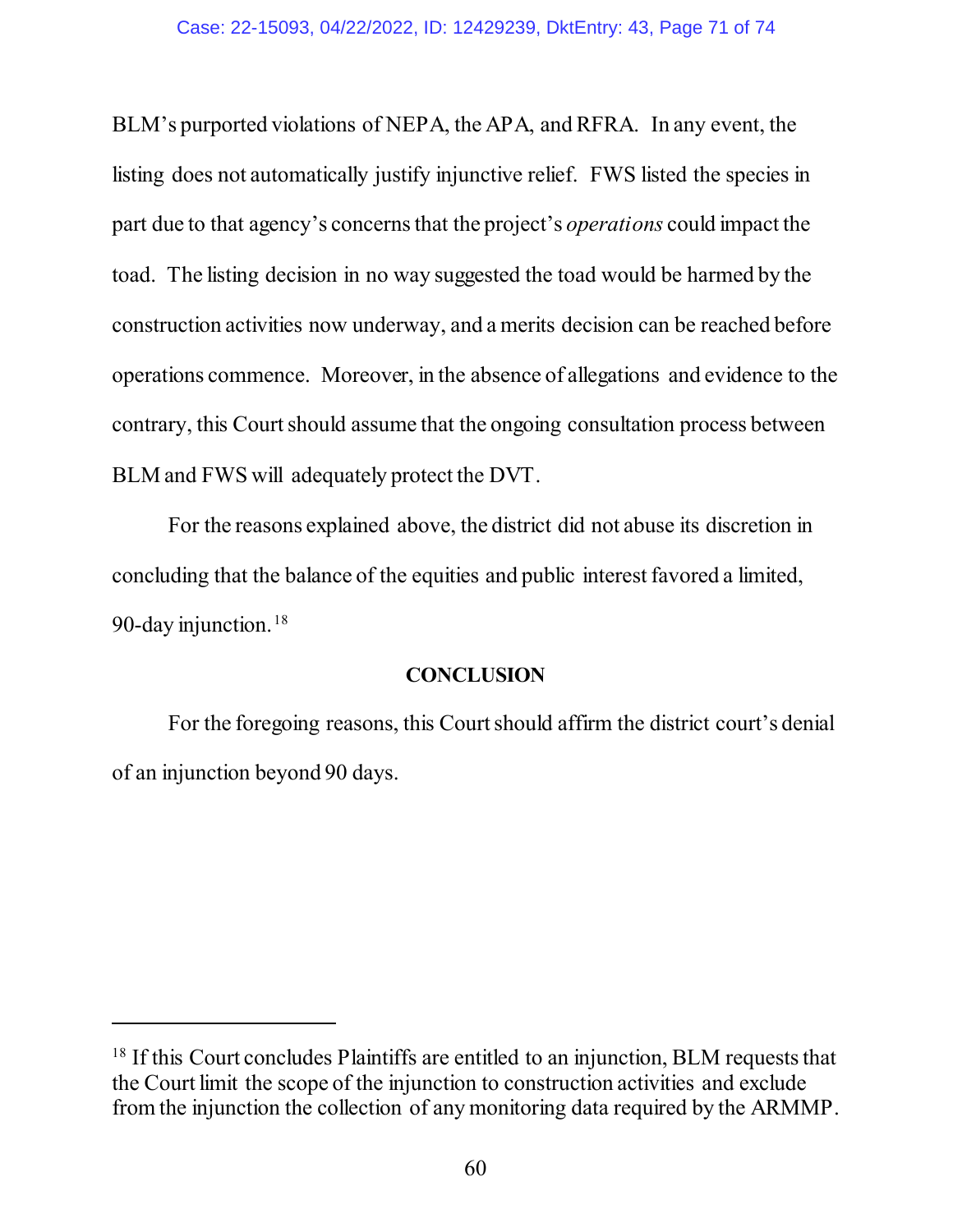BLM's purported violations of NEPA, the APA, and RFRA. In any event, the listing does not automatically justify injunctive relief. FWS listed the species in part due to that agency's concerns that the project's *operations* could impact the toad. The listing decision in no way suggested the toad would be harmed by the construction activities now underway, and a merits decision can be reached before operations commence. Moreover, in the absence of allegations and evidence to the contrary, this Court should assume that the ongoing consultation process between BLM and FWS will adequately protect the DVT.

For the reasons explained above, the district did not abuse its discretion in concluding that the balance of the equities and public interest favored a limited, 90-day injunction.[18]

## CONCLUSION

For the foregoing reasons, this Court should affirm the district court's denial of an injunction beyond 90 days.

---

[18] If this Court concludes Plaintiffs are entitled to an injunction, BLM requests that the Court limit the scope of the injunction to construction activities and exclude from the injunction the collection of any monitoring data required by the ARMMP.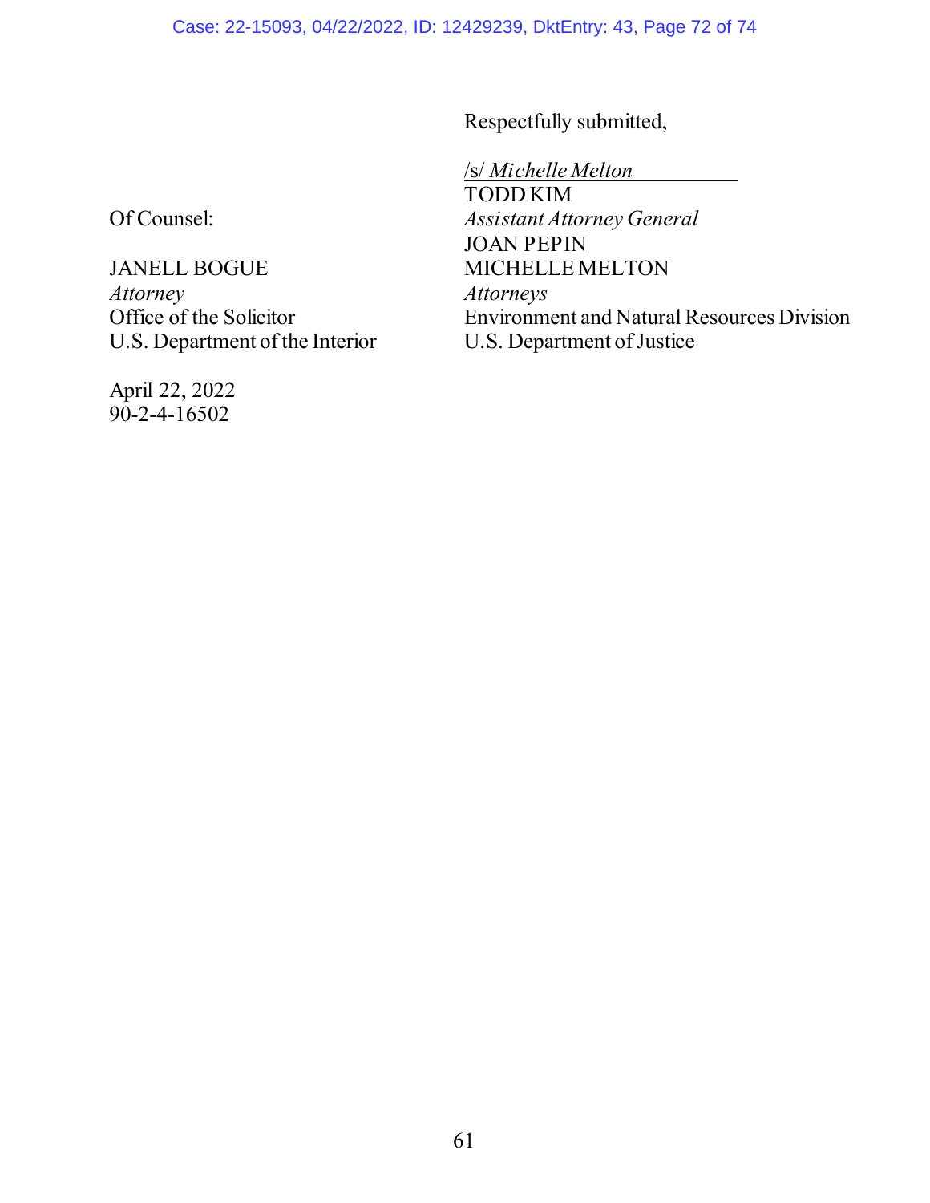Respectfully submitted,

/s/ *Michelle Melton*
TODD KIM
*Assistant Attorney General*
JOAN PEPIN
MICHELLE MELTON
*Attorneys*
Environment and Natural Resources Division
U.S. Department of Justice

Of Counsel:

JANELL BOGUE
*Attorney*
Office of the Solicitor
U.S. Department of the Interior

April 22, 2022
90-2-4-16502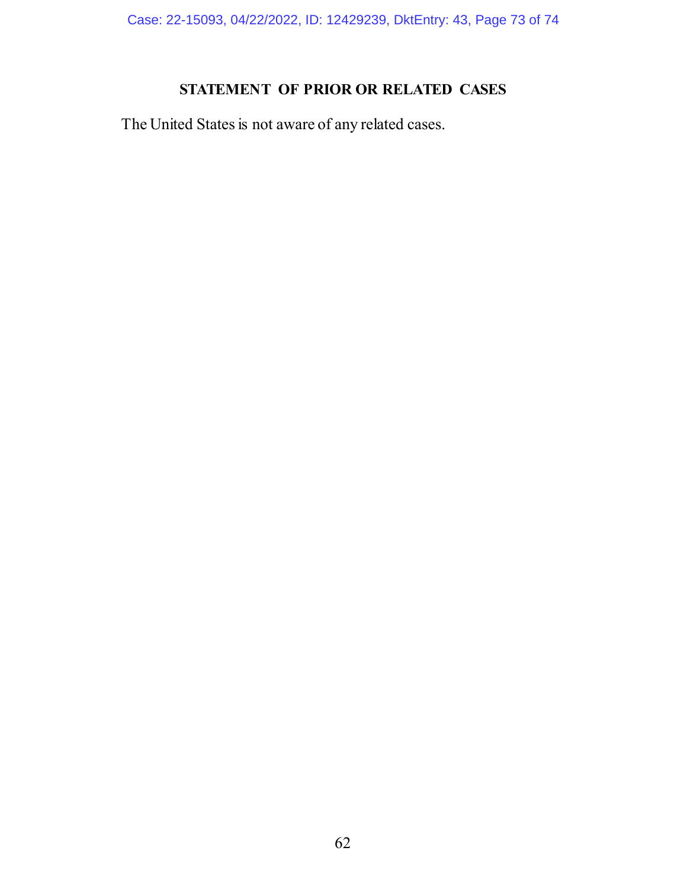## STATEMENT OF PRIOR OR RELATED CASES

The United States is not aware of any related cases.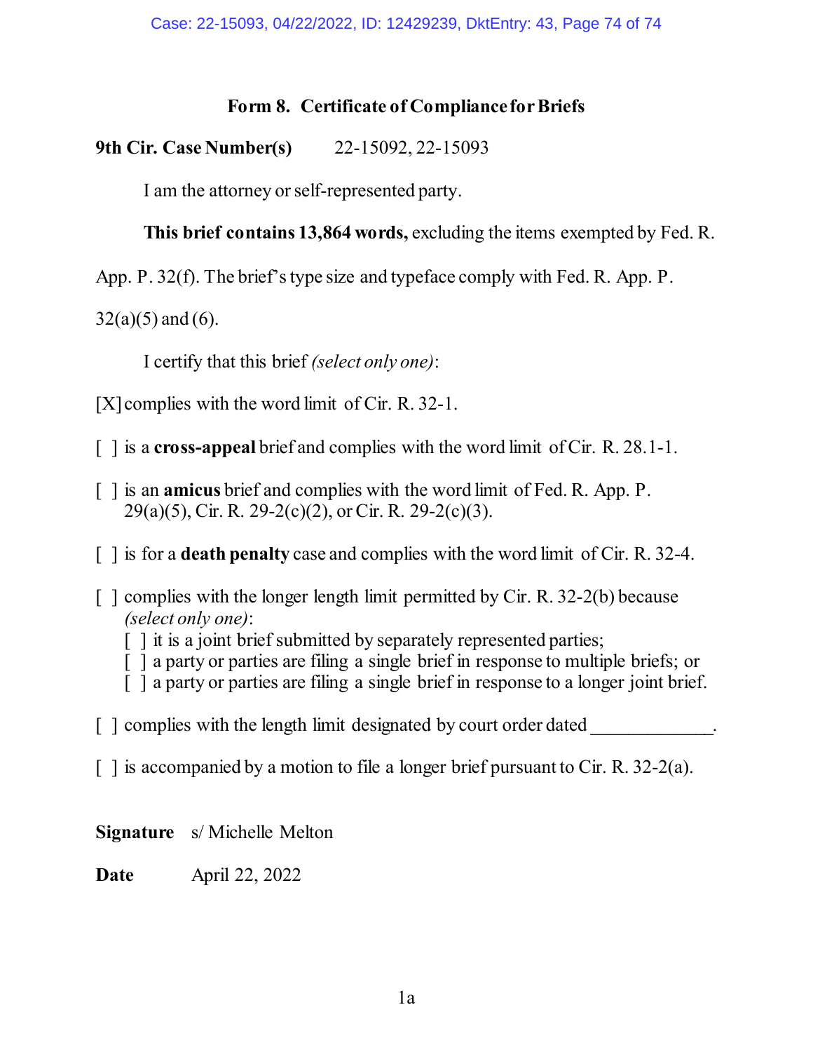## Form 8. Certificate of Compliance for Briefs

**9th Cir. Case Number(s)** 22-15092, 22-15093

I am the attorney or self-represented party.

**This brief contains 13,864 words,** excluding the items exempted by Fed. R. App. P. 32(f). The brief's type size and typeface comply with Fed. R. App. P. 32(a)(5) and (6).

I certify that this brief *(select only one)*:

[X] complies with the word limit of Cir. R. 32-1.

[ ] is a **cross-appeal** brief and complies with the word limit of Cir. R. 28.1-1.

[ ] is an **amicus** brief and complies with the word limit of Fed. R. App. P. 29(a)(5), Cir. R. 29-2(c)(2), or Cir. R. 29-2(c)(3).

[ ] is for a **death penalty** case and complies with the word limit of Cir. R. 32-4.

[ ] complies with the longer length limit permitted by Cir. R. 32-2(b) because *(select only one)*:
  [ ] it is a joint brief submitted by separately represented parties;
  [ ] a party or parties are filing a single brief in response to multiple briefs; or
  [ ] a party or parties are filing a single brief in response to a longer joint brief.

[ ] complies with the length limit designated by court order dated _____________.

[ ] is accompanied by a motion to file a longer brief pursuant to Cir. R. 32-2(a).

**Signature** s/ Michelle Melton

**Date** April 22, 2022